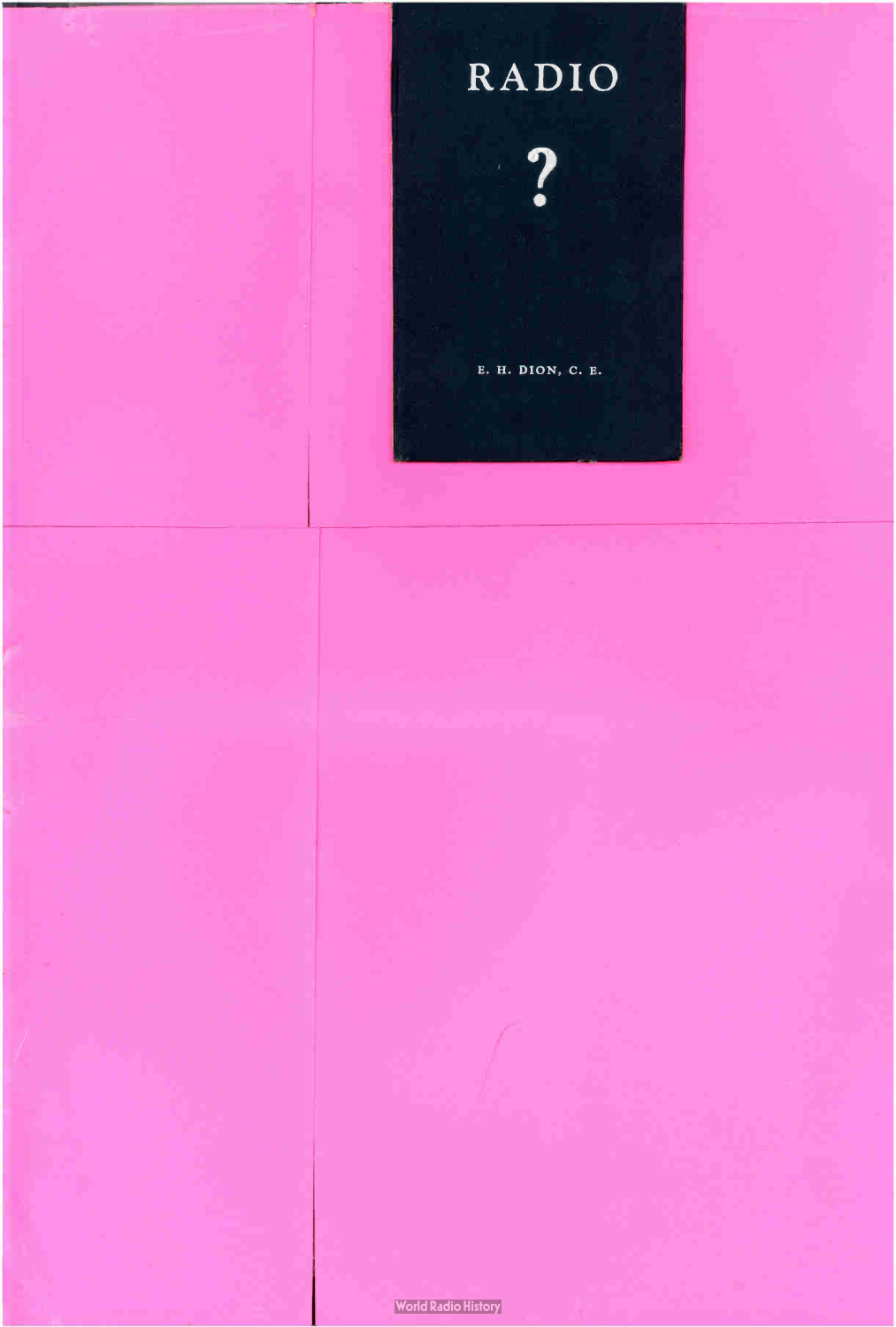# RADIO

?

E. H. DION, C. E.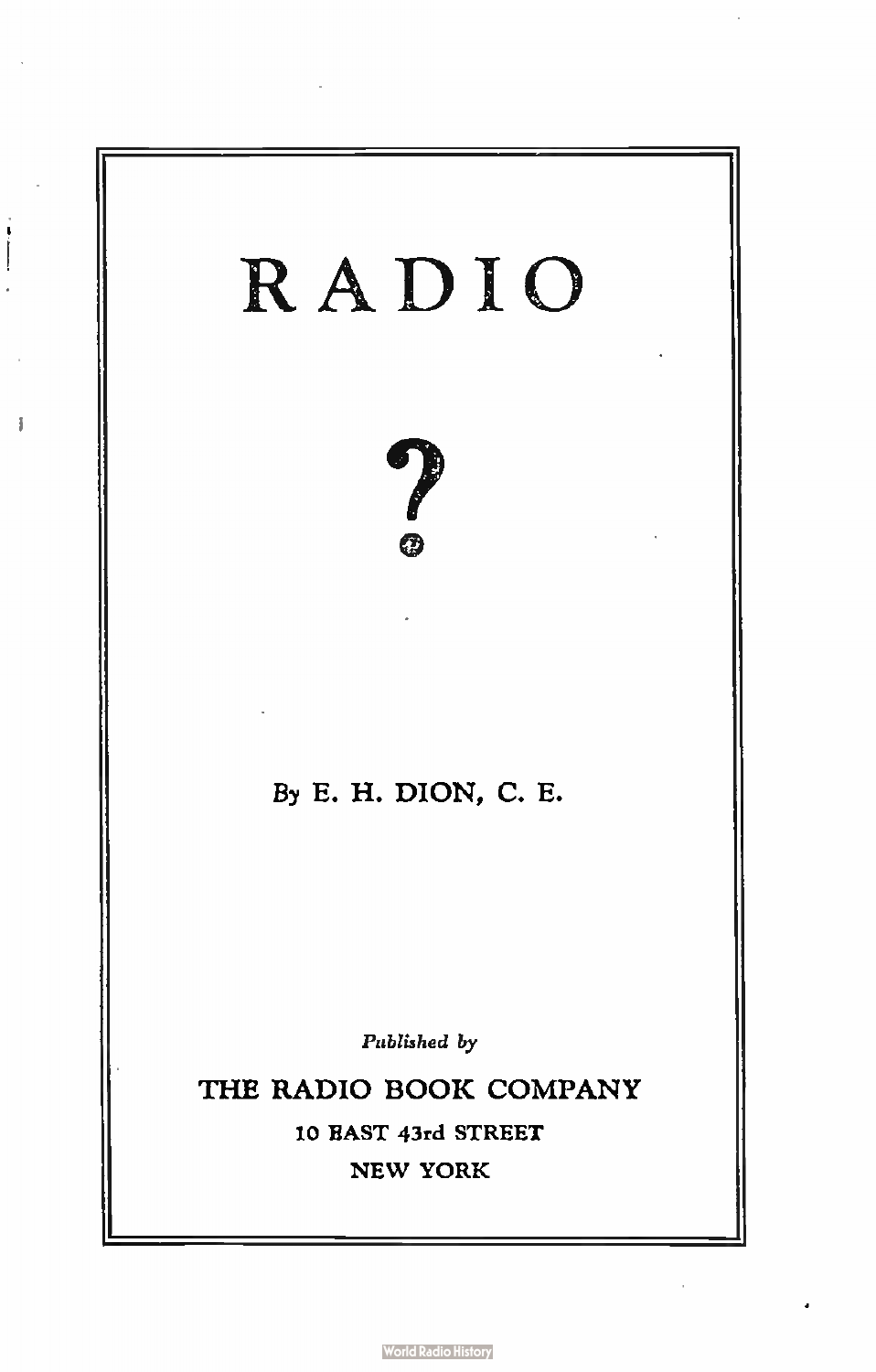# RADIO

# ?

By E. H. DION, C. E.

*Published by*

THE RADIO BOOK COMPANY

10 EAST 43rd STREET

NEW YORK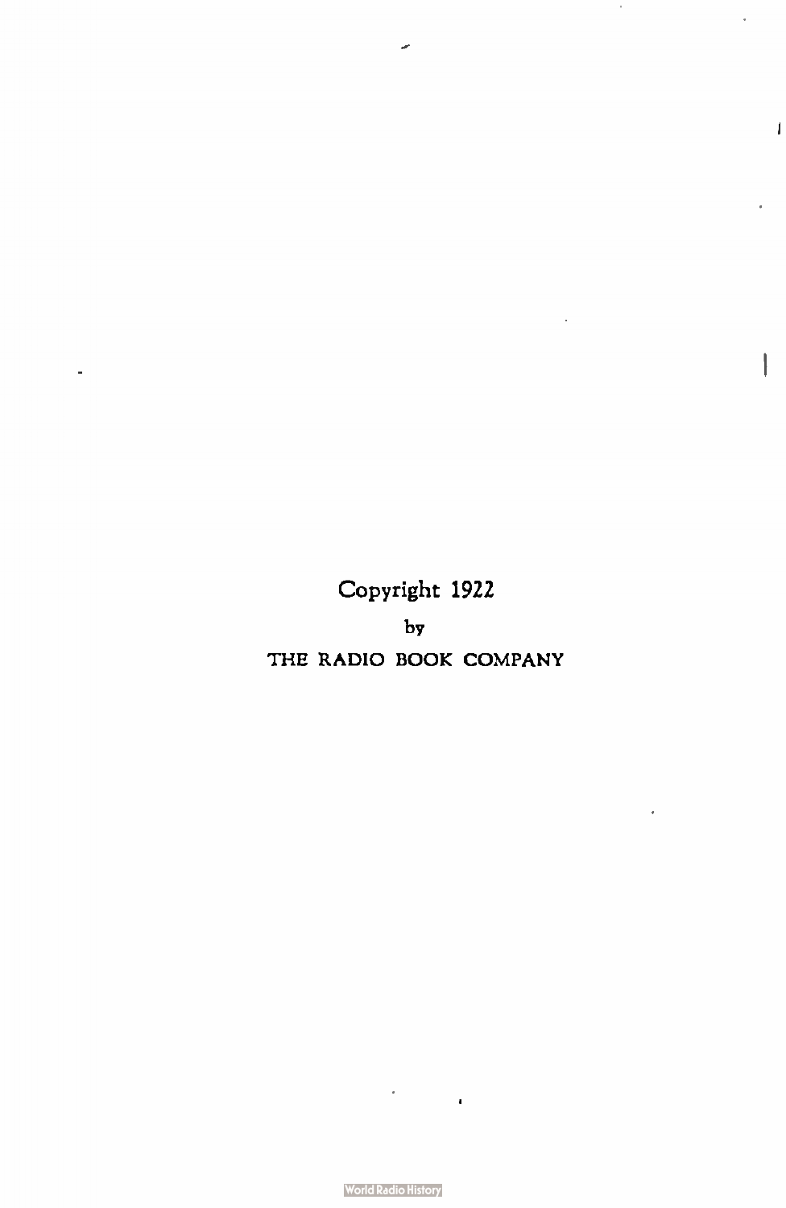Copyright 1922

by

THE RADIO BOOK COMPANY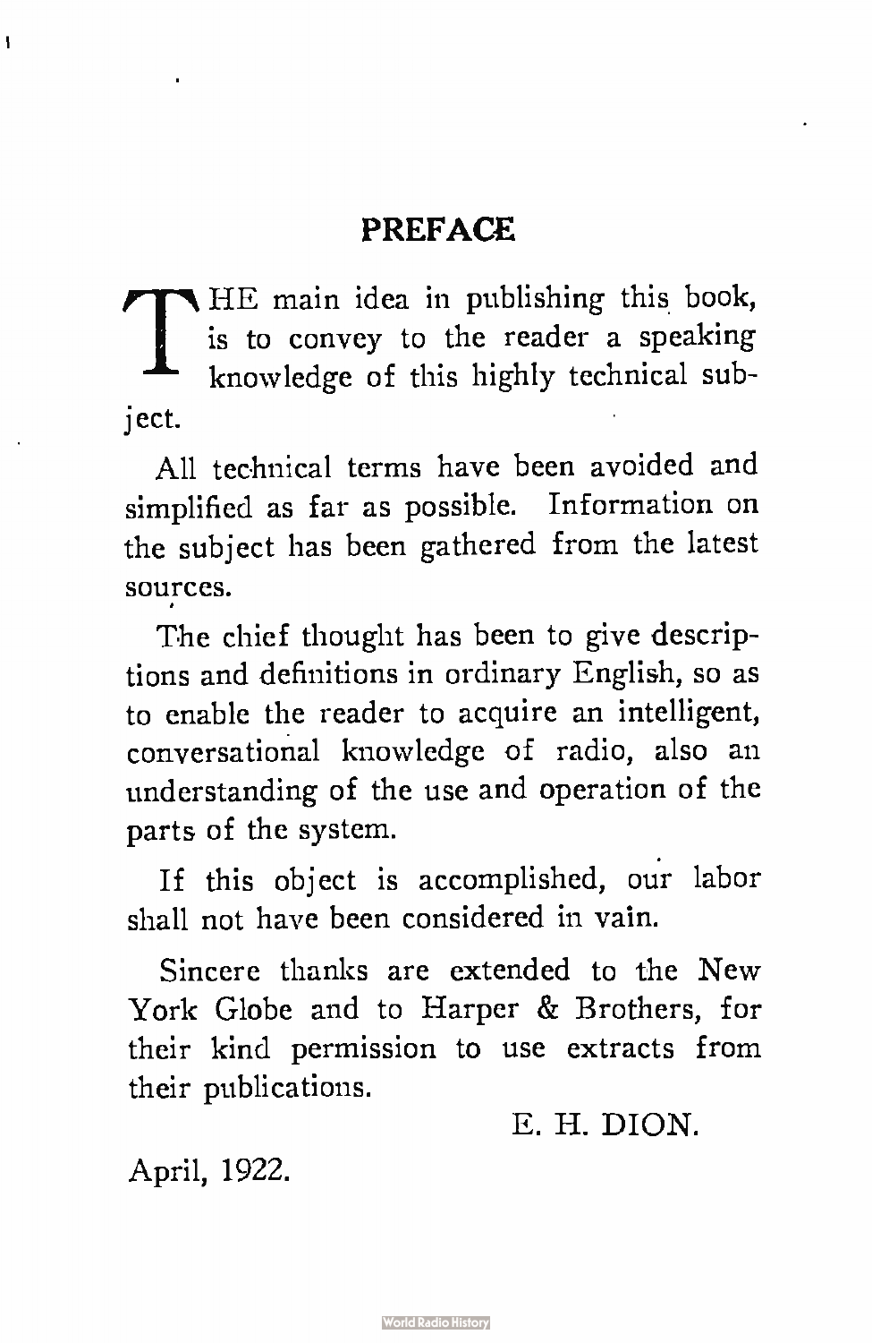## PREFACE

THE main idea in publishing this book, is to convey to the reader a speaking knowledge of this highly technical subject.

All technical terms have been avoided and simplified as far as possible. Information on the subject has been gathered from the latest sources.

The chief thought has been to give descriptions and definitions in ordinary English, so as to enable the reader to acquire an intelligent, conversational knowledge of radio, also an understanding of the use and operation of the parts of the system.

If this object is accomplished, our labor shall not have been considered in vain.

Sincere thanks are extended to the New York Globe and to Harper & Brothers, for their kind permission to use extracts from their publications.

E. H. DION.

April, 1922.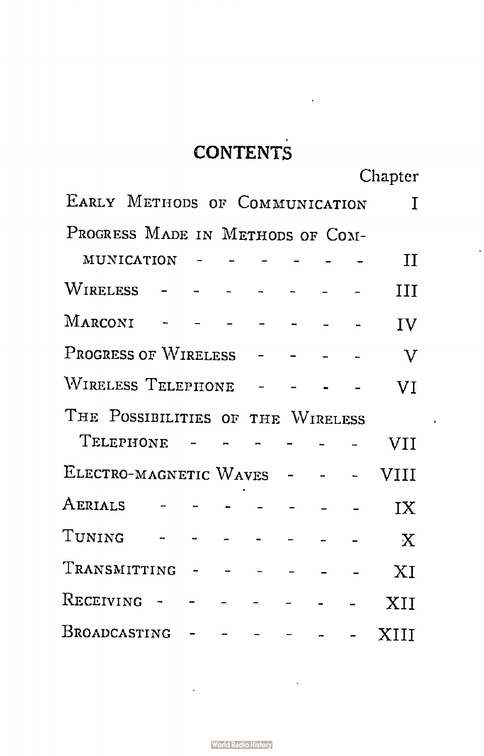# CONTENTS

| | Chapter |
|---|---|
| Early Methods of Communication | I |
| Progress Made in Methods of Communication | II |
| Wireless | III |
| Marconi | IV |
| Progress of Wireless | V |
| Wireless Telephone | VI |
| The Possibilities of the Wireless Telephone | VII |
| Electro-magnetic Waves | VIII |
| Aerials | IX |
| Tuning | X |
| Transmitting | XI |
| Receiving | XII |
| Broadcasting | XIII |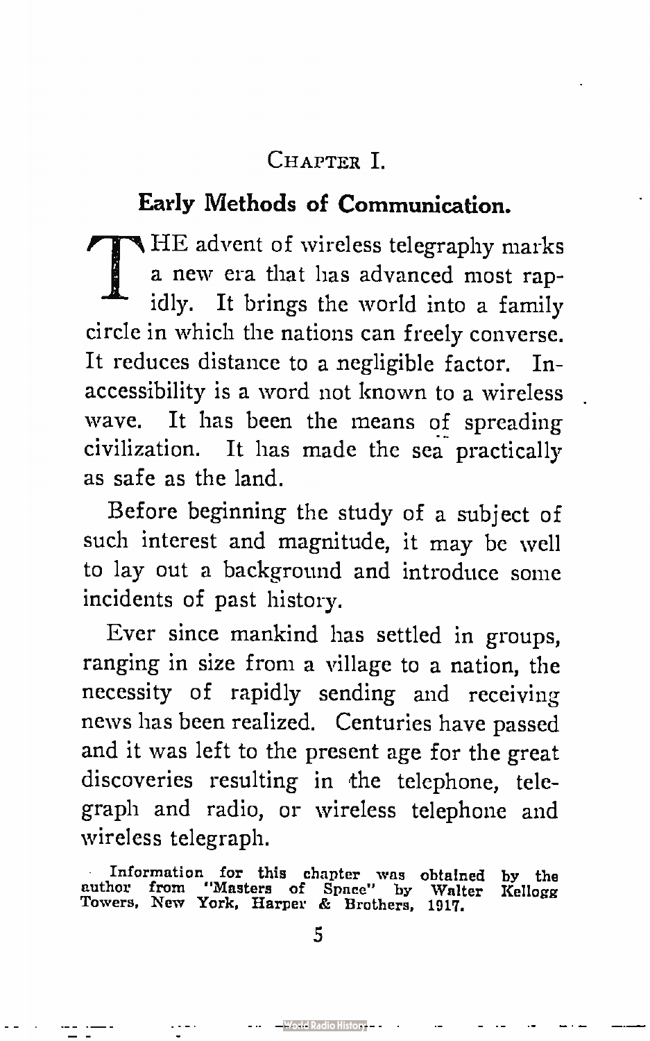## CHAPTER I.

### Early Methods of Communication.

THE advent of wireless telegraphy marks a new era that has advanced most rapidly. It brings the world into a family circle in which the nations can freely converse. It reduces distance to a negligible factor. Inaccessibility is a word not known to a wireless wave. It has been the means of spreading civilization. It has made the sea practically as safe as the land.

Before beginning the study of a subject of such interest and magnitude, it may be well to lay out a background and introduce some incidents of past history.

Ever since mankind has settled in groups, ranging in size from a village to a nation, the necessity of rapidly sending and receiving news has been realized. Centuries have passed and it was left to the present age for the great discoveries resulting in the telephone, telegraph and radio, or wireless telephone and wireless telegraph.

Information for this chapter was obtained by the author from "Masters of Space" by Walter Kellogg Towers, New York, Harper & Brothers, 1917.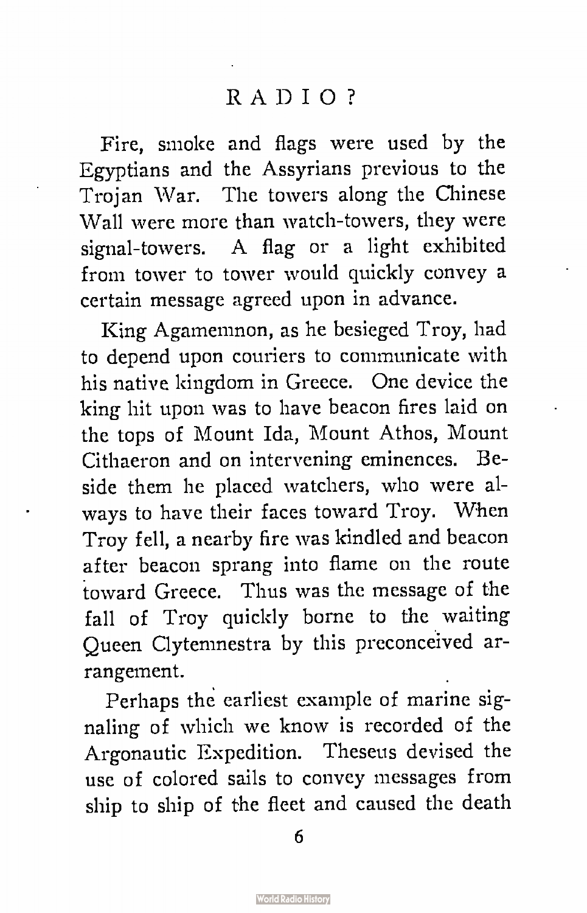Fire, smoke and flags were used by the Egyptians and the Assyrians previous to the Trojan War. The towers along the Chinese Wall were more than watch-towers, they were signal-towers. A flag or a light exhibited from tower to tower would quickly convey a certain message agreed upon in advance.

King Agamemnon, as he besieged Troy, had to depend upon couriers to communicate with his native kingdom in Greece. One device the king hit upon was to have beacon fires laid on the tops of Mount Ida, Mount Athos, Mount Cithaeron and on intervening eminences. Beside them he placed watchers, who were always to have their faces toward Troy. When Troy fell, a nearby fire was kindled and beacon after beacon sprang into flame on the route toward Greece. Thus was the message of the fall of Troy quickly borne to the waiting Queen Clytemnestra by this preconceived arrangement.

Perhaps the earliest example of marine signaling of which we know is recorded of the Argonautic Expedition. Theseus devised the use of colored sails to convey messages from ship to ship of the fleet and caused the death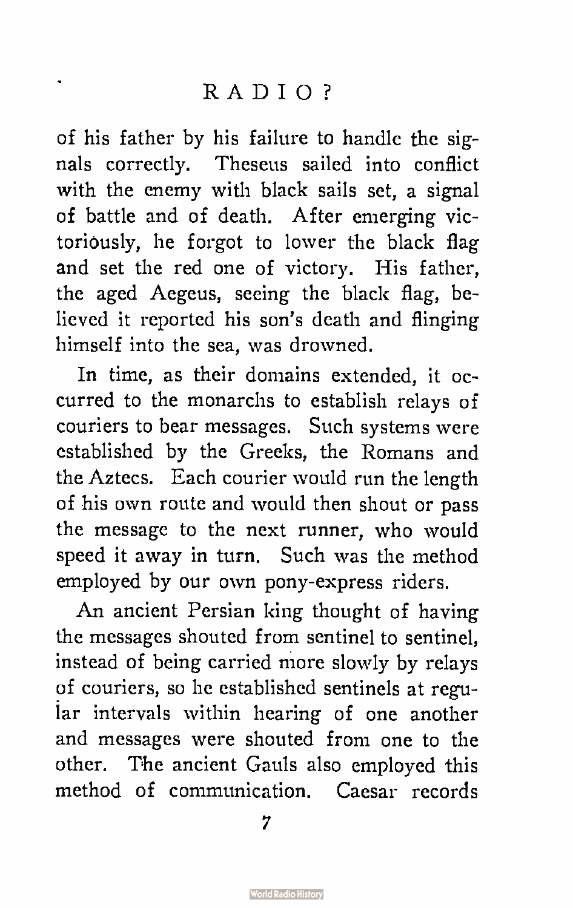of his father by his failure to handle the signals correctly. Theseus sailed into conflict with the enemy with black sails set, a signal of battle and of death. After emerging victoriously, he forgot to lower the black flag and set the red one of victory. His father, the aged Aegeus, seeing the black flag, believed it reported his son's death and flinging himself into the sea, was drowned.

In time, as their domains extended, it occurred to the monarchs to establish relays of couriers to bear messages. Such systems were established by the Greeks, the Romans and the Aztecs. Each courier would run the length of his own route and would then shout or pass the message to the next runner, who would speed it away in turn. Such was the method employed by our own pony-express riders.

An ancient Persian king thought of having the messages shouted from sentinel to sentinel, instead of being carried more slowly by relays of couriers, so he established sentinels at regular intervals within hearing of one another and messages were shouted from one to the other. The ancient Gauls also employed this method of communication. Caesar records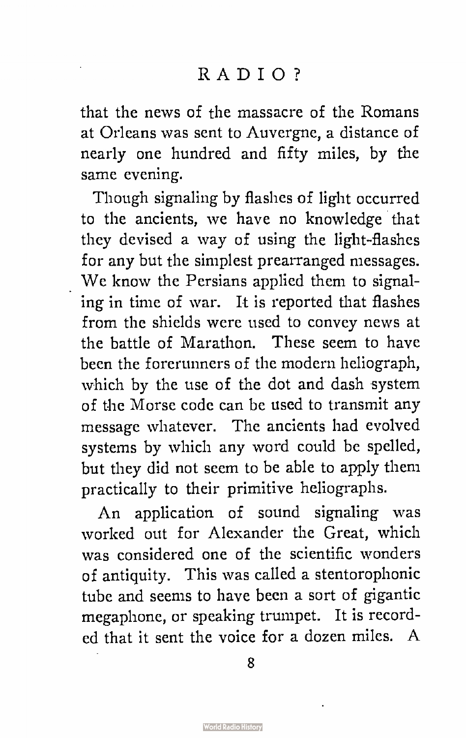that the news of the massacre of the Romans at Orleans was sent to Auvergne, a distance of nearly one hundred and fifty miles, by the same evening.

Though signaling by flashes of light occurred to the ancients, we have no knowledge that they devised a way of using the light-flashes for any but the simplest prearranged messages. We know the Persians applied them to signaling in time of war. It is reported that flashes from the shields were used to convey news at the battle of Marathon. These seem to have been the forerunners of the modern heliograph, which by the use of the dot and dash system of the Morse code can be used to transmit any message whatever. The ancients had evolved systems by which any word could be spelled, but they did not seem to be able to apply them practically to their primitive heliographs.

An application of sound signaling was worked out for Alexander the Great, which was considered one of the scientific wonders of antiquity. This was called a stentorophonic tube and seems to have been a sort of gigantic megaphone, or speaking trumpet. It is recorded that it sent the voice for a dozen miles. A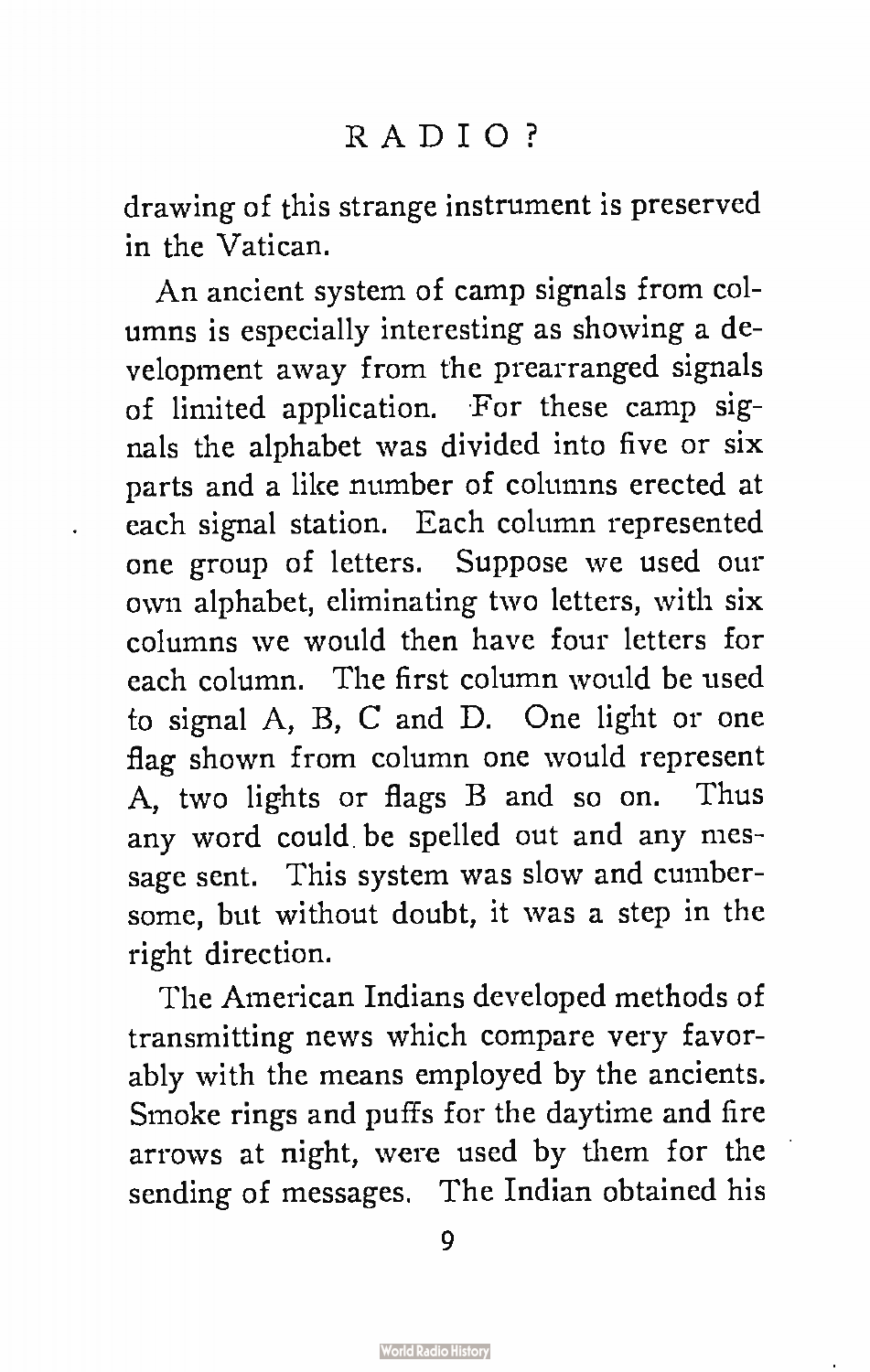drawing of this strange instrument is preserved in the Vatican.

An ancient system of camp signals from columns is especially interesting as showing a development away from the prearranged signals of limited application. For these camp signals the alphabet was divided into five or six parts and a like number of columns erected at each signal station. Each column represented one group of letters. Suppose we used our own alphabet, eliminating two letters, with six columns we would then have four letters for each column. The first column would be used to signal A, B, C and D. One light or one flag shown from column one would represent A, two lights or flags B and so on. Thus any word could be spelled out and any message sent. This system was slow and cumbersome, but without doubt, it was a step in the right direction.

The American Indians developed methods of transmitting news which compare very favorably with the means employed by the ancients. Smoke rings and puffs for the daytime and fire arrows at night, were used by them for the sending of messages. The Indian obtained his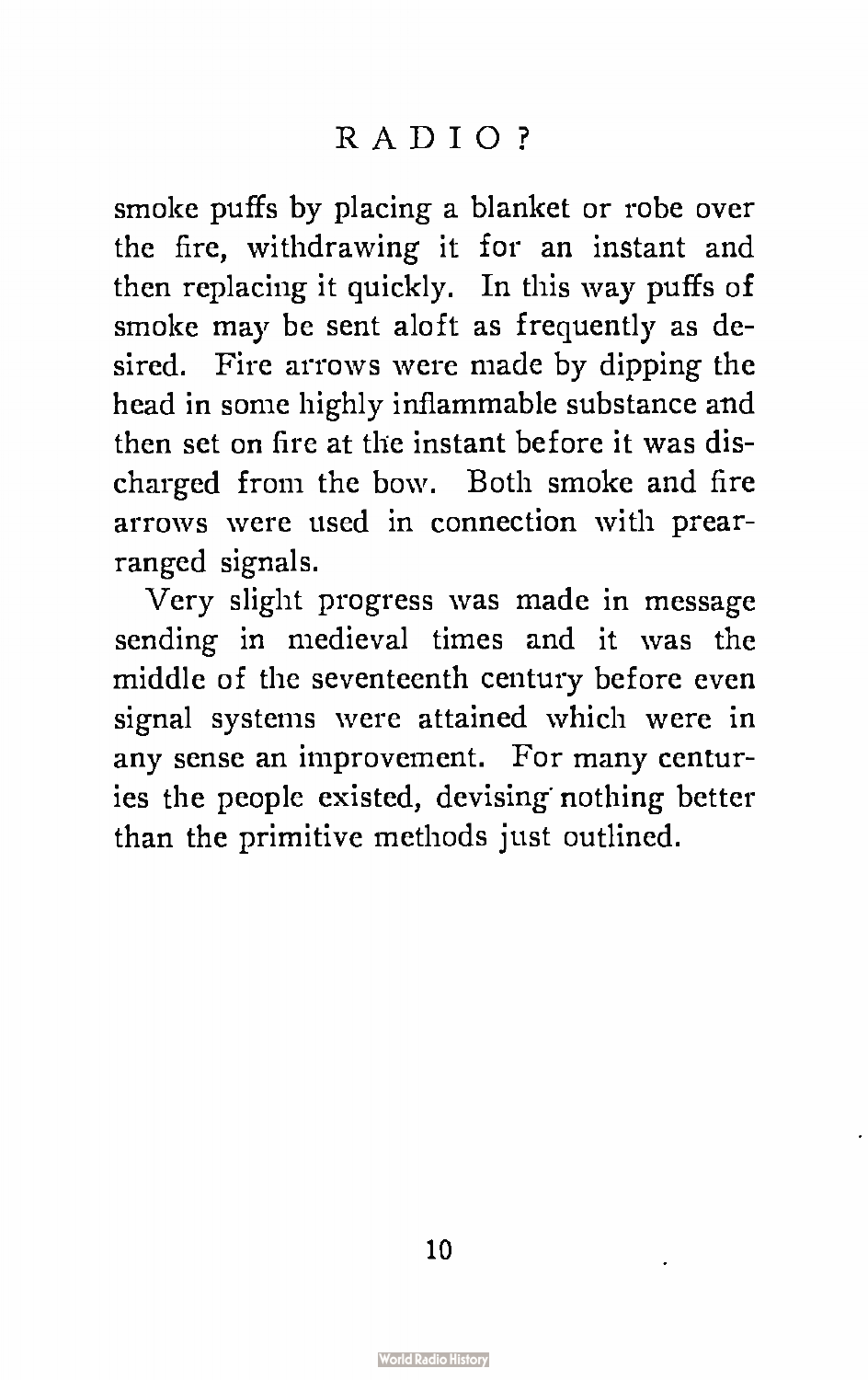smoke puffs by placing a blanket or robe over the fire, withdrawing it for an instant and then replacing it quickly. In this way puffs of smoke may be sent aloft as frequently as desired. Fire arrows were made by dipping the head in some highly inflammable substance and then set on fire at the instant before it was discharged from the bow. Both smoke and fire arrows were used in connection with prearranged signals.

Very slight progress was made in message sending in medieval times and it was the middle of the seventeenth century before even signal systems were attained which were in any sense an improvement. For many centuries the people existed, devising nothing better than the primitive methods just outlined.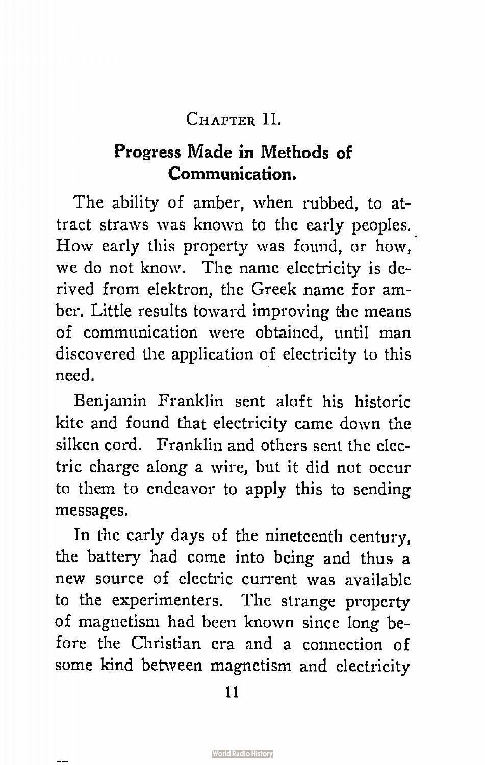## Chapter II.

### Progress Made in Methods of Communication.

The ability of amber, when rubbed, to attract straws was known to the early peoples. How early this property was found, or how, we do not know. The name electricity is derived from elektron, the Greek name for amber. Little results toward improving the means of communication were obtained, until man discovered the application of electricity to this need.

Benjamin Franklin sent aloft his historic kite and found that electricity came down the silken cord. Franklin and others sent the electric charge along a wire, but it did not occur to them to endeavor to apply this to sending messages.

In the early days of the nineteenth century, the battery had come into being and thus a new source of electric current was available to the experimenters. The strange property of magnetism had been known since long before the Christian era and a connection of some kind between magnetism and electricity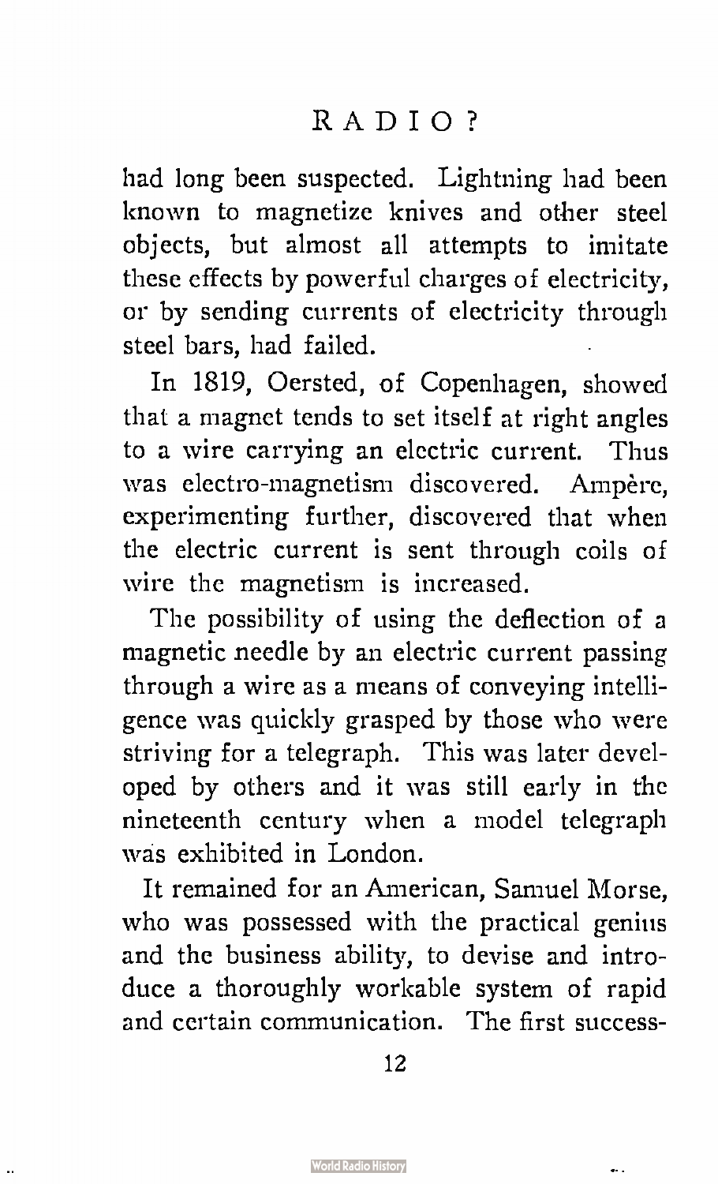had long been suspected. Lightning had been known to magnetize knives and other steel objects, but almost all attempts to imitate these effects by powerful charges of electricity, or by sending currents of electricity through steel bars, had failed.

In 1819, Oersted, of Copenhagen, showed that a magnet tends to set itself at right angles to a wire carrying an electric current. Thus was electro-magnetism discovered. Ampère, experimenting further, discovered that when the electric current is sent through coils of wire the magnetism is increased.

The possibility of using the deflection of a magnetic needle by an electric current passing through a wire as a means of conveying intelligence was quickly grasped by those who were striving for a telegraph. This was later developed by others and it was still early in the nineteenth century when a model telegraph was exhibited in London.

It remained for an American, Samuel Morse, who was possessed with the practical genius and the business ability, to devise and introduce a thoroughly workable system of rapid and certain communication. The first success-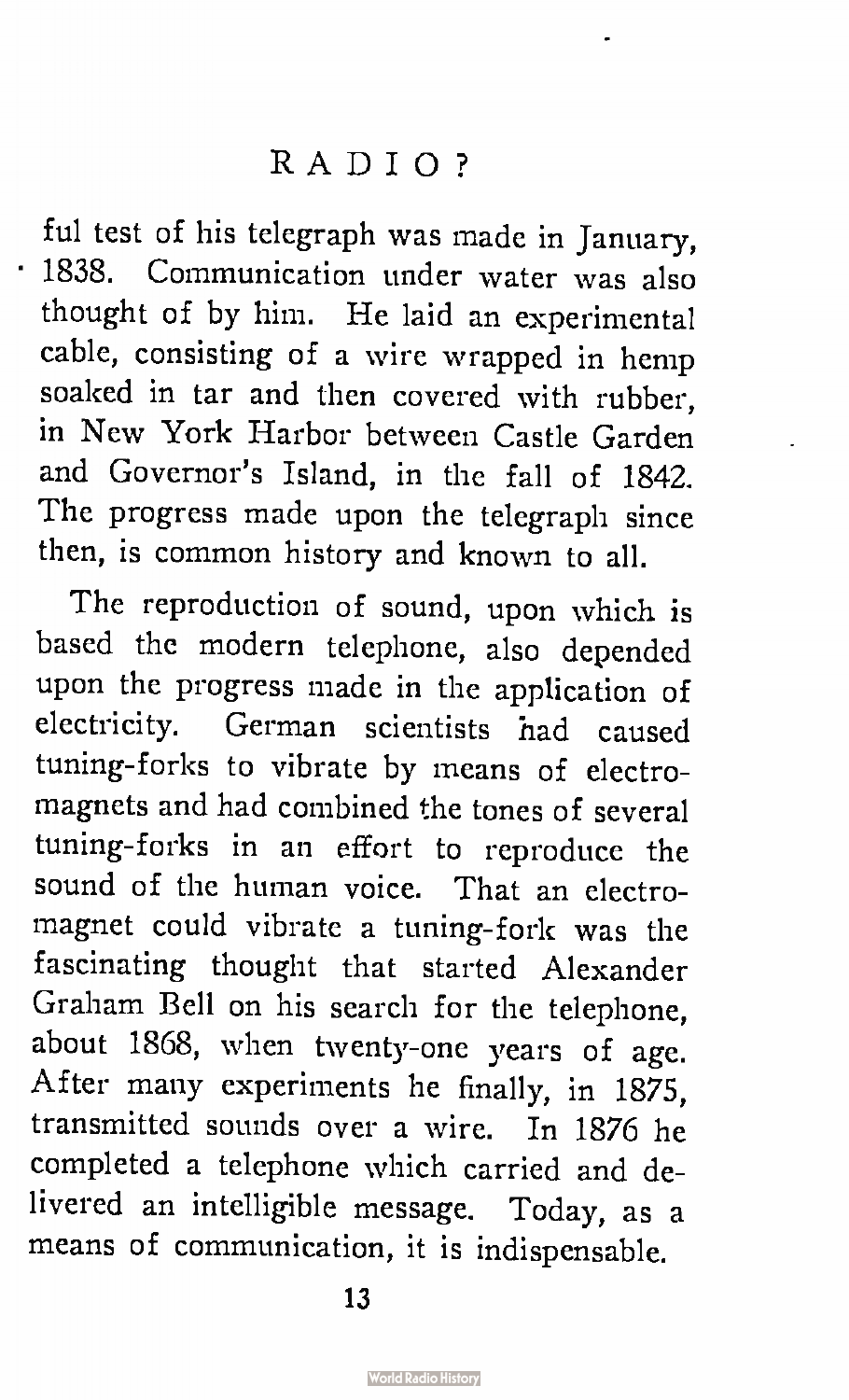ful test of his telegraph was made in January, 1838. Communication under water was also thought of by him. He laid an experimental cable, consisting of a wire wrapped in hemp soaked in tar and then covered with rubber, in New York Harbor between Castle Garden and Governor's Island, in the fall of 1842. The progress made upon the telegraph since then, is common history and known to all.

The reproduction of sound, upon which is based the modern telephone, also depended upon the progress made in the application of electricity. German scientists had caused tuning-forks to vibrate by means of electro-magnets and had combined the tones of several tuning-forks in an effort to reproduce the sound of the human voice. That an electro-magnet could vibrate a tuning-fork was the fascinating thought that started Alexander Graham Bell on his search for the telephone, about 1868, when twenty-one years of age. After many experiments he finally, in 1875, transmitted sounds over a wire. In 1876 he completed a telephone which carried and delivered an intelligible message. Today, as a means of communication, it is indispensable.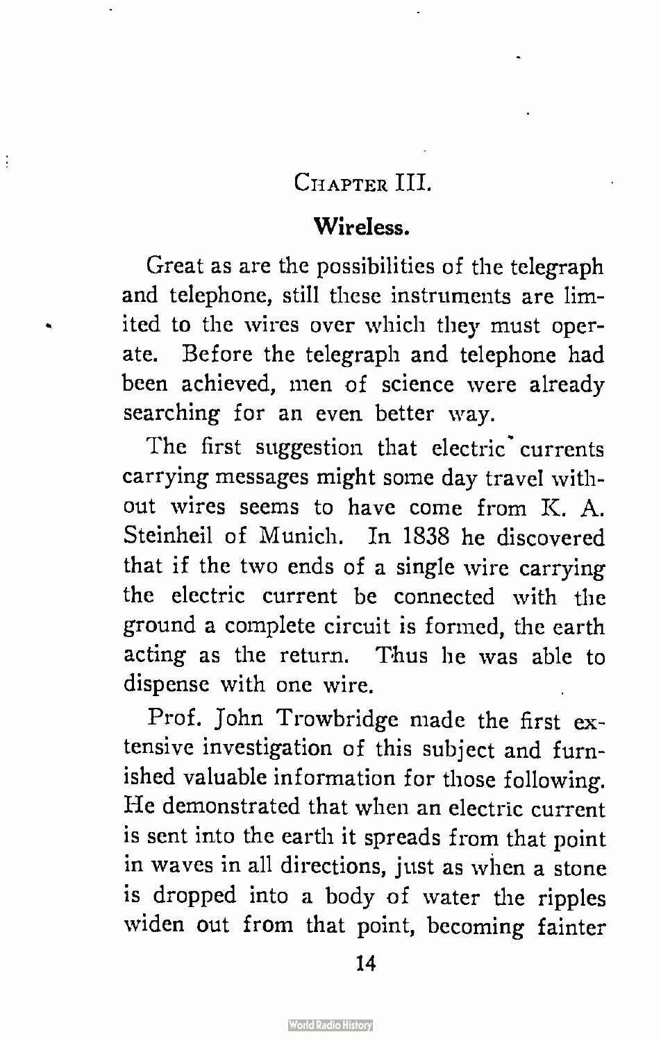## Chapter III.

### Wireless.

Great as are the possibilities of the telegraph and telephone, still these instruments are limited to the wires over which they must operate. Before the telegraph and telephone had been achieved, men of science were already searching for an even better way.

The first suggestion that electric currents carrying messages might some day travel without wires seems to have come from K. A. Steinheil of Munich. In 1838 he discovered that if the two ends of a single wire carrying the electric current be connected with the ground a complete circuit is formed, the earth acting as the return. Thus he was able to dispense with one wire.

Prof. John Trowbridge made the first extensive investigation of this subject and furnished valuable information for those following. He demonstrated that when an electric current is sent into the earth it spreads from that point in waves in all directions, just as when a stone is dropped into a body of water the ripples widen out from that point, becoming fainter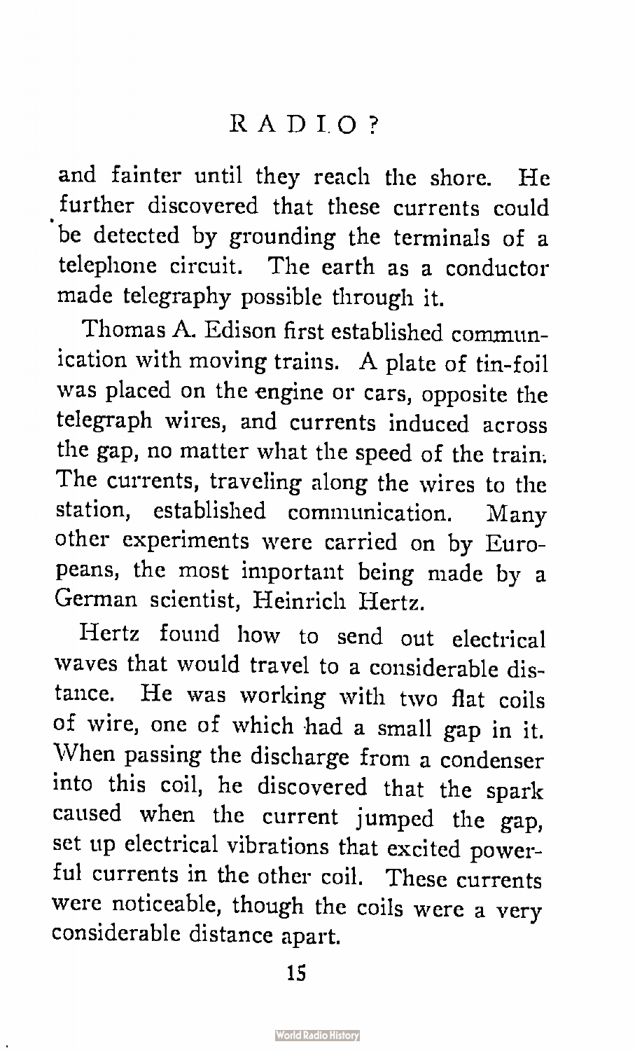and fainter until they reach the shore. He further discovered that these currents could be detected by grounding the terminals of a telephone circuit. The earth as a conductor made telegraphy possible through it.

Thomas A. Edison first established communication with moving trains. A plate of tin-foil was placed on the engine or cars, opposite the telegraph wires, and currents induced across the gap, no matter what the speed of the train. The currents, traveling along the wires to the station, established communication. Many other experiments were carried on by Europeans, the most important being made by a German scientist, Heinrich Hertz.

Hertz found how to send out electrical waves that would travel to a considerable distance. He was working with two flat coils of wire, one of which had a small gap in it. When passing the discharge from a condenser into this coil, he discovered that the spark caused when the current jumped the gap, set up electrical vibrations that excited powerful currents in the other coil. These currents were noticeable, though the coils were a very considerable distance apart.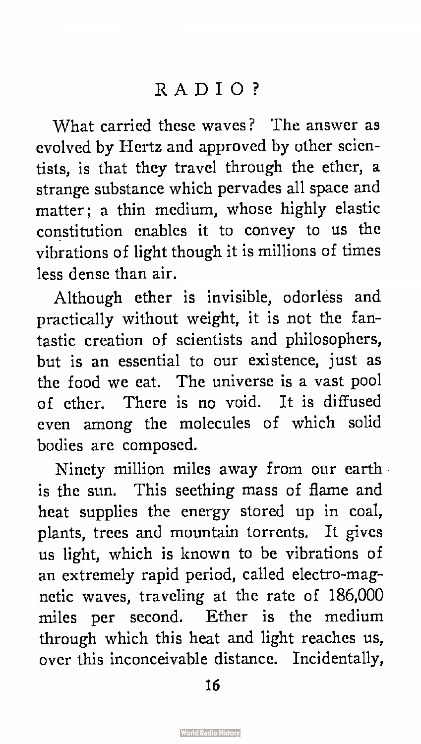What carried these waves? The answer as evolved by Hertz and approved by other scientists, is that they travel through the ether, a strange substance which pervades all space and matter; a thin medium, whose highly elastic constitution enables it to convey to us the vibrations of light though it is millions of times less dense than air.

Although ether is invisible, odorless and practically without weight, it is not the fantastic creation of scientists and philosophers, but is an essential to our existence, just as the food we eat. The universe is a vast pool of ether. There is no void. It is diffused even among the molecules of which solid bodies are composed.

Ninety million miles away from our earth is the sun. This seething mass of flame and heat supplies the energy stored up in coal, plants, trees and mountain torrents. It gives us light, which is known to be vibrations of an extremely rapid period, called electro-magnetic waves, traveling at the rate of 186,000 miles per second. Ether is the medium through which this heat and light reaches us, over this inconceivable distance. Incidentally,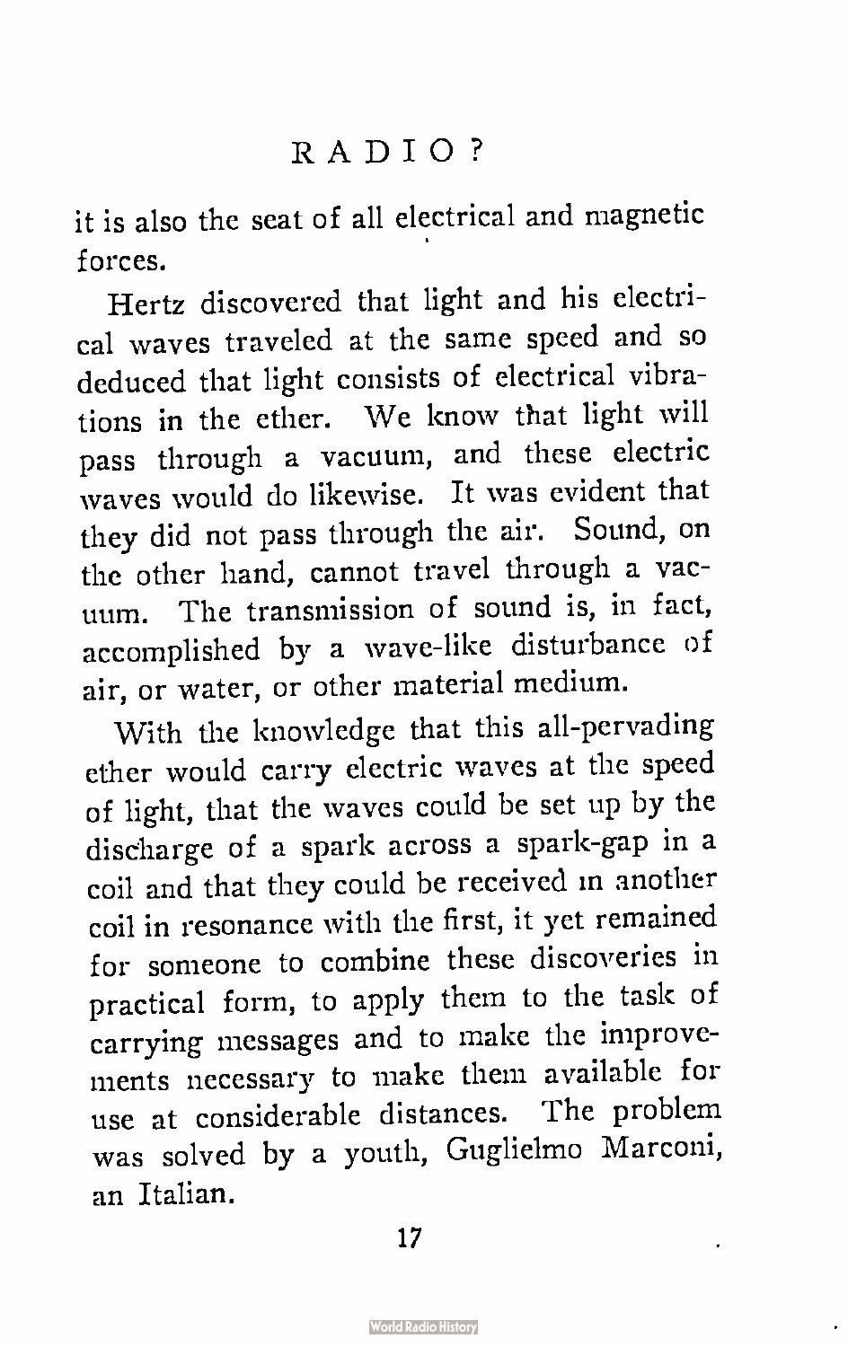it is also the seat of all electrical and magnetic forces.

Hertz discovered that light and his electrical waves traveled at the same speed and so deduced that light consists of electrical vibrations in the ether. We know that light will pass through a vacuum, and these electric waves would do likewise. It was evident that they did not pass through the air. Sound, on the other hand, cannot travel through a vacuum. The transmission of sound is, in fact, accomplished by a wave-like disturbance of air, or water, or other material medium.

With the knowledge that this all-pervading ether would carry electric waves at the speed of light, that the waves could be set up by the discharge of a spark across a spark-gap in a coil and that they could be received in another coil in resonance with the first, it yet remained for someone to combine these discoveries in practical form, to apply them to the task of carrying messages and to make the improvements necessary to make them available for use at considerable distances. The problem was solved by a youth, Guglielmo Marconi, an Italian.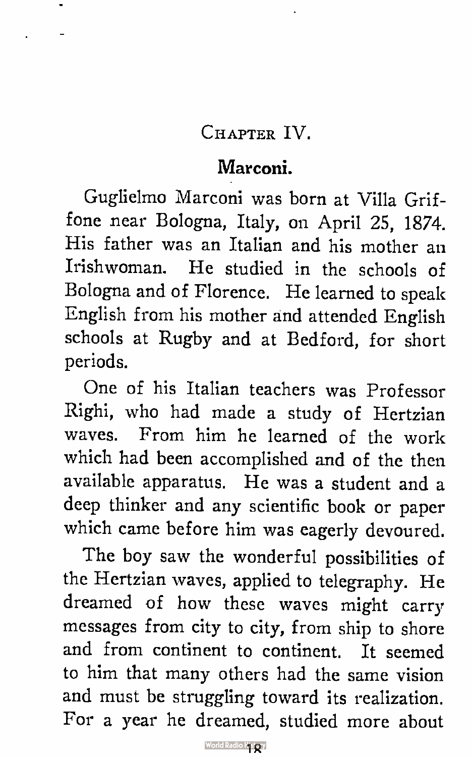## CHAPTER IV.

### Marconi.

Guglielmo Marconi was born at Villa Griffone near Bologna, Italy, on April 25, 1874. His father was an Italian and his mother an Irishwoman. He studied in the schools of Bologna and of Florence. He learned to speak English from his mother and attended English schools at Rugby and at Bedford, for short periods.

One of his Italian teachers was Professor Righi, who had made a study of Hertzian waves. From him he learned of the work which had been accomplished and of the then available apparatus. He was a student and a deep thinker and any scientific book or paper which came before him was eagerly devoured.

The boy saw the wonderful possibilities of the Hertzian waves, applied to telegraphy. He dreamed of how these waves might carry messages from city to city, from ship to shore and from continent to continent. It seemed to him that many others had the same vision and must be struggling toward its realization. For a year he dreamed, studied more about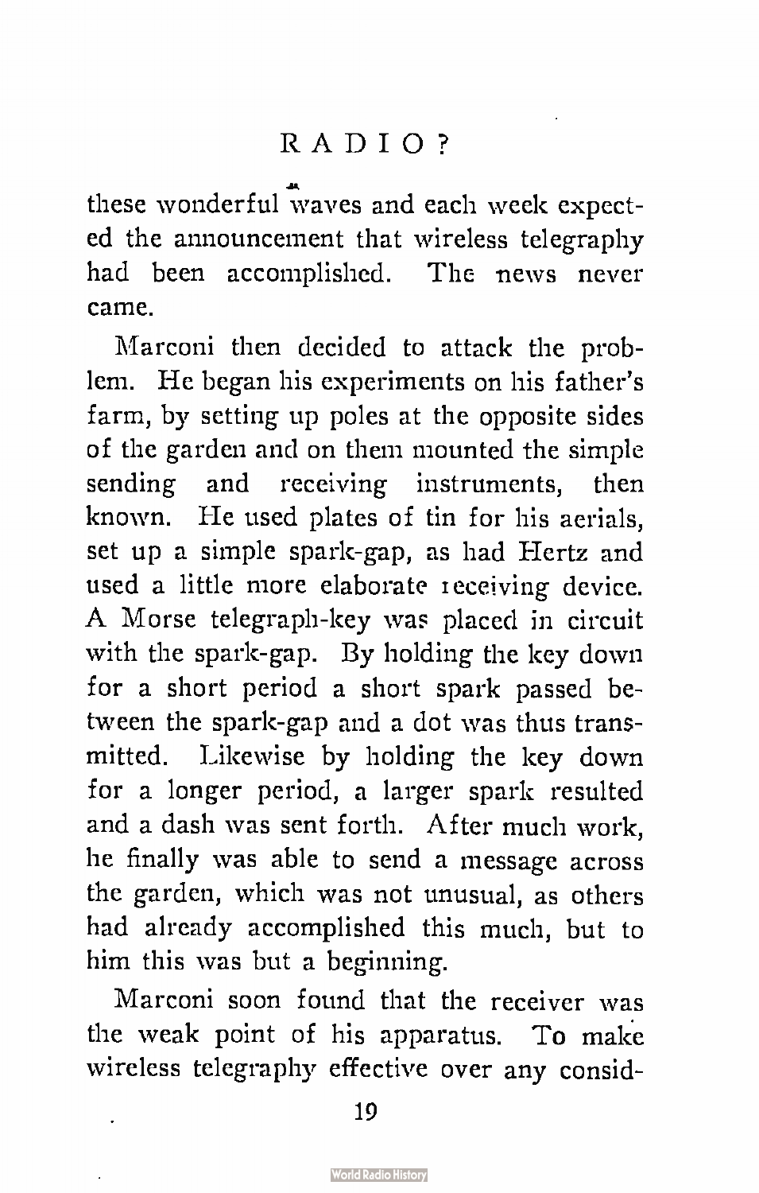these wonderful waves and each week expected the announcement that wireless telegraphy had been accomplished. The news never came.

Marconi then decided to attack the problem. He began his experiments on his father's farm, by setting up poles at the opposite sides of the garden and on them mounted the simple sending and receiving instruments, then known. He used plates of tin for his aerials, set up a simple spark-gap, as had Hertz and used a little more elaborate receiving device. A Morse telegraph-key was placed in circuit with the spark-gap. By holding the key down for a short period a short spark passed between the spark-gap and a dot was thus transmitted. Likewise by holding the key down for a longer period, a larger spark resulted and a dash was sent forth. After much work, he finally was able to send a message across the garden, which was not unusual, as others had already accomplished this much, but to him this was but a beginning.

Marconi soon found that the receiver was the weak point of his apparatus. To make wireless telegraphy effective over any consid-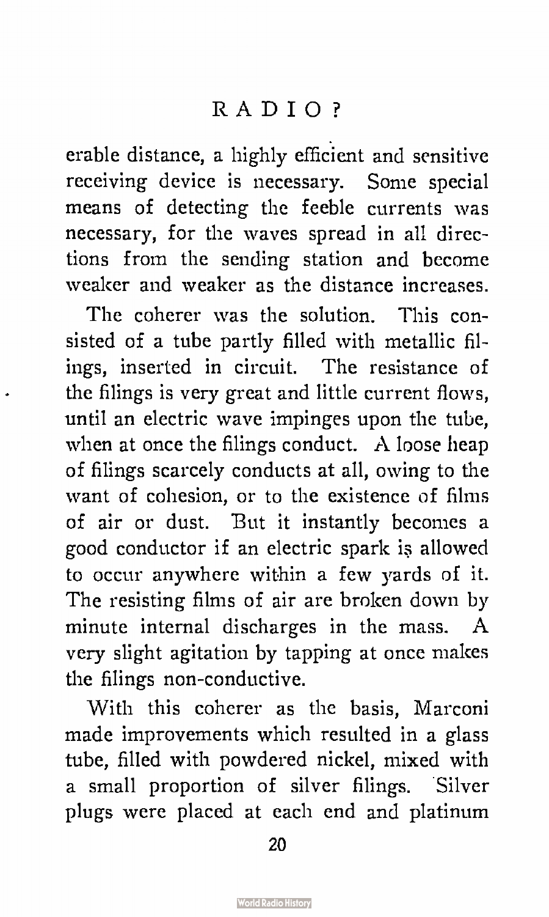erable distance, a highly efficient and sensitive receiving device is necessary. Some special means of detecting the feeble currents was necessary, for the waves spread in all directions from the sending station and become weaker and weaker as the distance increases.

The coherer was the solution. This consisted of a tube partly filled with metallic filings, inserted in circuit. The resistance of the filings is very great and little current flows, until an electric wave impinges upon the tube, when at once the filings conduct. A loose heap of filings scarcely conducts at all, owing to the want of cohesion, or to the existence of films of air or dust. But it instantly becomes a good conductor if an electric spark is allowed to occur anywhere within a few yards of it. The resisting films of air are broken down by minute internal discharges in the mass. A very slight agitation by tapping at once makes the filings non-conductive.

With this coherer as the basis, Marconi made improvements which resulted in a glass tube, filled with powdered nickel, mixed with a small proportion of silver filings. Silver plugs were placed at each end and platinum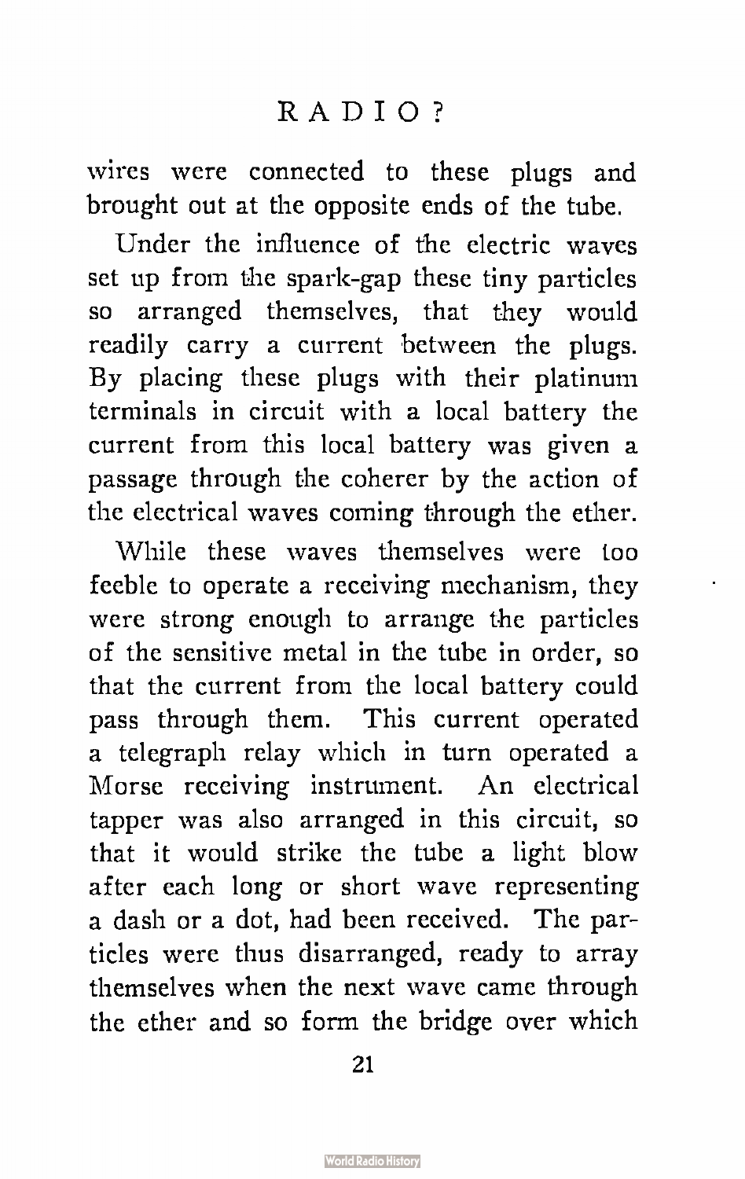wires were connected to these plugs and brought out at the opposite ends of the tube.

Under the influence of the electric waves set up from the spark-gap these tiny particles so arranged themselves, that they would readily carry a current between the plugs. By placing these plugs with their platinum terminals in circuit with a local battery the current from this local battery was given a passage through the coherer by the action of the electrical waves coming through the ether.

While these waves themselves were too feeble to operate a receiving mechanism, they were strong enough to arrange the particles of the sensitive metal in the tube in order, so that the current from the local battery could pass through them. This current operated a telegraph relay which in turn operated a Morse receiving instrument. An electrical tapper was also arranged in this circuit, so that it would strike the tube a light blow after each long or short wave representing a dash or a dot, had been received. The particles were thus disarranged, ready to array themselves when the next wave came through the ether and so form the bridge over which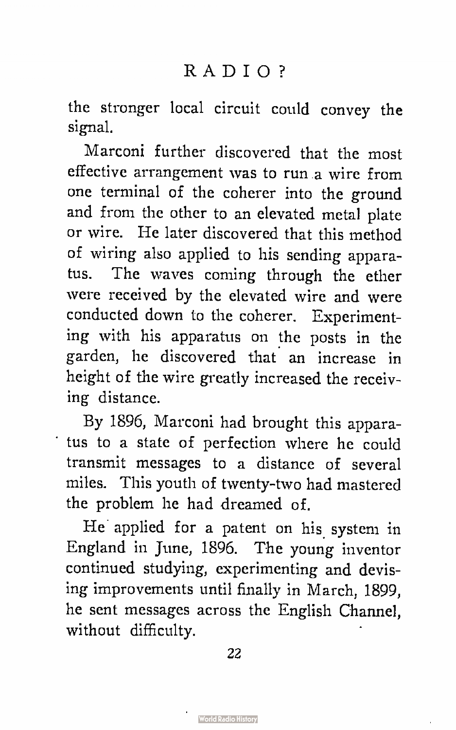the stronger local circuit could convey the signal.

Marconi further discovered that the most effective arrangement was to run a wire from one terminal of the coherer into the ground and from the other to an elevated metal plate or wire. He later discovered that this method of wiring also applied to his sending apparatus. The waves coming through the ether were received by the elevated wire and were conducted down to the coherer. Experimenting with his apparatus on the posts in the garden, he discovered that an increase in height of the wire greatly increased the receiving distance.

By 1896, Marconi had brought this apparatus to a state of perfection where he could transmit messages to a distance of several miles. This youth of twenty-two had mastered the problem he had dreamed of.

He applied for a patent on his system in England in June, 1896. The young inventor continued studying, experimenting and devising improvements until finally in March, 1899, he sent messages across the English Channel, without difficulty.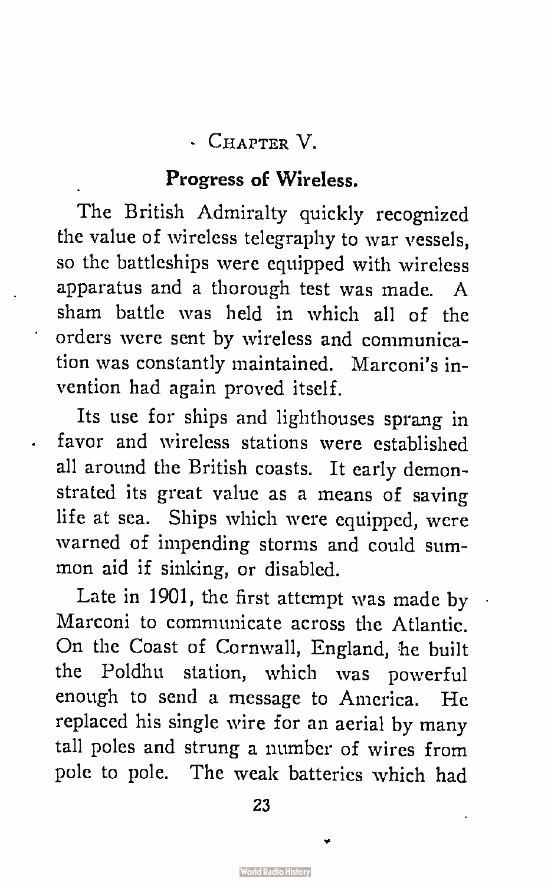## Chapter V.

### Progress of Wireless.

The British Admiralty quickly recognized the value of wireless telegraphy to war vessels, so the battleships were equipped with wireless apparatus and a thorough test was made. A sham battle was held in which all of the orders were sent by wireless and communication was constantly maintained. Marconi's invention had again proved itself.

Its use for ships and lighthouses sprang in favor and wireless stations were established all around the British coasts. It early demonstrated its great value as a means of saving life at sea. Ships which were equipped, were warned of impending storms and could summon aid if sinking, or disabled.

Late in 1901, the first attempt was made by Marconi to communicate across the Atlantic. On the Coast of Cornwall, England, he built the Poldhu station, which was powerful enough to send a message to America. He replaced his single wire for an aerial by many tall poles and strung a number of wires from pole to pole. The weak batteries which had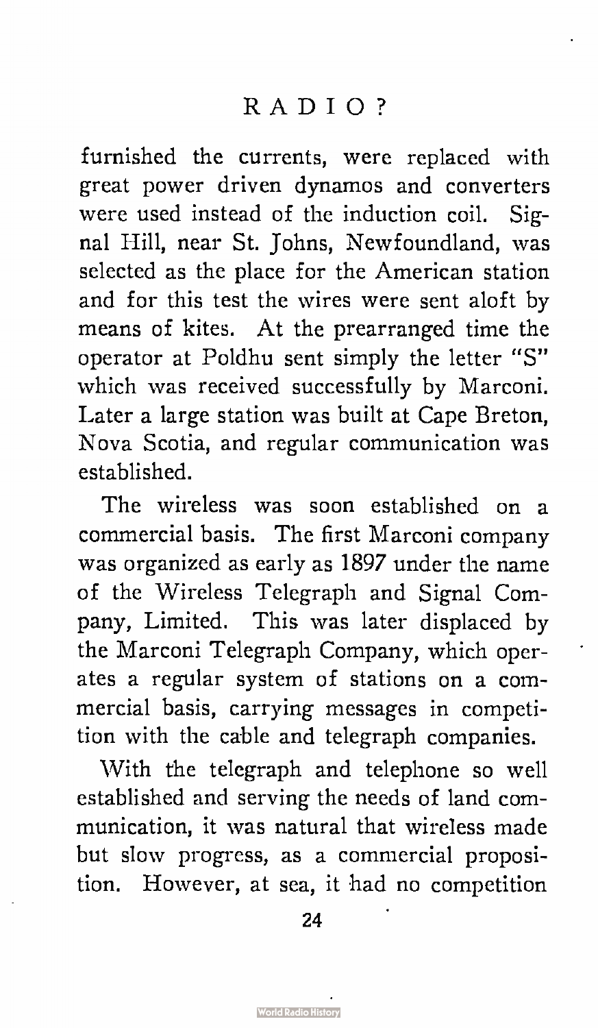furnished the currents, were replaced with great power driven dynamos and converters were used instead of the induction coil. Signal Hill, near St. Johns, Newfoundland, was selected as the place for the American station and for this test the wires were sent aloft by means of kites. At the prearranged time the operator at Poldhu sent simply the letter "S" which was received successfully by Marconi. Later a large station was built at Cape Breton, Nova Scotia, and regular communication was established.

The wireless was soon established on a commercial basis. The first Marconi company was organized as early as 1897 under the name of the Wireless Telegraph and Signal Company, Limited. This was later displaced by the Marconi Telegraph Company, which operates a regular system of stations on a commercial basis, carrying messages in competition with the cable and telegraph companies.

With the telegraph and telephone so well established and serving the needs of land communication, it was natural that wireless made but slow progress, as a commercial proposition. However, at sea, it had no competition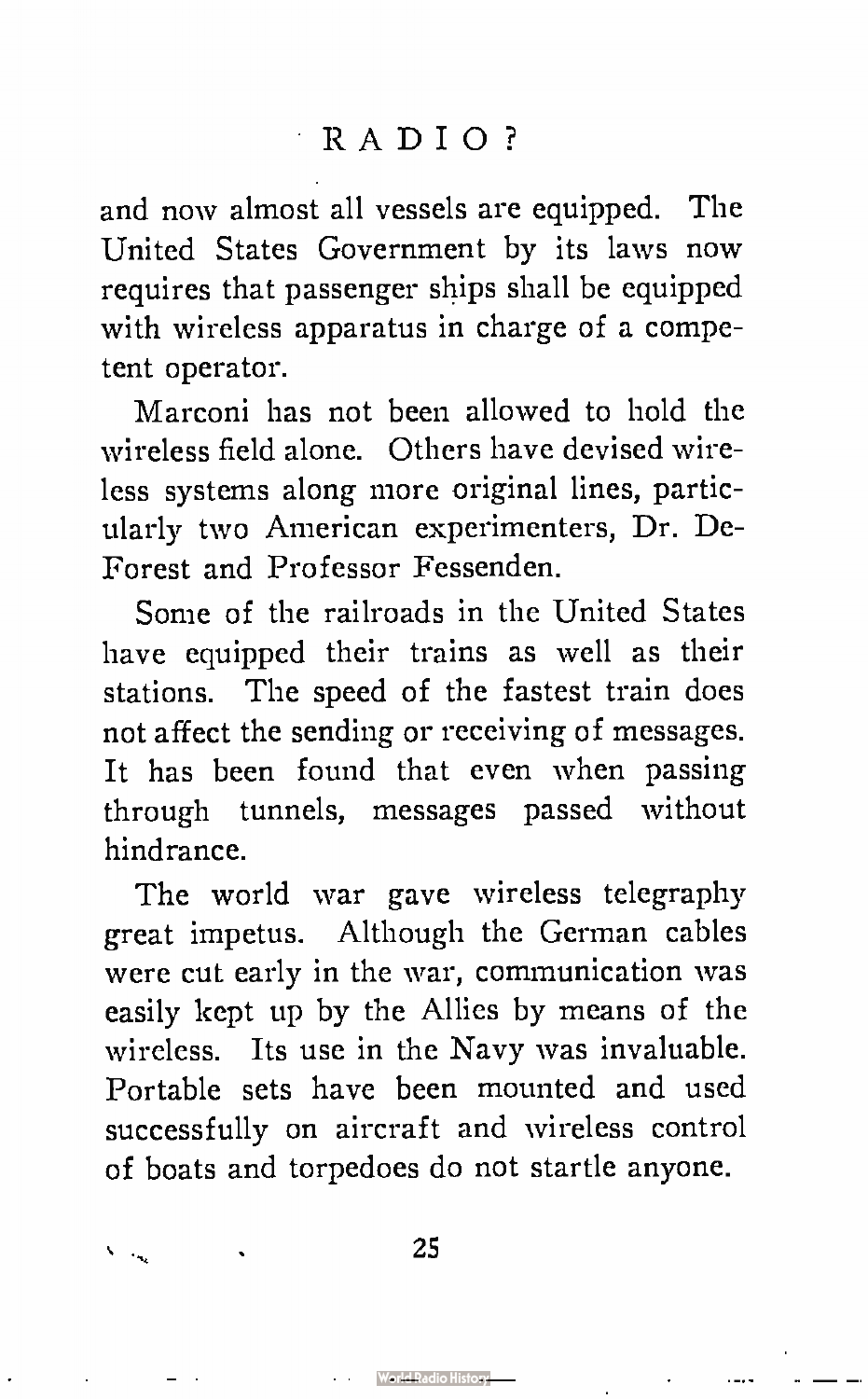and now almost all vessels are equipped. The United States Government by its laws now requires that passenger ships shall be equipped with wireless apparatus in charge of a competent operator.

Marconi has not been allowed to hold the wireless field alone. Others have devised wireless systems along more original lines, particularly two American experimenters, Dr. DeForest and Professor Fessenden.

Some of the railroads in the United States have equipped their trains as well as their stations. The speed of the fastest train does not affect the sending or receiving of messages. It has been found that even when passing through tunnels, messages passed without hindrance.

The world war gave wireless telegraphy great impetus. Although the German cables were cut early in the war, communication was easily kept up by the Allies by means of the wireless. Its use in the Navy was invaluable. Portable sets have been mounted and used successfully on aircraft and wireless control of boats and torpedoes do not startle anyone.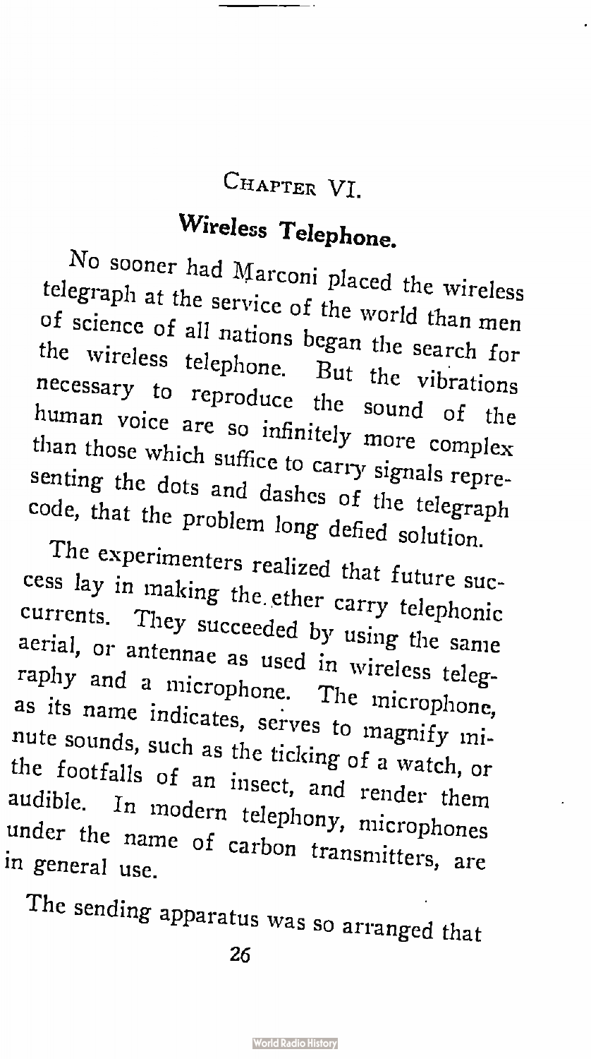## Chapter VI.

# Wireless Telephone.

No sooner had Marconi placed the wireless telegraph at the service of the world than men of science of all nations began the search for the wireless telephone. But the vibrations necessary to reproduce the sound of the human voice are so infinitely more complex than those which suffice to carry signals representing the dots and dashes of the telegraph code, that the problem long defied solution.

The experimenters realized that future success lay in making the ether carry telephonic currents. They succeeded by using the same aerial, or antennae as used in wireless telegraphy and a microphone. The microphone, as its name indicates, serves to magnify minute sounds, such as the ticking of a watch, or the footfalls of an insect, and render them audible. In modern telephony, microphones under the name of carbon transmitters, are in general use.

The sending apparatus was so arranged that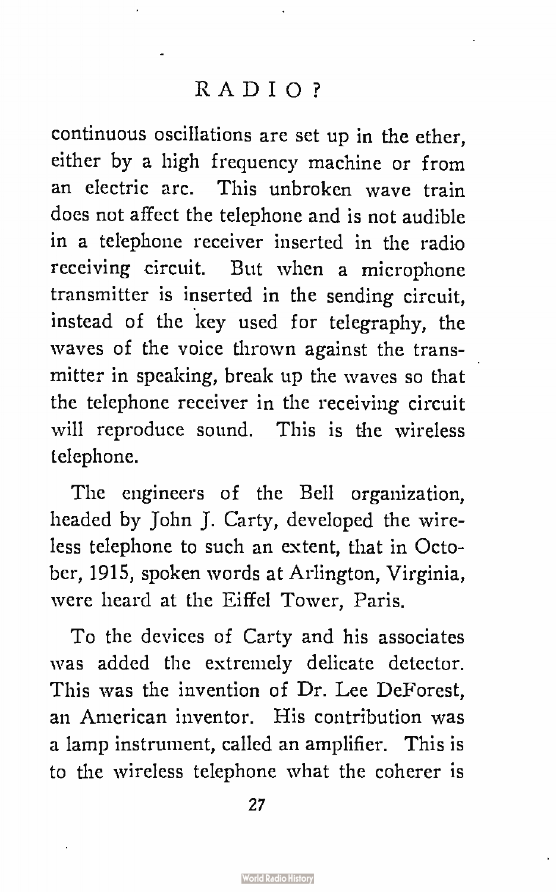continuous oscillations are set up in the ether, either by a high frequency machine or from an electric arc. This unbroken wave train does not affect the telephone and is not audible in a telephone receiver inserted in the radio receiving circuit. But when a microphone transmitter is inserted in the sending circuit, instead of the key used for telegraphy, the waves of the voice thrown against the transmitter in speaking, break up the waves so that the telephone receiver in the receiving circuit will reproduce sound. This is the wireless telephone.

The engineers of the Bell organization, headed by John J. Carty, developed the wireless telephone to such an extent, that in October, 1915, spoken words at Arlington, Virginia, were heard at the Eiffel Tower, Paris.

To the devices of Carty and his associates was added the extremely delicate detector. This was the invention of Dr. Lee DeForest, an American inventor. His contribution was a lamp instrument, called an amplifier. This is to the wireless telephone what the coherer is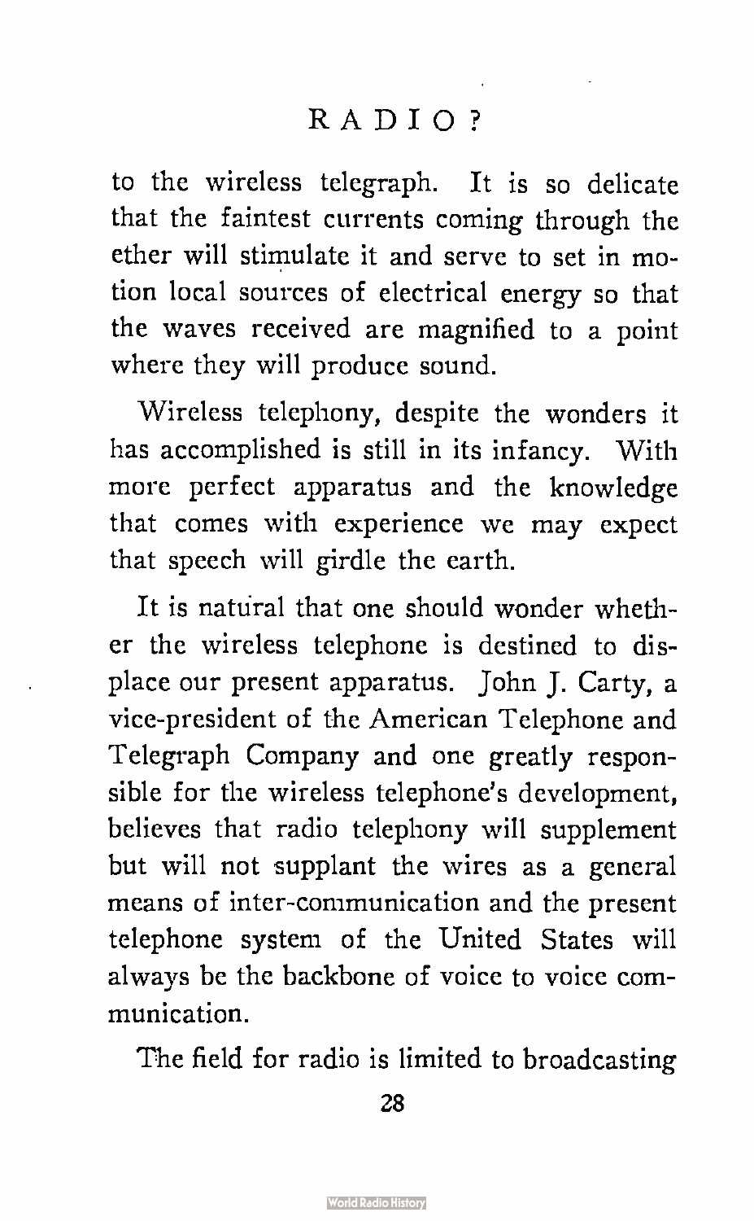to the wireless telegraph. It is so delicate that the faintest currents coming through the ether will stimulate it and serve to set in motion local sources of electrical energy so that the waves received are magnified to a point where they will produce sound.

Wireless telephony, despite the wonders it has accomplished is still in its infancy. With more perfect apparatus and the knowledge that comes with experience we may expect that speech will girdle the earth.

It is natural that one should wonder whether the wireless telephone is destined to displace our present apparatus. John J. Carty, a vice-president of the American Telephone and Telegraph Company and one greatly responsible for the wireless telephone's development, believes that radio telephony will supplement but will not supplant the wires as a general means of inter-communication and the present telephone system of the United States will always be the backbone of voice to voice communication.

The field for radio is limited to broadcasting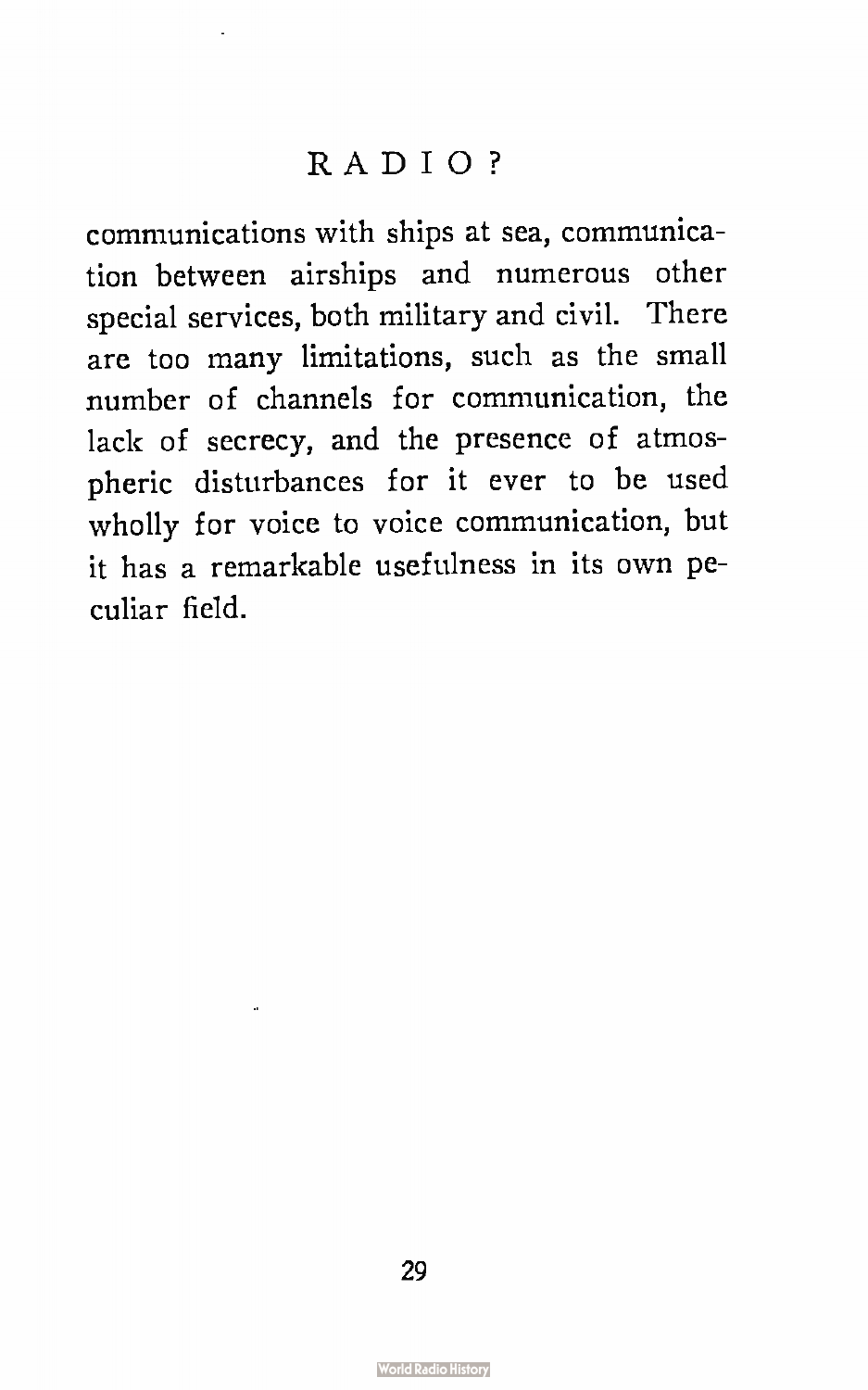communications with ships at sea, communication between airships and numerous other special services, both military and civil. There are too many limitations, such as the small number of channels for communication, the lack of secrecy, and the presence of atmospheric disturbances for it ever to be used wholly for voice to voice communication, but it has a remarkable usefulness in its own peculiar field.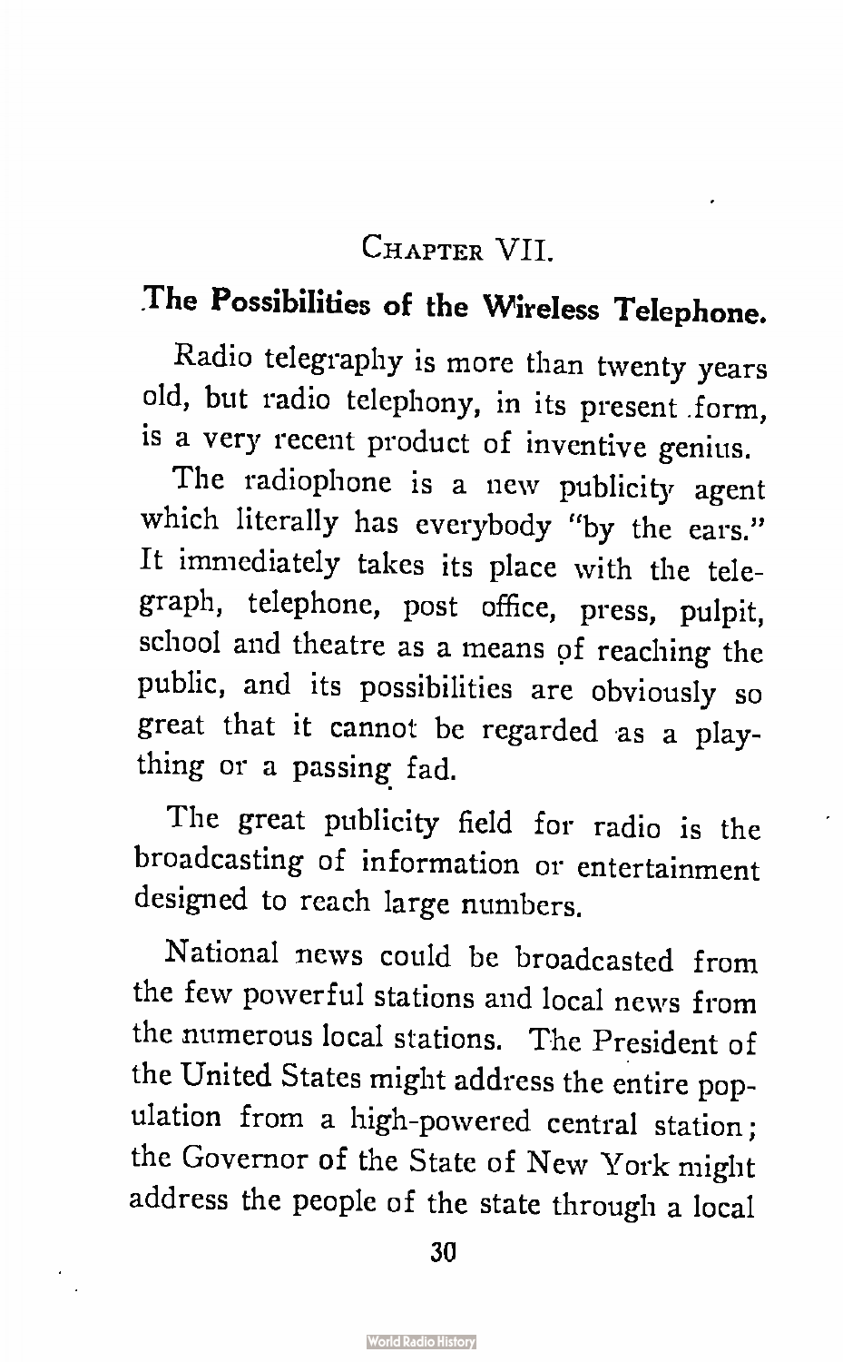## Chapter VII.

## The Possibilities of the Wireless Telephone.

Radio telegraphy is more than twenty years old, but radio telephony, in its present form, is a very recent product of inventive genius.

The radiophone is a new publicity agent which literally has everybody "by the ears." It immediately takes its place with the telegraph, telephone, post office, press, pulpit, school and theatre as a means of reaching the public, and its possibilities are obviously so great that it cannot be regarded as a plaything or a passing fad.

The great publicity field for radio is the broadcasting of information or entertainment designed to reach large numbers.

National news could be broadcasted from the few powerful stations and local news from the numerous local stations. The President of the United States might address the entire population from a high-powered central station; the Governor of the State of New York might address the people of the state through a local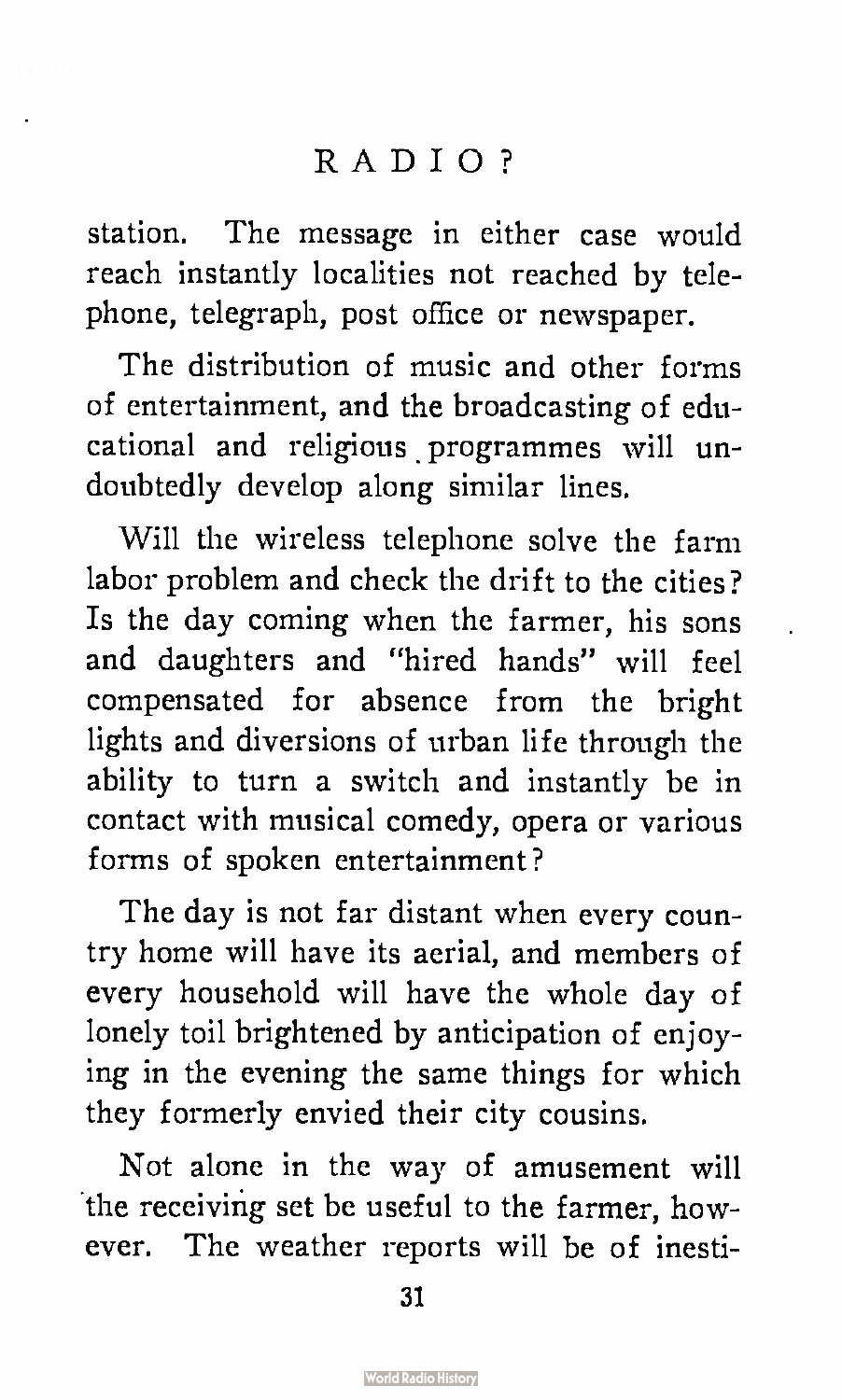station. The message in either case would reach instantly localities not reached by telephone, telegraph, post office or newspaper.

The distribution of music and other forms of entertainment, and the broadcasting of educational and religious programmes will undoubtedly develop along similar lines.

Will the wireless telephone solve the farm labor problem and check the drift to the cities? Is the day coming when the farmer, his sons and daughters and "hired hands" will feel compensated for absence from the bright lights and diversions of urban life through the ability to turn a switch and instantly be in contact with musical comedy, opera or various forms of spoken entertainment?

The day is not far distant when every country home will have its aerial, and members of every household will have the whole day of lonely toil brightened by anticipation of enjoying in the evening the same things for which they formerly envied their city cousins.

Not alone in the way of amusement will the receiving set be useful to the farmer, however. The weather reports will be of inesti-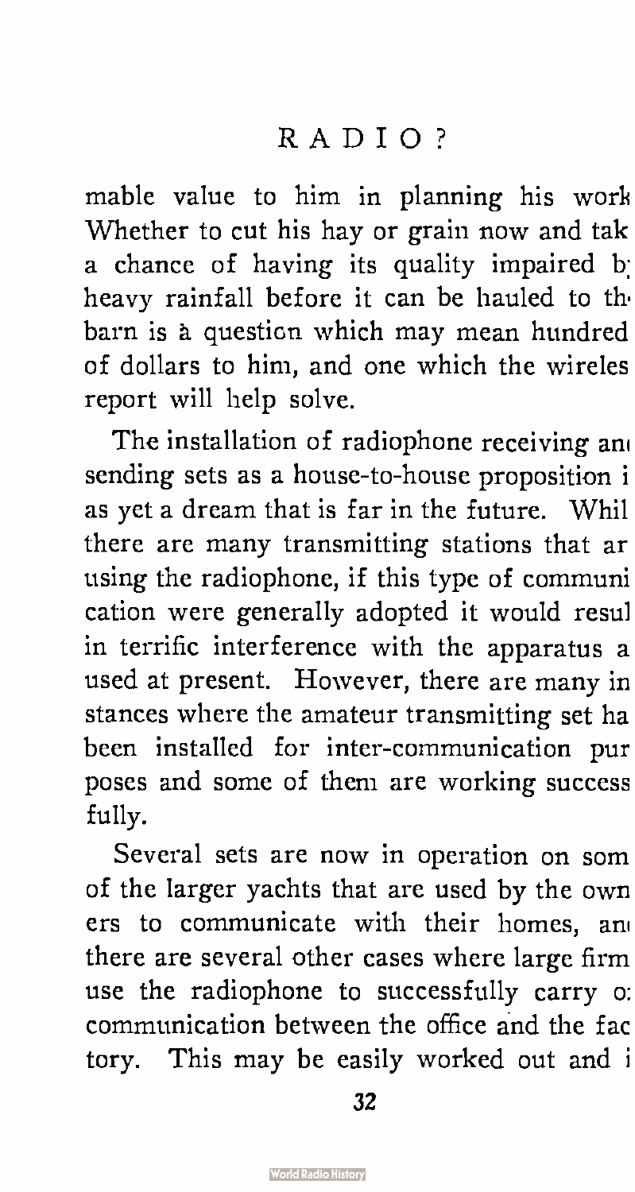mable value to him in planning his work. Whether to cut his hay or grain now and take a chance of having its quality impaired by heavy rainfall before it can be hauled to the barn is a question which may mean hundreds of dollars to him, and one which the wireless report will help solve.

The installation of radiophone receiving and sending sets as a house-to-house proposition is as yet a dream that is far in the future. While there are many transmitting stations that are using the radiophone, if this type of communication were generally adopted it would result in terrific interference with the apparatus as used at present. However, there are many instances where the amateur transmitting set has been installed for inter-communication purposes and some of them are working successfully.

Several sets are now in operation on some of the larger yachts that are used by the owners to communicate with their homes, and there are several other cases where large firms use the radiophone to successfully carry on communication between the office and the factory. This may be easily worked out and i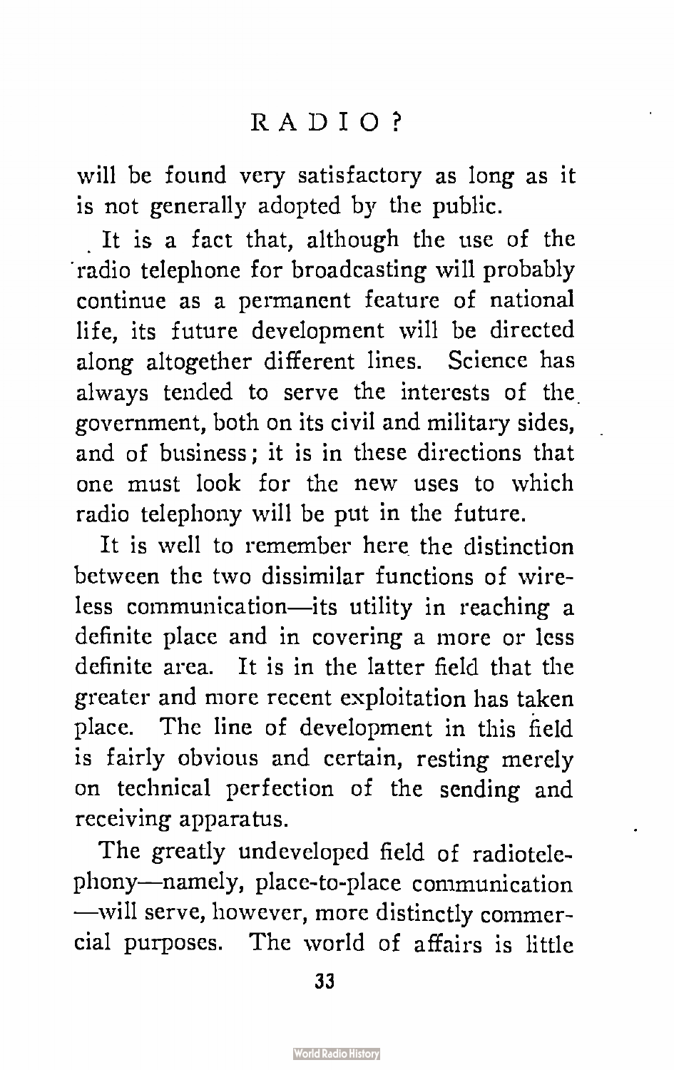will be found very satisfactory as long as it is not generally adopted by the public.

It is a fact that, although the use of the radio telephone for broadcasting will probably continue as a permanent feature of national life, its future development will be directed along altogether different lines. Science has always tended to serve the interests of the government, both on its civil and military sides, and of business; it is in these directions that one must look for the new uses to which radio telephony will be put in the future.

It is well to remember here the distinction between the two dissimilar functions of wireless communication—its utility in reaching a definite place and in covering a more or less definite area. It is in the latter field that the greater and more recent exploitation has taken place. The line of development in this field is fairly obvious and certain, resting merely on technical perfection of the sending and receiving apparatus.

The greatly undeveloped field of radiotelephony—namely, place-to-place communication—will serve, however, more distinctly commercial purposes. The world of affairs is little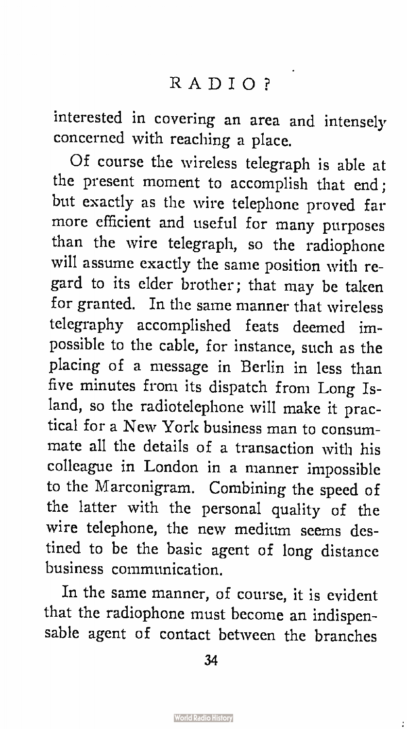interested in covering an area and intensely concerned with reaching a place.

Of course the wireless telegraph is able at the present moment to accomplish that end; but exactly as the wire telephone proved far more efficient and useful for many purposes than the wire telegraph, so the radiophone will assume exactly the same position with regard to its elder brother; that may be taken for granted. In the same manner that wireless telegraphy accomplished feats deemed impossible to the cable, for instance, such as the placing of a message in Berlin in less than five minutes from its dispatch from Long Island, so the radiotelephone will make it practical for a New York business man to consummate all the details of a transaction with his colleague in London in a manner impossible to the Marconigram. Combining the speed of the latter with the personal quality of the wire telephone, the new medium seems destined to be the basic agent of long distance business communication.

In the same manner, of course, it is evident that the radiophone must become an indispensable agent of contact between the branches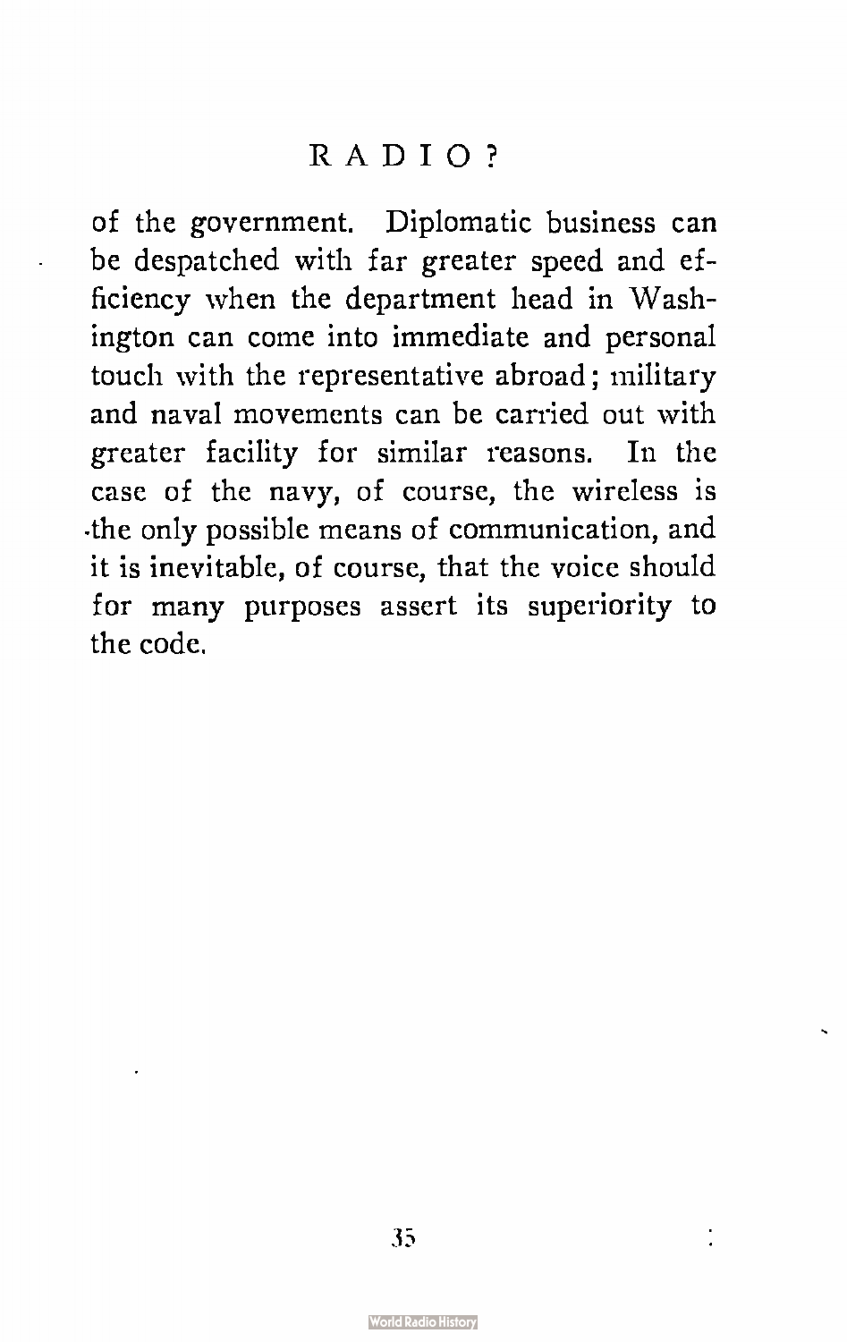of the government. Diplomatic business can be despatched with far greater speed and efficiency when the department head in Washington can come into immediate and personal touch with the representative abroad; military and naval movements can be carried out with greater facility for similar reasons. In the case of the navy, of course, the wireless is the only possible means of communication, and it is inevitable, of course, that the voice should for many purposes assert its superiority to the code.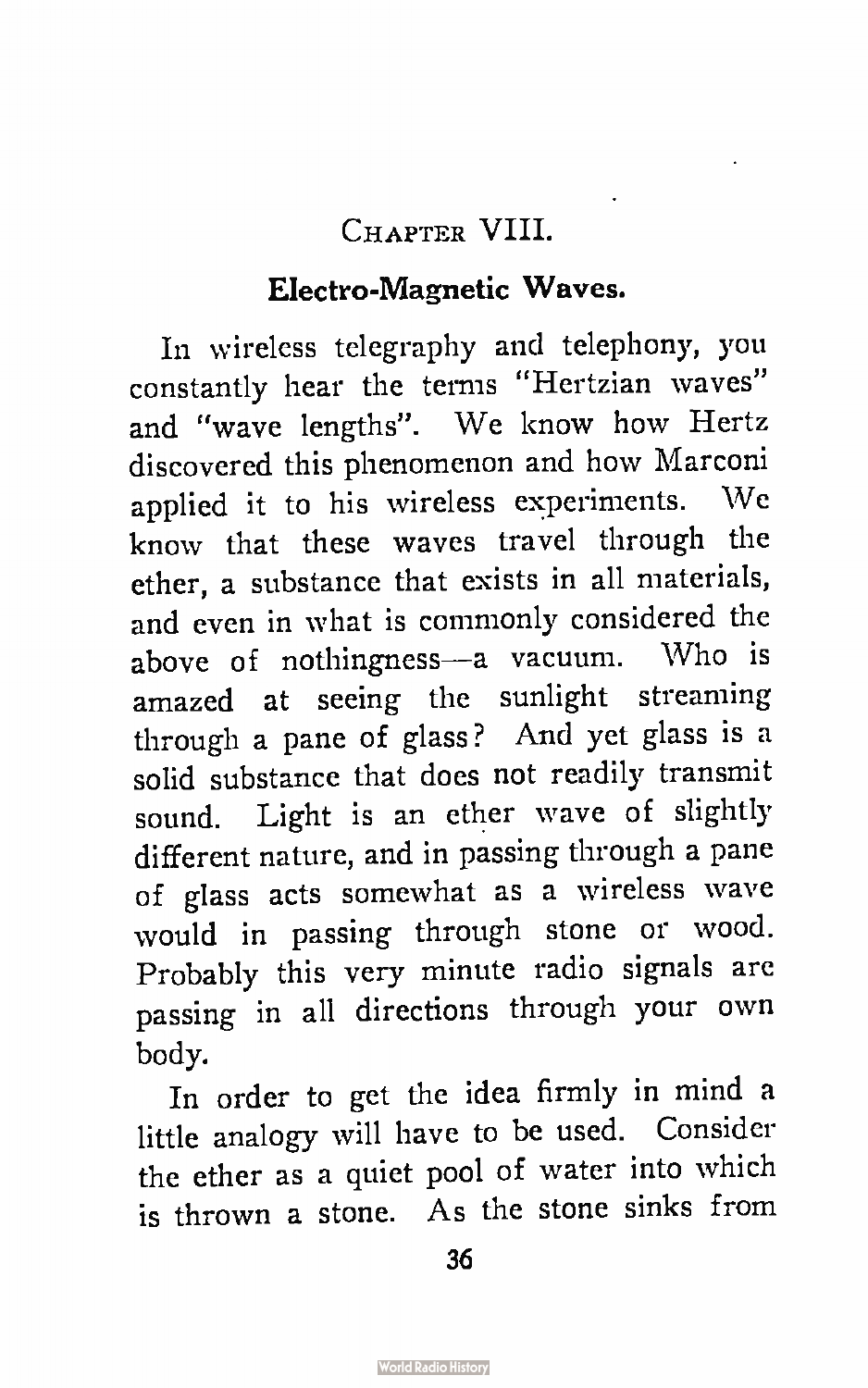## Chapter VIII.

### Electro-Magnetic Waves.

In wireless telegraphy and telephony, you constantly hear the terms "Hertzian waves" and "wave lengths". We know how Hertz discovered this phenomenon and how Marconi applied it to his wireless experiments. We know that these waves travel through the ether, a substance that exists in all materials, and even in what is commonly considered the above of nothingness—a vacuum. Who is amazed at seeing the sunlight streaming through a pane of glass? And yet glass is a solid substance that does not readily transmit sound. Light is an ether wave of slightly different nature, and in passing through a pane of glass acts somewhat as a wireless wave would in passing through stone or wood. Probably this very minute radio signals are passing in all directions through your own body.

In order to get the idea firmly in mind a little analogy will have to be used. Consider the ether as a quiet pool of water into which is thrown a stone. As the stone sinks from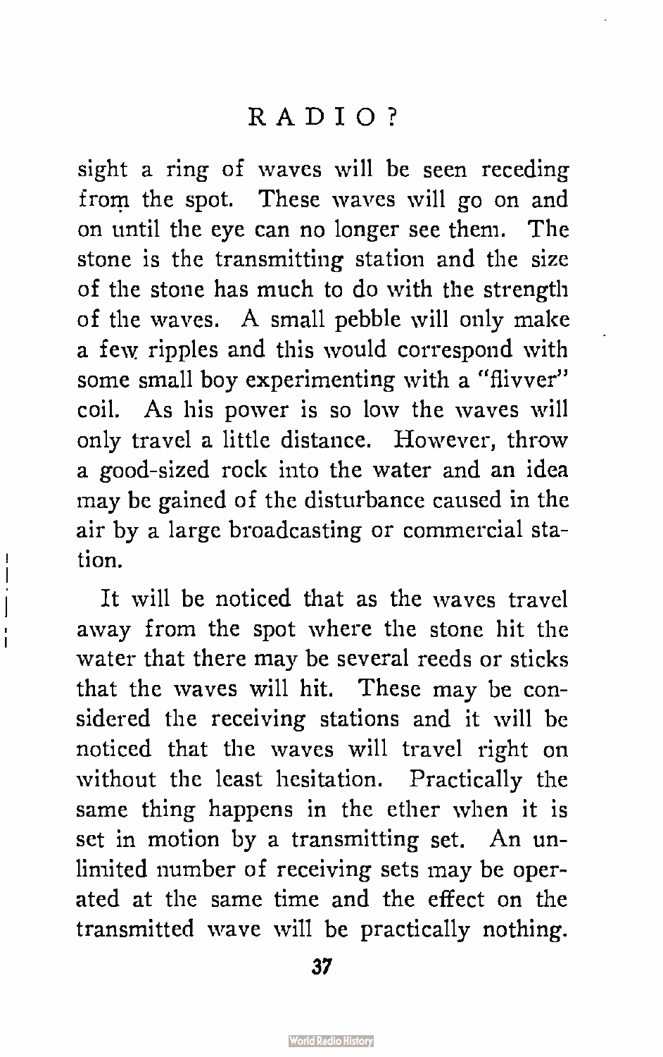sight a ring of waves will be seen receding from the spot. These waves will go on and on until the eye can no longer see them. The stone is the transmitting station and the size of the stone has much to do with the strength of the waves. A small pebble will only make a few ripples and this would correspond with some small boy experimenting with a "flivver" coil. As his power is so low the waves will only travel a little distance. However, throw a good-sized rock into the water and an idea may be gained of the disturbance caused in the air by a large broadcasting or commercial station.

It will be noticed that as the waves travel away from the spot where the stone hit the water that there may be several reeds or sticks that the waves will hit. These may be considered the receiving stations and it will be noticed that the waves will travel right on without the least hesitation. Practically the same thing happens in the ether when it is set in motion by a transmitting set. An unlimited number of receiving sets may be operated at the same time and the effect on the transmitted wave will be practically nothing.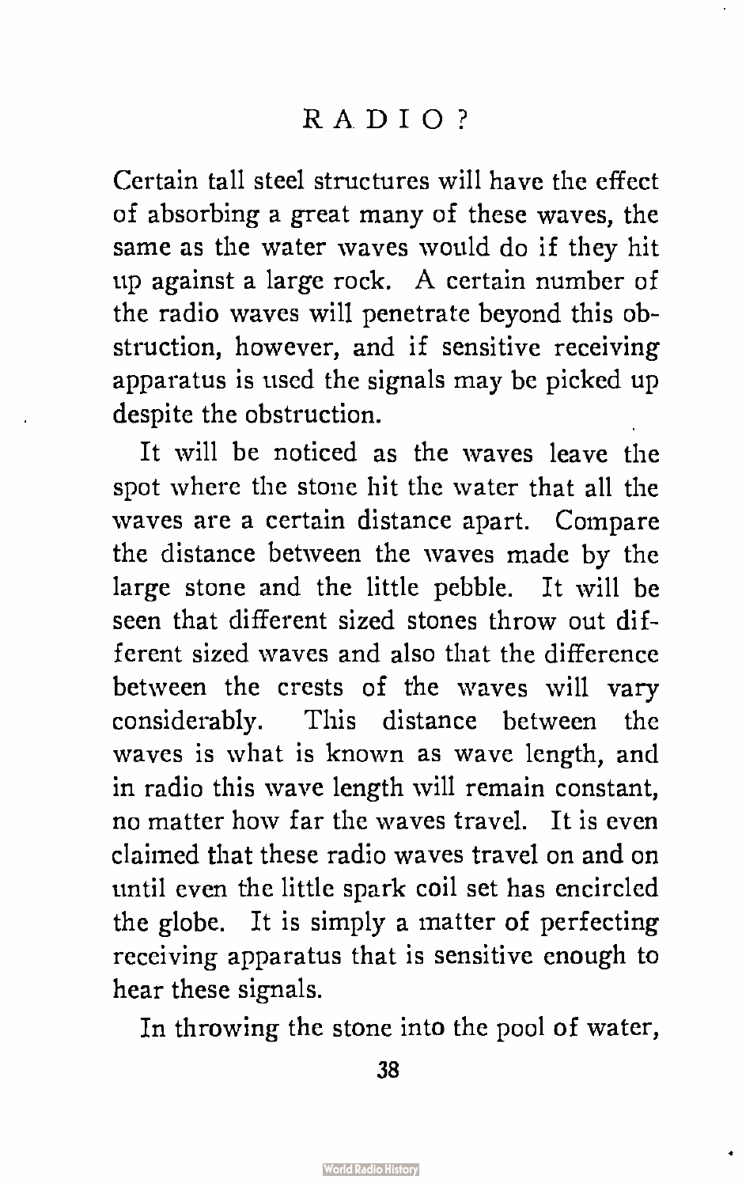Certain tall steel structures will have the effect of absorbing a great many of these waves, the same as the water waves would do if they hit up against a large rock. A certain number of the radio waves will penetrate beyond this obstruction, however, and if sensitive receiving apparatus is used the signals may be picked up despite the obstruction.

It will be noticed as the waves leave the spot where the stone hit the water that all the waves are a certain distance apart. Compare the distance between the waves made by the large stone and the little pebble. It will be seen that different sized stones throw out different sized waves and also that the difference between the crests of the waves will vary considerably. This distance between the waves is what is known as wave length, and in radio this wave length will remain constant, no matter how far the waves travel. It is even claimed that these radio waves travel on and on until even the little spark coil set has encircled the globe. It is simply a matter of perfecting receiving apparatus that is sensitive enough to hear these signals.

In throwing the stone into the pool of water,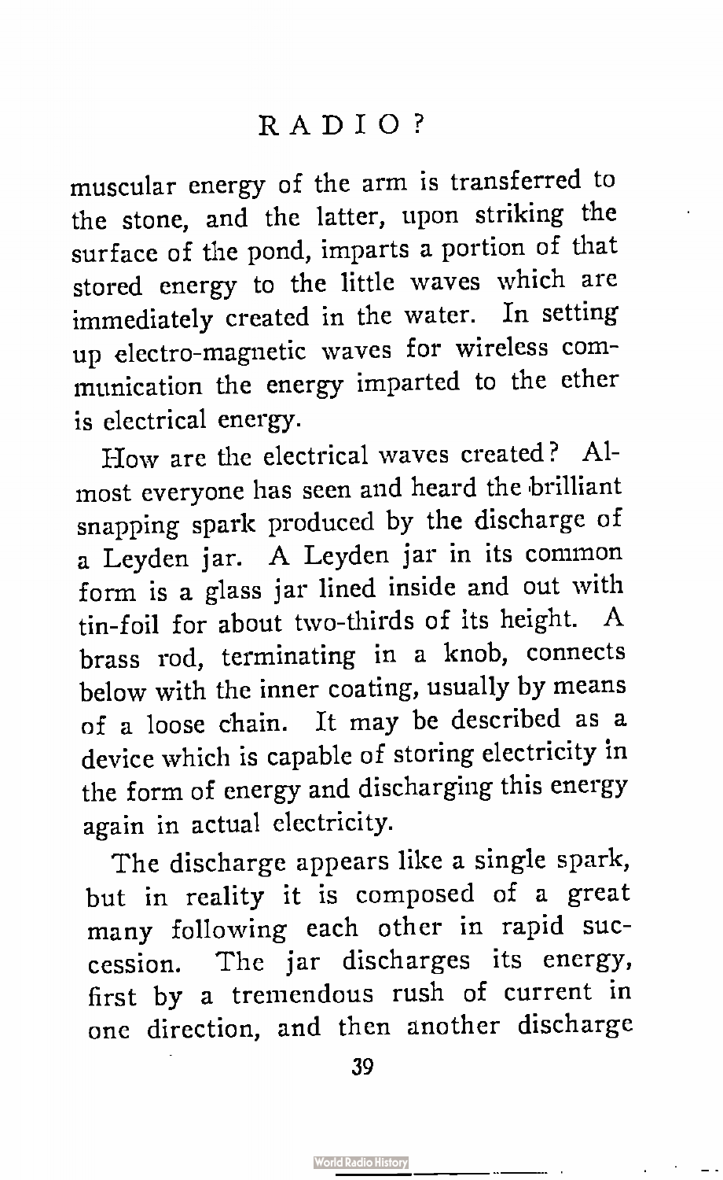muscular energy of the arm is transferred to the stone, and the latter, upon striking the surface of the pond, imparts a portion of that stored energy to the little waves which are immediately created in the water. In setting up electro-magnetic waves for wireless communication the energy imparted to the ether is electrical energy.

How are the electrical waves created? Almost everyone has seen and heard the brilliant snapping spark produced by the discharge of a Leyden jar. A Leyden jar in its common form is a glass jar lined inside and out with tin-foil for about two-thirds of its height. A brass rod, terminating in a knob, connects below with the inner coating, usually by means of a loose chain. It may be described as a device which is capable of storing electricity in the form of energy and discharging this energy again in actual electricity.

The discharge appears like a single spark, but in reality it is composed of a great many following each other in rapid succession. The jar discharges its energy, first by a tremendous rush of current in one direction, and then another discharge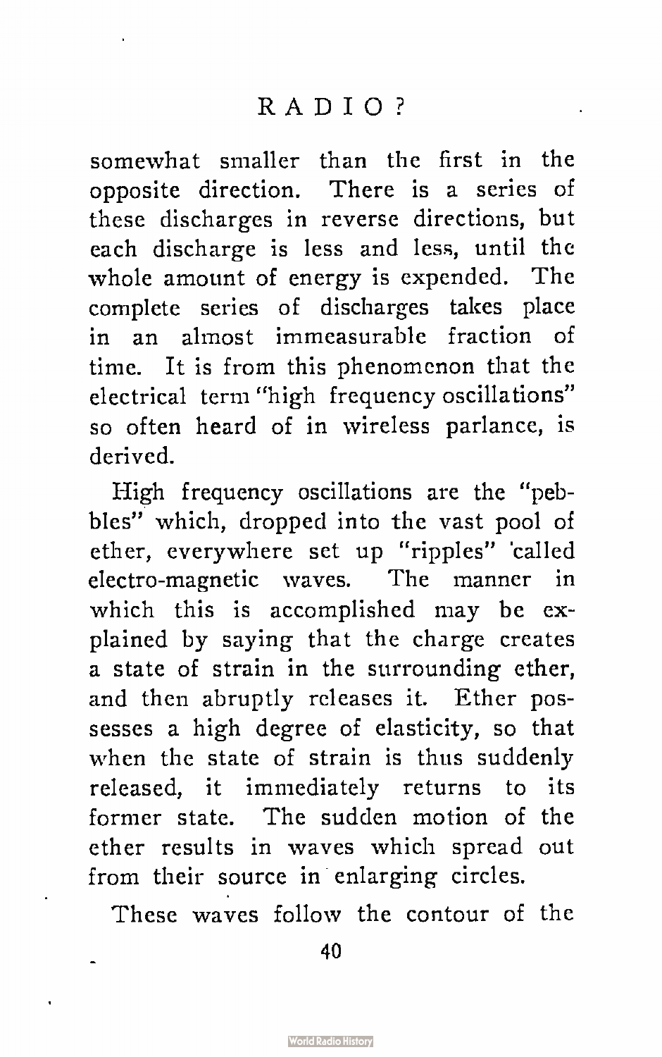somewhat smaller than the first in the opposite direction. There is a series of these discharges in reverse directions, but each discharge is less and less, until the whole amount of energy is expended. The complete series of discharges takes place in an almost immeasurable fraction of time. It is from this phenomenon that the electrical term "high frequency oscillations" so often heard of in wireless parlance, is derived.

High frequency oscillations are the "pebbles" which, dropped into the vast pool of ether, everywhere set up "ripples" called electro-magnetic waves. The manner in which this is accomplished may be explained by saying that the charge creates a state of strain in the surrounding ether, and then abruptly releases it. Ether possesses a high degree of elasticity, so that when the state of strain is thus suddenly released, it immediately returns to its former state. The sudden motion of the ether results in waves which spread out from their source in enlarging circles.

These waves follow the contour of the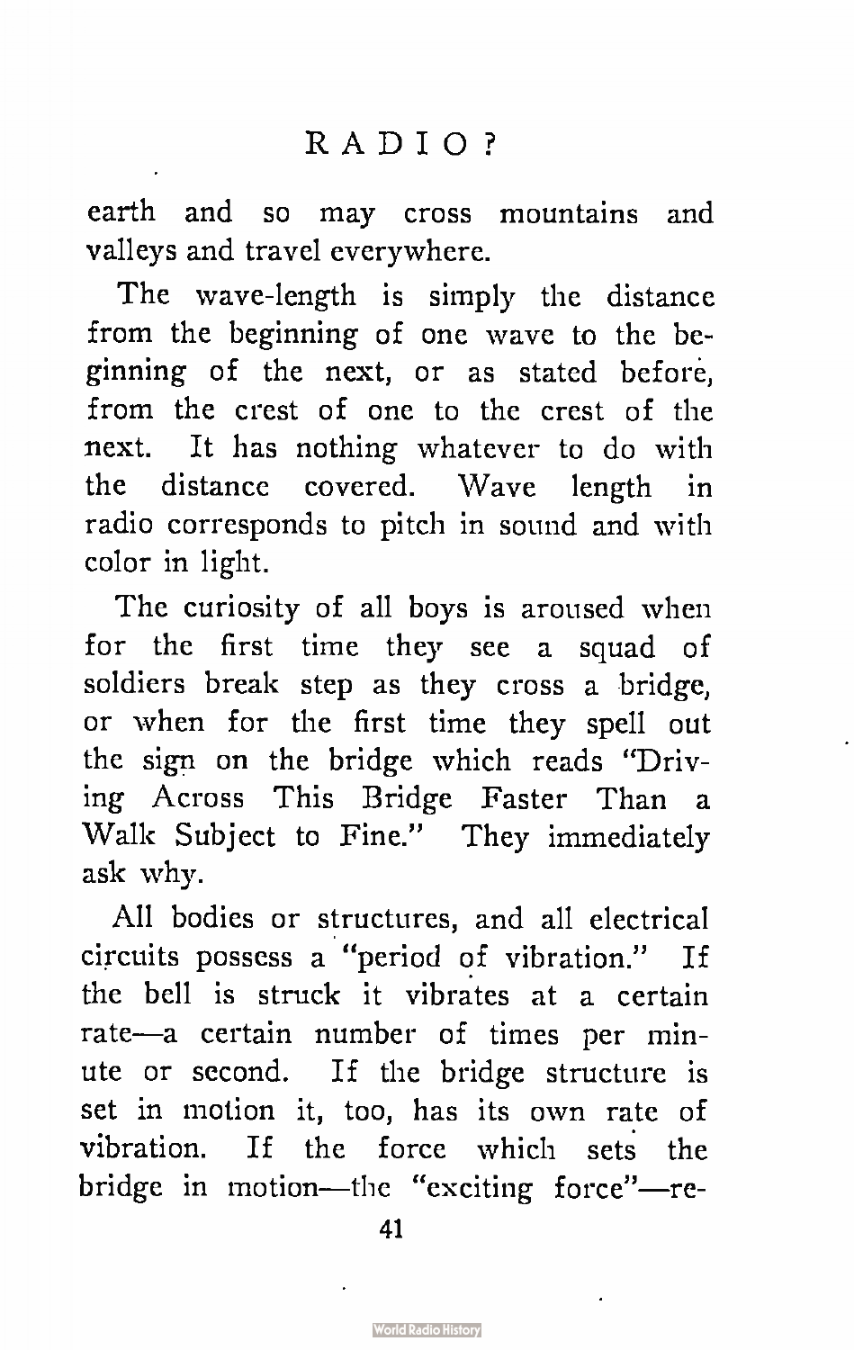earth and so may cross mountains and valleys and travel everywhere.

The wave-length is simply the distance from the beginning of one wave to the beginning of the next, or as stated before, from the crest of one to the crest of the next. It has nothing whatever to do with the distance covered. Wave length in radio corresponds to pitch in sound and with color in light.

The curiosity of all boys is aroused when for the first time they see a squad of soldiers break step as they cross a bridge, or when for the first time they spell out the sign on the bridge which reads "Driving Across This Bridge Faster Than a Walk Subject to Fine." They immediately ask why.

All bodies or structures, and all electrical circuits possess a "period of vibration." If the bell is struck it vibrates at a certain rate—a certain number of times per minute or second. If the bridge structure is set in motion it, too, has its own rate of vibration. If the force which sets the bridge in motion—the "exciting force"—re-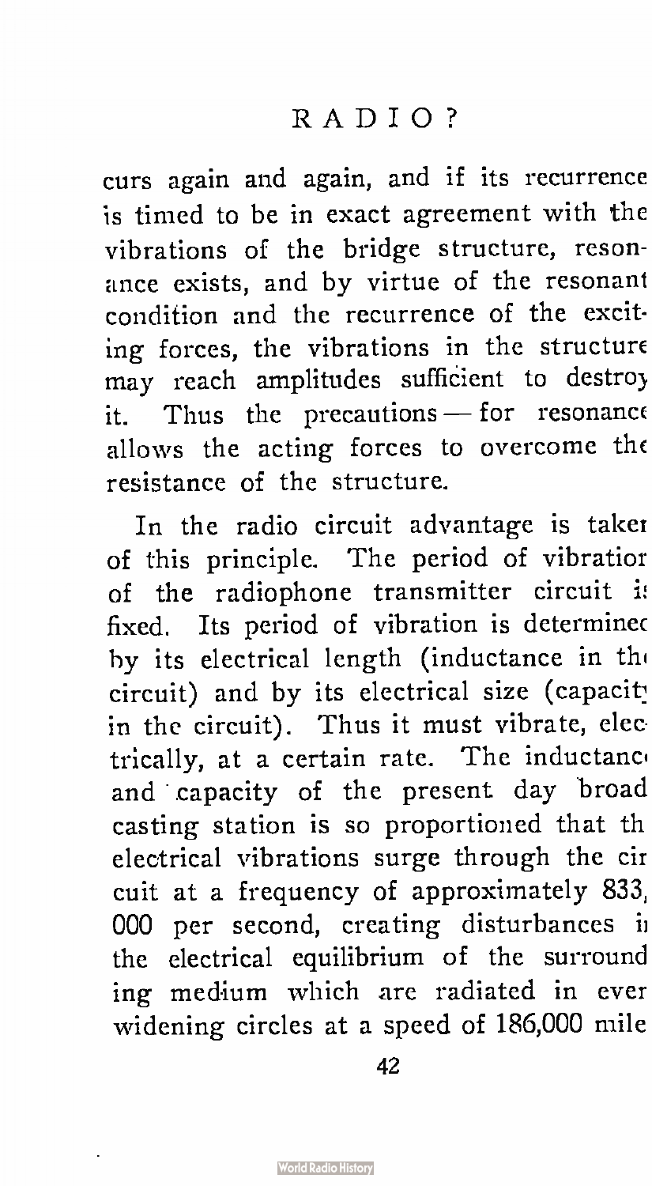curs again and again, and if its recurrence is timed to be in exact agreement with the vibrations of the bridge structure, resonance exists, and by virtue of the resonant condition and the recurrence of the exciting forces, the vibrations in the structure may reach amplitudes sufficient to destroy it. Thus the precautions — for resonance allows the acting forces to overcome the resistance of the structure.

In the radio circuit advantage is taken of this principle. The period of vibration of the radiophone transmitter circuit is fixed. Its period of vibration is determined by its electrical length (inductance in the circuit) and by its electrical size (capacity in the circuit). Thus it must vibrate, electrically, at a certain rate. The inductance and capacity of the present day broadcasting station is so proportioned that the electrical vibrations surge through the circuit at a frequency of approximately 833,000 per second, creating disturbances in the electrical equilibrium of the surrounding medium which are radiated in ever widening circles at a speed of 186,000 mile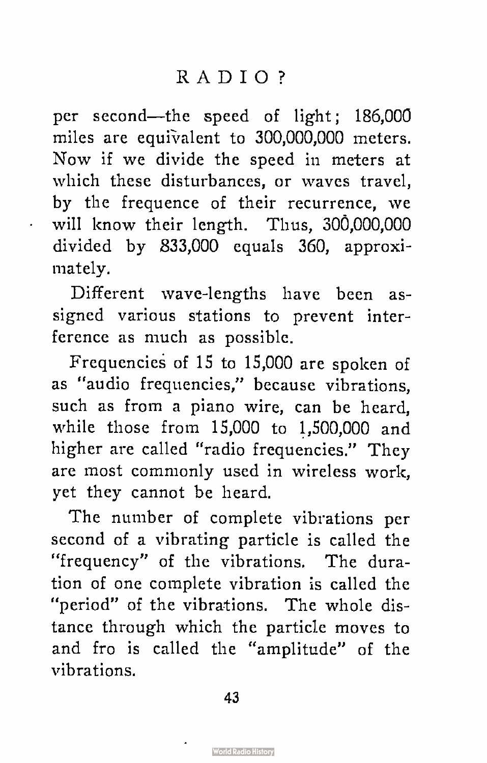per second—the speed of light; 186,000 miles are equivalent to 300,000,000 meters. Now if we divide the speed in meters at which these disturbances, or waves travel, by the frequence of their recurrence, we will know their length. Thus, 300,000,000 divided by 833,000 equals 360, approximately.

Different wave-lengths have been assigned various stations to prevent interference as much as possible.

Frequencies of 15 to 15,000 are spoken of as "audio frequencies," because vibrations, such as from a piano wire, can be heard, while those from 15,000 to 1,500,000 and higher are called "radio frequencies." They are most commonly used in wireless work, yet they cannot be heard.

The number of complete vibrations per second of a vibrating particle is called the "frequency" of the vibrations. The duration of one complete vibration is called the "period" of the vibrations. The whole distance through which the particle moves to and fro is called the "amplitude" of the vibrations.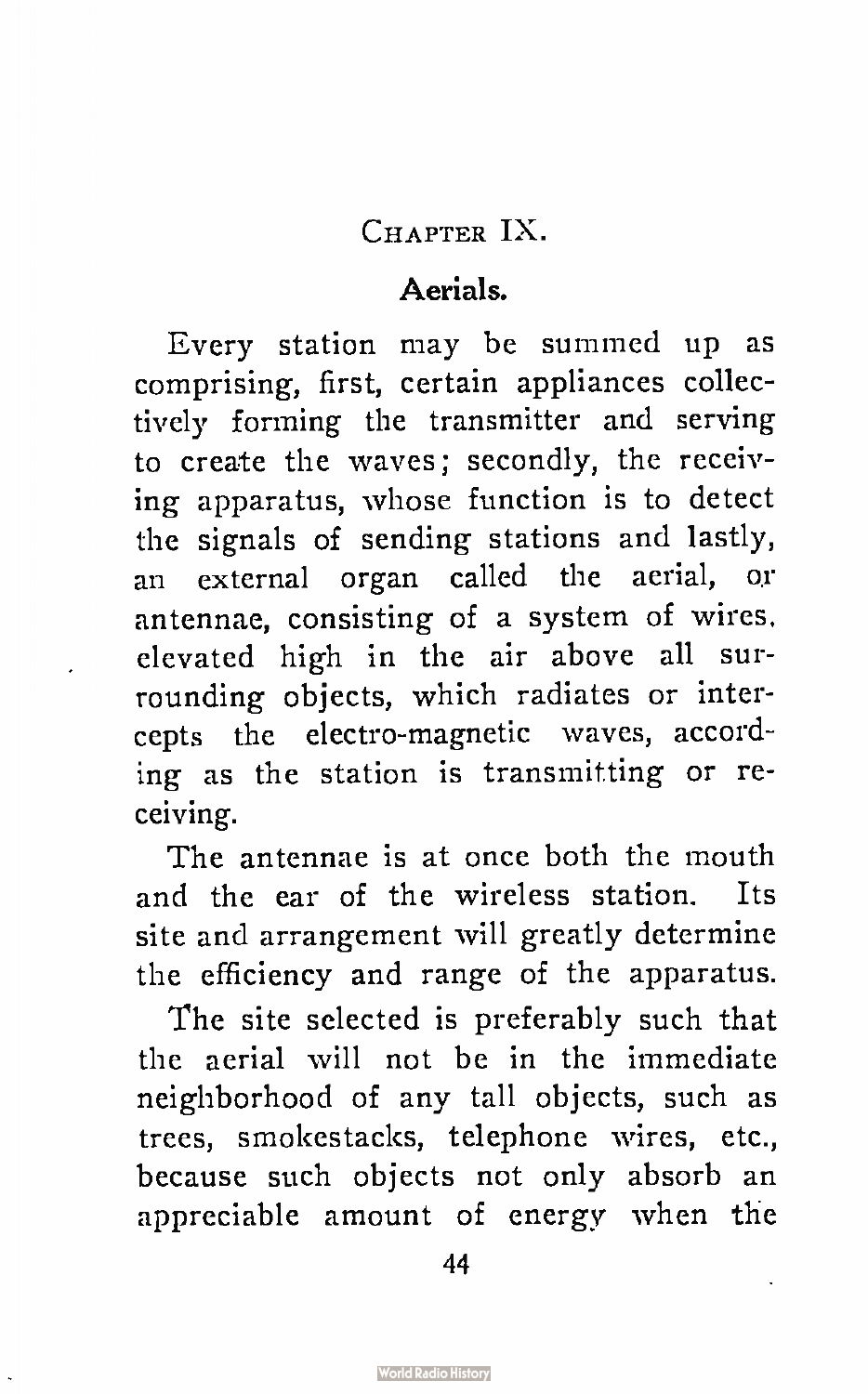## CHAPTER IX.

### Aerials.

Every station may be summed up as comprising, first, certain appliances collectively forming the transmitter and serving to create the waves; secondly, the receiving apparatus, whose function is to detect the signals of sending stations and lastly, an external organ called the aerial, or antennae, consisting of a system of wires, elevated high in the air above all surrounding objects, which radiates or intercepts the electro-magnetic waves, according as the station is transmitting or receiving.

The antennae is at once both the mouth and the ear of the wireless station. Its site and arrangement will greatly determine the efficiency and range of the apparatus.

The site selected is preferably such that the aerial will not be in the immediate neighborhood of any tall objects, such as trees, smokestacks, telephone wires, etc., because such objects not only absorb an appreciable amount of energy when the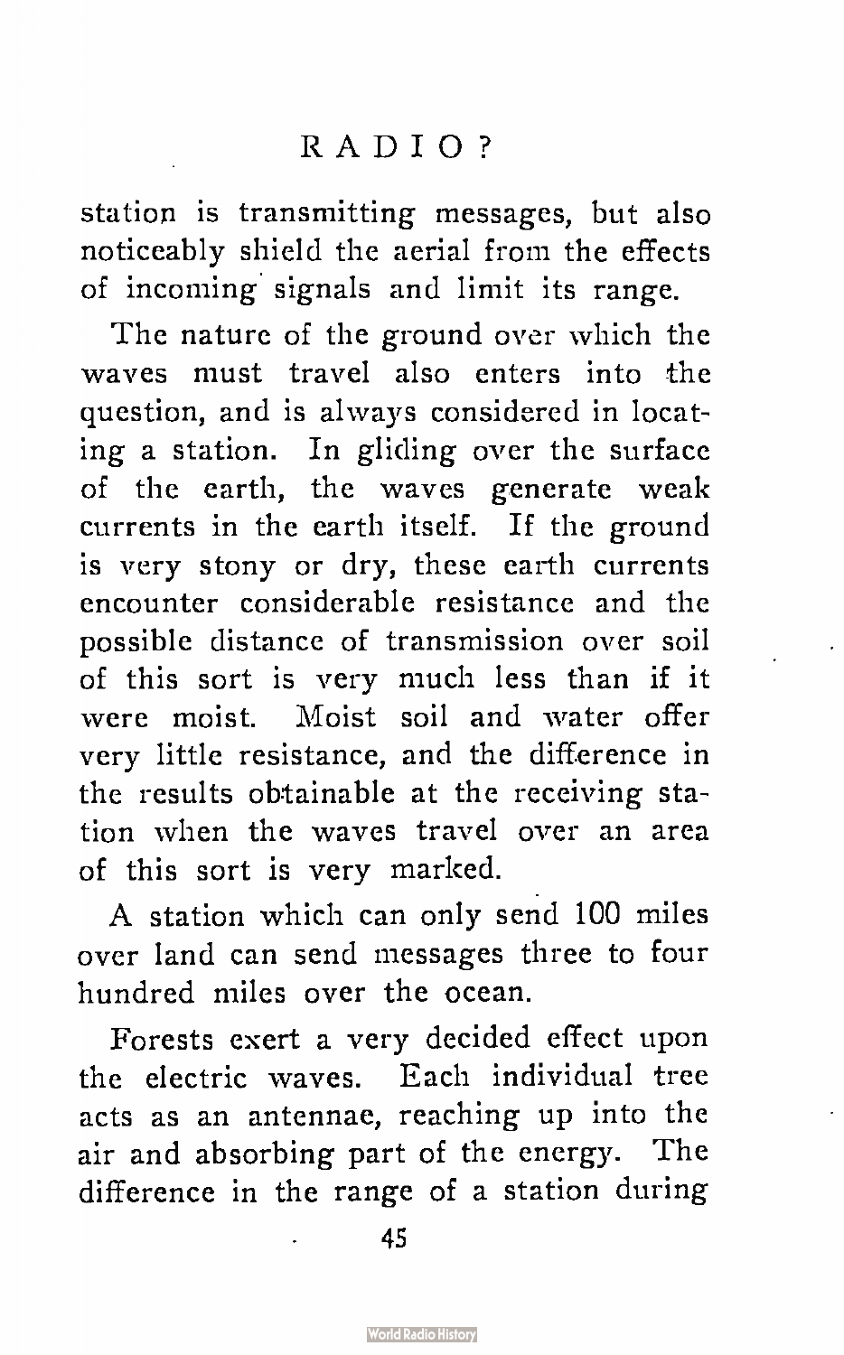station is transmitting messages, but also noticeably shield the aerial from the effects of incoming signals and limit its range.

The nature of the ground over which the waves must travel also enters into the question, and is always considered in locating a station. In gliding over the surface of the earth, the waves generate weak currents in the earth itself. If the ground is very stony or dry, these earth currents encounter considerable resistance and the possible distance of transmission over soil of this sort is very much less than if it were moist. Moist soil and water offer very little resistance, and the difference in the results obtainable at the receiving station when the waves travel over an area of this sort is very marked.

A station which can only send 100 miles over land can send messages three to four hundred miles over the ocean.

Forests exert a very decided effect upon the electric waves. Each individual tree acts as an antennae, reaching up into the air and absorbing part of the energy. The difference in the range of a station during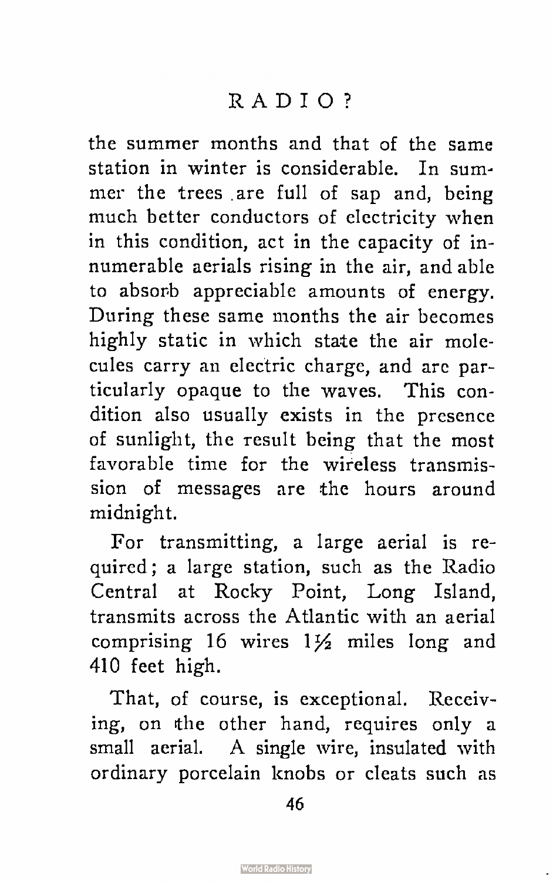the summer months and that of the same station in winter is considerable. In summer the trees are full of sap and, being much better conductors of electricity when in this condition, act in the capacity of innumerable aerials rising in the air, and able to absorb appreciable amounts of energy. During these same months the air becomes highly static in which state the air molecules carry an electric charge, and are particularly opaque to the waves. This condition also usually exists in the presence of sunlight, the result being that the most favorable time for the wireless transmission of messages are the hours around midnight.

For transmitting, a large aerial is required; a large station, such as the Radio Central at Rocky Point, Long Island, transmits across the Atlantic with an aerial comprising 16 wires 1½ miles long and 410 feet high.

That, of course, is exceptional. Receiving, on the other hand, requires only a small aerial. A single wire, insulated with ordinary porcelain knobs or cleats such as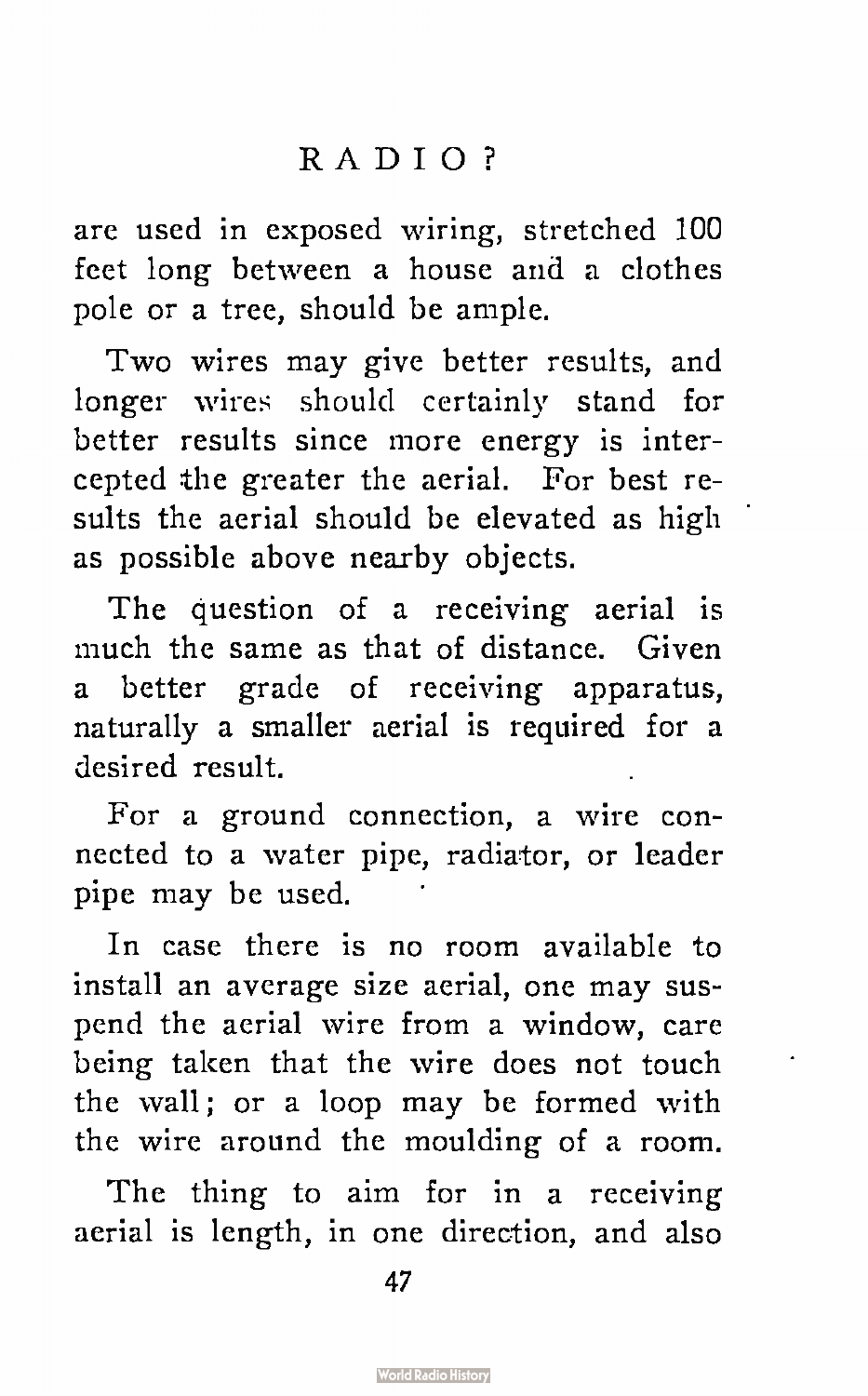are used in exposed wiring, stretched 100 feet long between a house and a clothes pole or a tree, should be ample.

Two wires may give better results, and longer wires should certainly stand for better results since more energy is intercepted the greater the aerial. For best results the aerial should be elevated as high as possible above nearby objects.

The question of a receiving aerial is much the same as that of distance. Given a better grade of receiving apparatus, naturally a smaller aerial is required for a desired result.

For a ground connection, a wire connected to a water pipe, radiator, or leader pipe may be used.

In case there is no room available to install an average size aerial, one may suspend the aerial wire from a window, care being taken that the wire does not touch the wall; or a loop may be formed with the wire around the moulding of a room.

The thing to aim for in a receiving aerial is length, in one direction, and also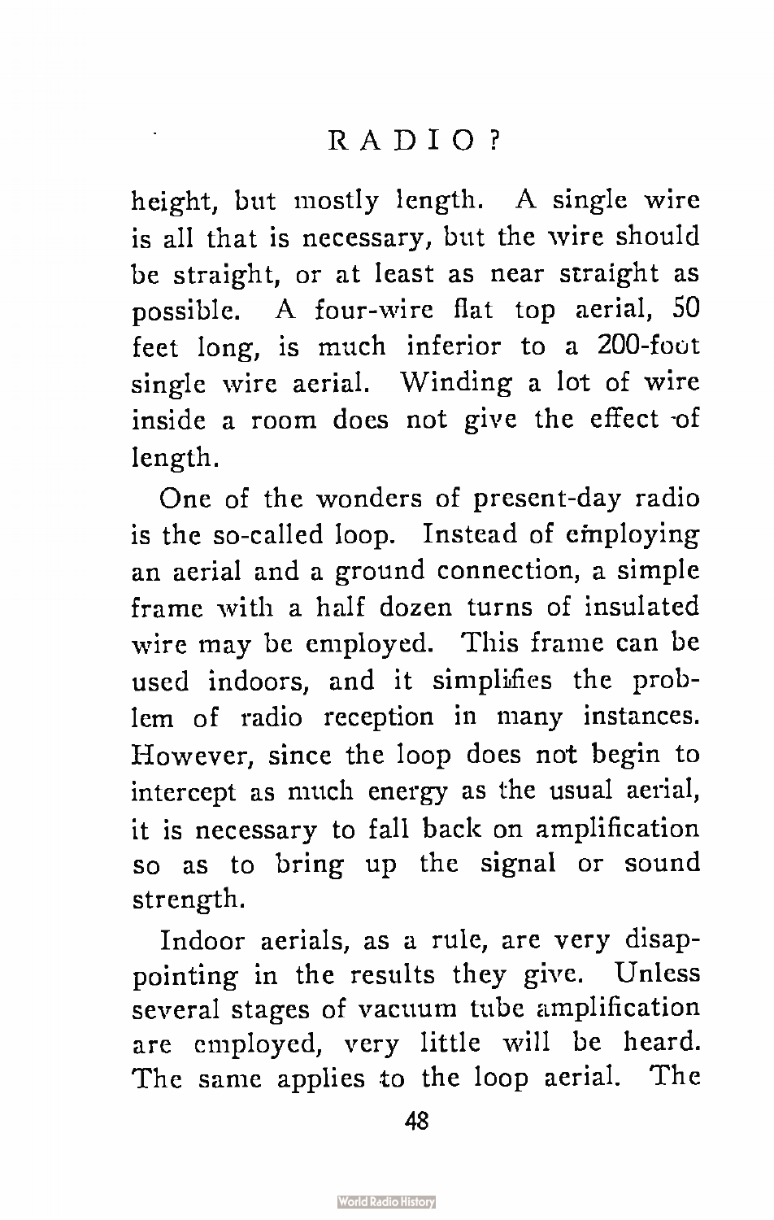height, but mostly length. A single wire is all that is necessary, but the wire should be straight, or at least as near straight as possible. A four-wire flat top aerial, 50 feet long, is much inferior to a 200-foot single wire aerial. Winding a lot of wire inside a room does not give the effect of length.

One of the wonders of present-day radio is the so-called loop. Instead of employing an aerial and a ground connection, a simple frame with a half dozen turns of insulated wire may be employed. This frame can be used indoors, and it simplifies the problem of radio reception in many instances. However, since the loop does not begin to intercept as much energy as the usual aerial, it is necessary to fall back on amplification so as to bring up the signal or sound strength.

Indoor aerials, as a rule, are very disappointing in the results they give. Unless several stages of vacuum tube amplification are employed, very little will be heard. The same applies to the loop aerial. The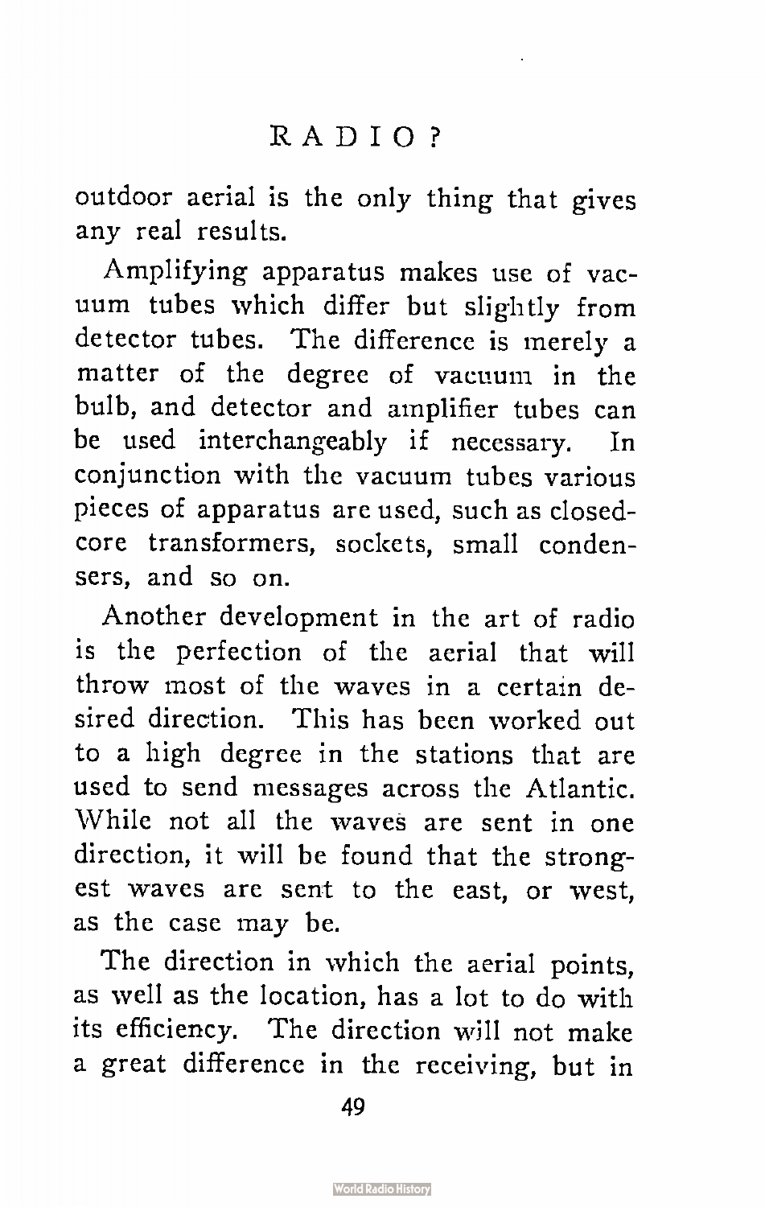outdoor aerial is the only thing that gives any real results.

Amplifying apparatus makes use of vacuum tubes which differ but slightly from detector tubes. The difference is merely a matter of the degree of vacuum in the bulb, and detector and amplifier tubes can be used interchangeably if necessary. In conjunction with the vacuum tubes various pieces of apparatus are used, such as closed-core transformers, sockets, small condensers, and so on.

Another development in the art of radio is the perfection of the aerial that will throw most of the waves in a certain desired direction. This has been worked out to a high degree in the stations that are used to send messages across the Atlantic. While not all the waves are sent in one direction, it will be found that the strongest waves are sent to the east, or west, as the case may be.

The direction in which the aerial points, as well as the location, has a lot to do with its efficiency. The direction will not make a great difference in the receiving, but in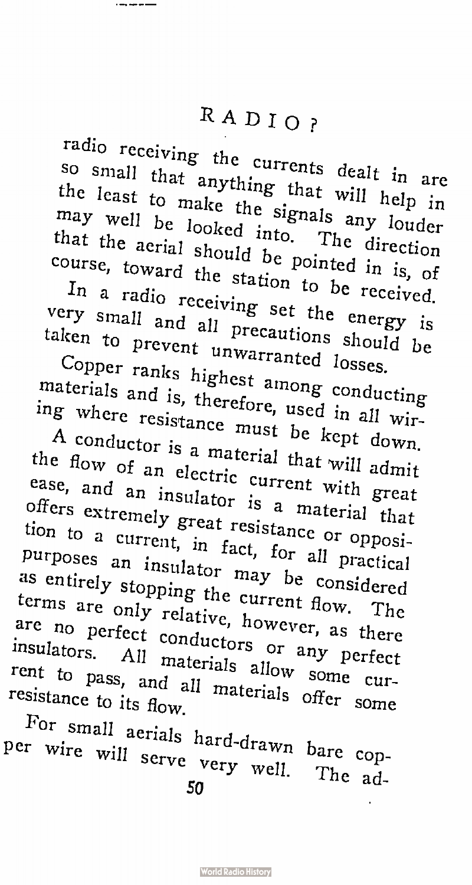radio receiving the currents dealt in are so small that anything that will help in the least to make the signals any louder may well be looked into. The direction that the aerial should be pointed in is, of course, toward the station to be received.

In a radio receiving set the energy is very small and all precautions should be taken to prevent unwarranted losses.

Copper ranks highest among conducting materials and is, therefore, used in all wiring where resistance must be kept down.

A conductor is a material that will admit the flow of an electric current with great ease, and an insulator is a material that offers extremely great resistance or opposition to a current, in fact, for all practical purposes an insulator may be considered as entirely stopping the current flow. The terms are only relative, however, as there are no perfect conductors or any perfect insulators. All materials allow some current to pass, and all materials offer some resistance to its flow.

For small aerials hard-drawn bare copper wire will serve very well. The ad-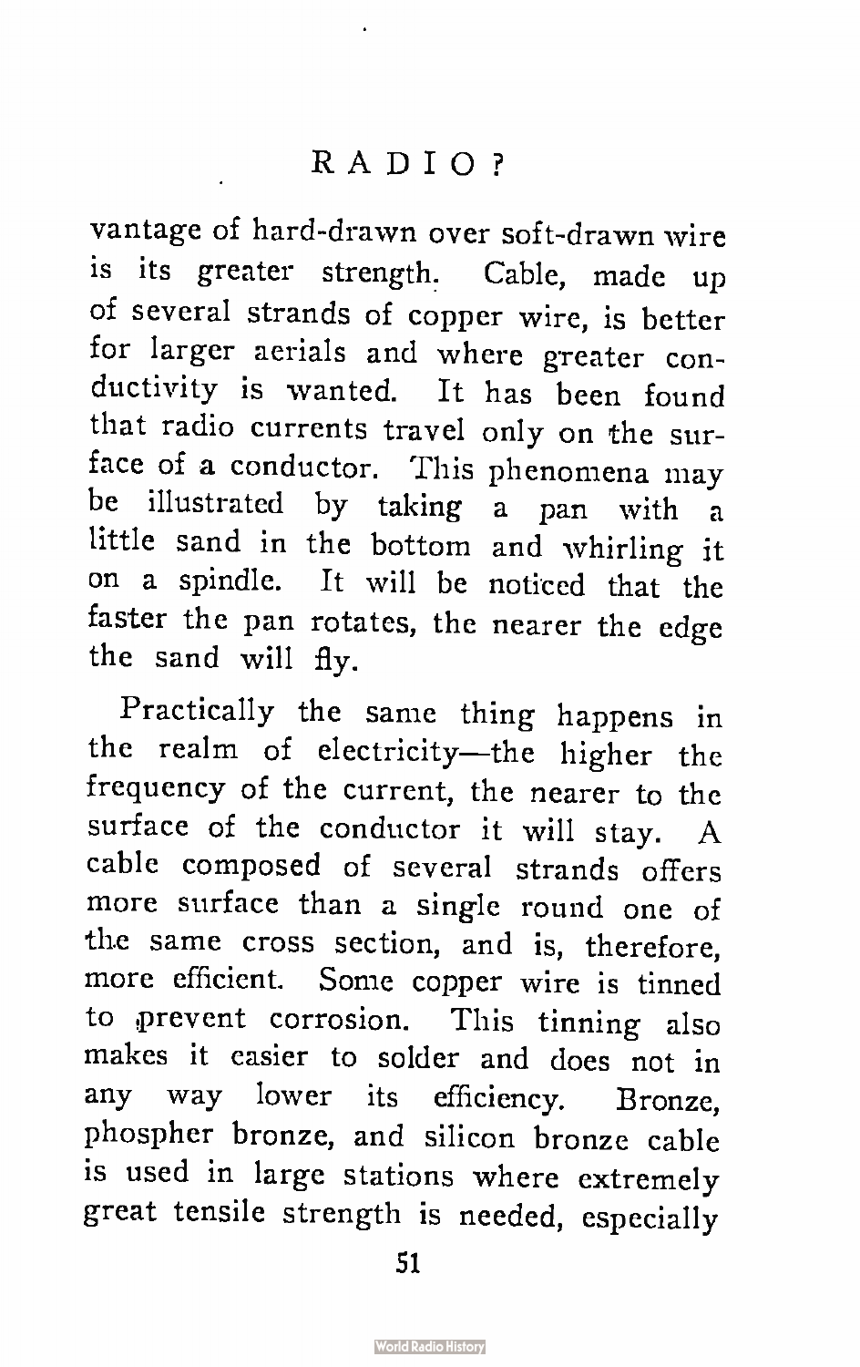vantage of hard-drawn over soft-drawn wire is its greater strength. Cable, made up of several strands of copper wire, is better for larger aerials and where greater conductivity is wanted. It has been found that radio currents travel only on the surface of a conductor. This phenomena may be illustrated by taking a pan with a little sand in the bottom and whirling it on a spindle. It will be noticed that the faster the pan rotates, the nearer the edge the sand will fly.

Practically the same thing happens in the realm of electricity—the higher the frequency of the current, the nearer to the surface of the conductor it will stay. A cable composed of several strands offers more surface than a single round one of the same cross section, and is, therefore, more efficient. Some copper wire is tinned to prevent corrosion. This tinning also makes it easier to solder and does not in any way lower its efficiency. Bronze, phospher bronze, and silicon bronze cable is used in large stations where extremely great tensile strength is needed, especially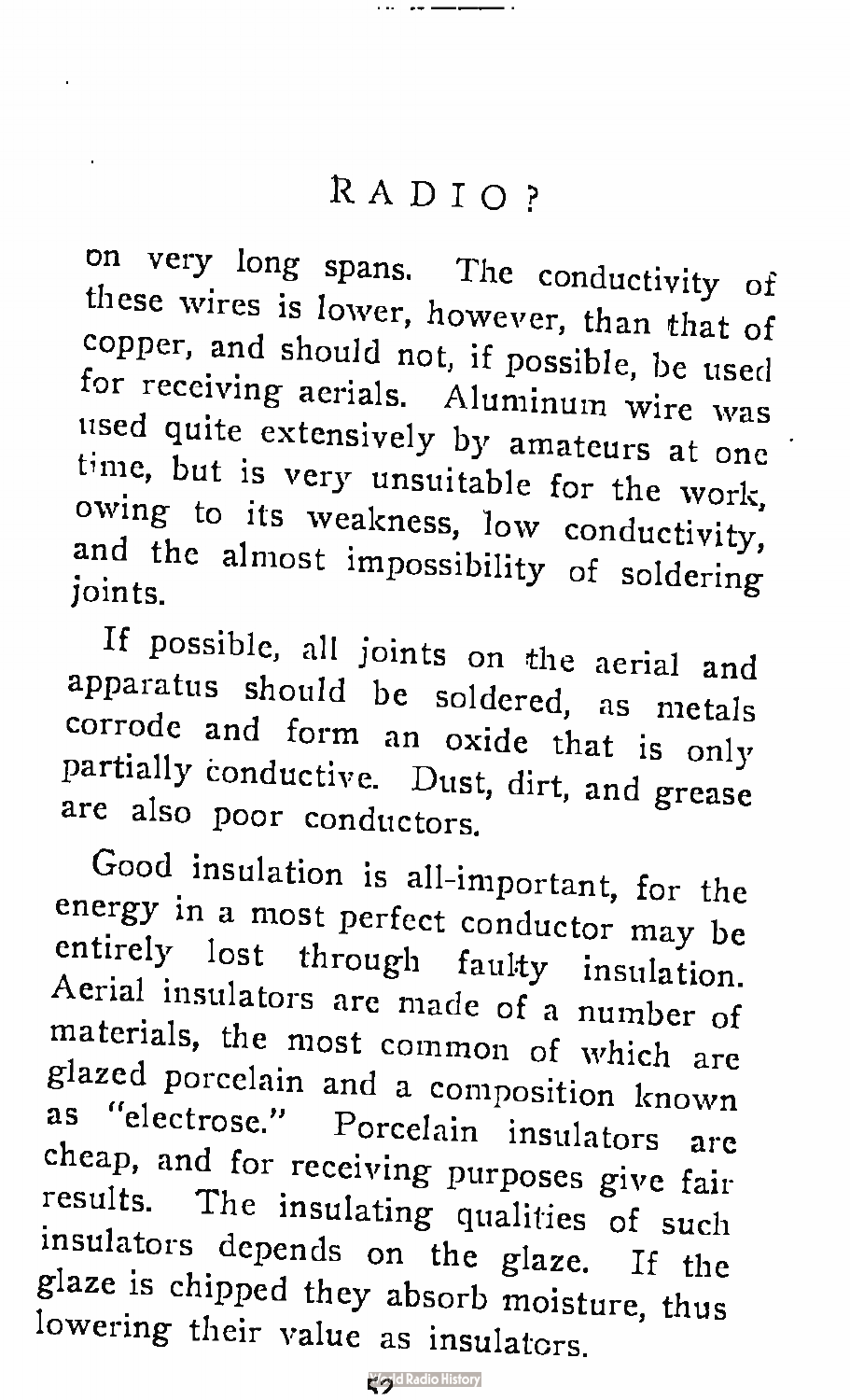on very long spans. The conductivity of these wires is lower, however, than that of copper, and should not, if possible, be used for receiving aerials. Aluminum wire was used quite extensively by amateurs at one time, but is very unsuitable for the work, owing to its weakness, low conductivity, and the almost impossibility of soldering joints.

If possible, all joints on the aerial and apparatus should be soldered, as metals corrode and form an oxide that is only partially conductive. Dust, dirt, and grease are also poor conductors.

Good insulation is all-important, for the energy in a most perfect conductor may be entirely lost through faulty insulation. Aerial insulators are made of a number of materials, the most common of which are glazed porcelain and a composition known as "electrose." Porcelain insulators are cheap, and for receiving purposes give fair results. The insulating qualities of such insulators depends on the glaze. If the glaze is chipped they absorb moisture, thus lowering their value as insulators.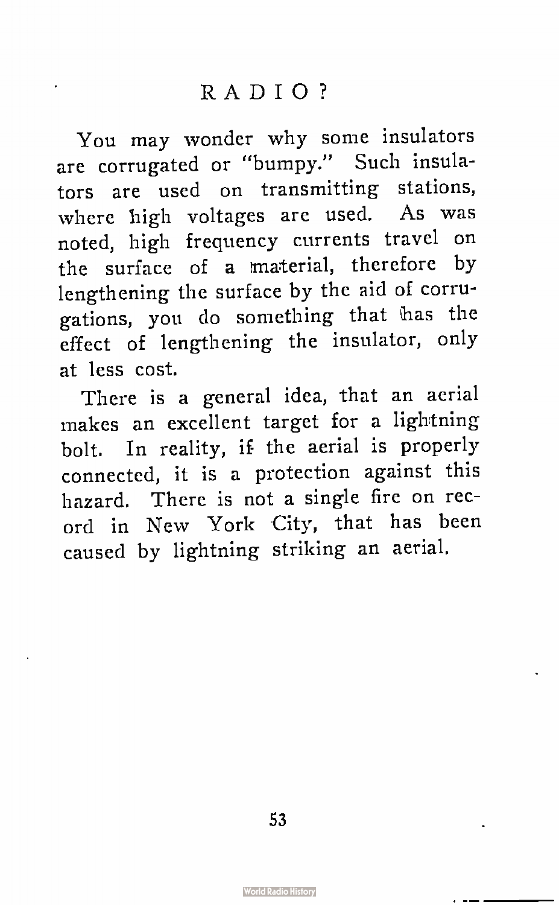You may wonder why some insulators are corrugated or "bumpy." Such insulators are used on transmitting stations, where high voltages are used. As was noted, high frequency currents travel on the surface of a material, therefore by lengthening the surface by the aid of corrugations, you do something that has the effect of lengthening the insulator, only at less cost.

There is a general idea, that an aerial makes an excellent target for a lightning bolt. In reality, if the aerial is properly connected, it is a protection against this hazard. There is not a single fire on record in New York City, that has been caused by lightning striking an aerial.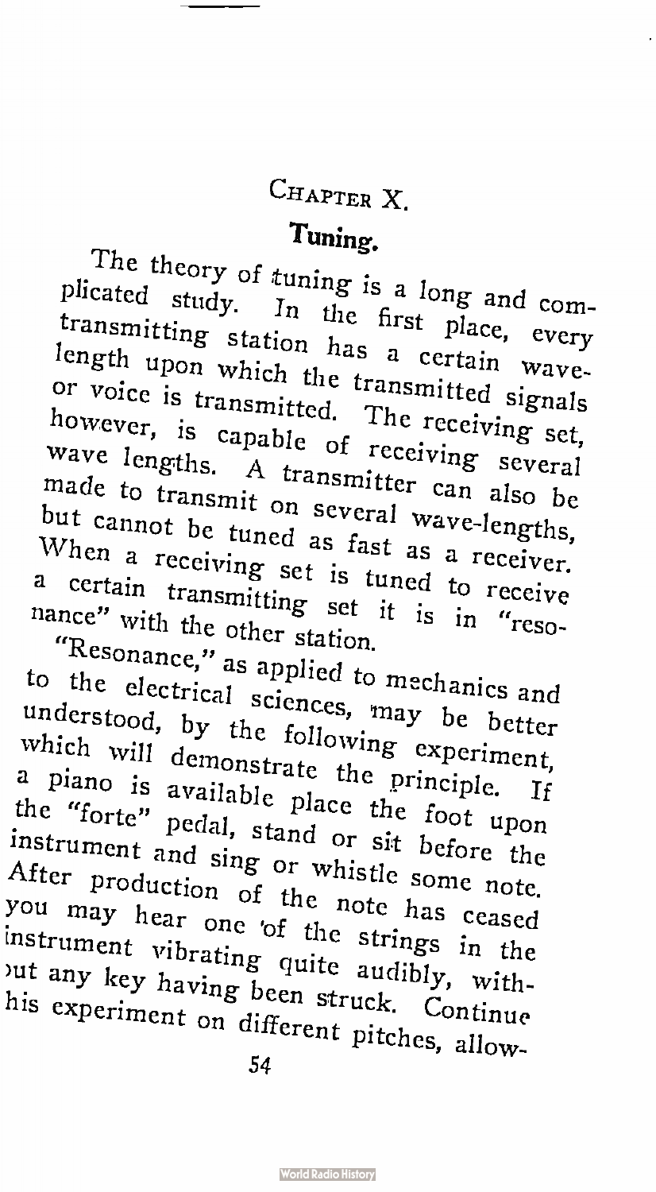# CHAPTER X.

## Tuning.

The theory of tuning is a long and complicated study. In the first place, every transmitting station has a certain wave-length upon which the transmitted signals or voice is transmitted. The receiving set, however, is capable of receiving several wave lengths. A transmitter can also be made to transmit on several wave-lengths, but cannot be tuned as fast as a receiver. When a receiving set is tuned to receive a certain transmitting set it is in "resonance" with the other station.

"Resonance," as applied to mechanics and to the electrical sciences, may be better understood, by the following experiment, which will demonstrate the principle. If a piano is available place the foot upon the "forte" pedal, stand or sit before the instrument and sing or whistle some note. After production of the note has ceased you may hear one of the strings in the instrument vibrating quite audibly, without any key having been struck. Continue his experiment on different pitches, allow-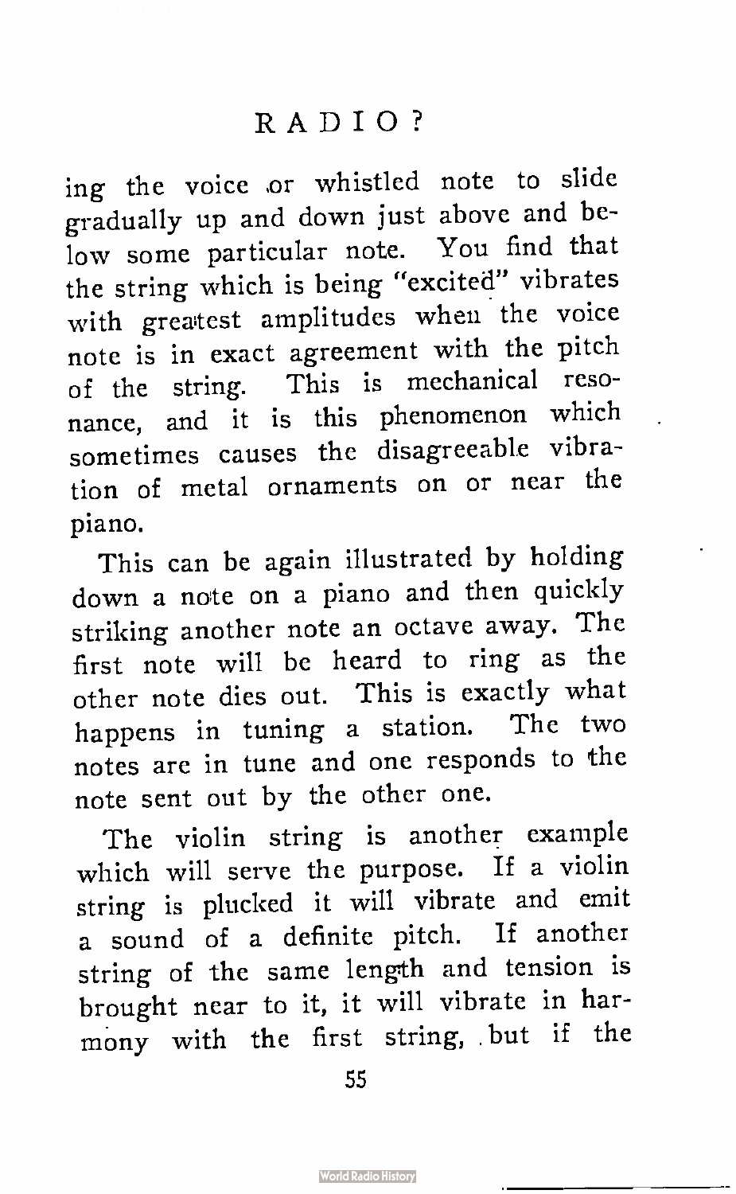ing the voice or whistled note to slide gradually up and down just above and below some particular note. You find that the string which is being "excited" vibrates with greatest amplitudes when the voice note is in exact agreement with the pitch of the string. This is mechanical resonance, and it is this phenomenon which sometimes causes the disagreeable vibration of metal ornaments on or near the piano.

This can be again illustrated by holding down a note on a piano and then quickly striking another note an octave away. The first note will be heard to ring as the other note dies out. This is exactly what happens in tuning a station. The two notes are in tune and one responds to the note sent out by the other one.

The violin string is another example which will serve the purpose. If a violin string is plucked it will vibrate and emit a sound of a definite pitch. If another string of the same length and tension is brought near to it, it will vibrate in harmony with the first string, but if the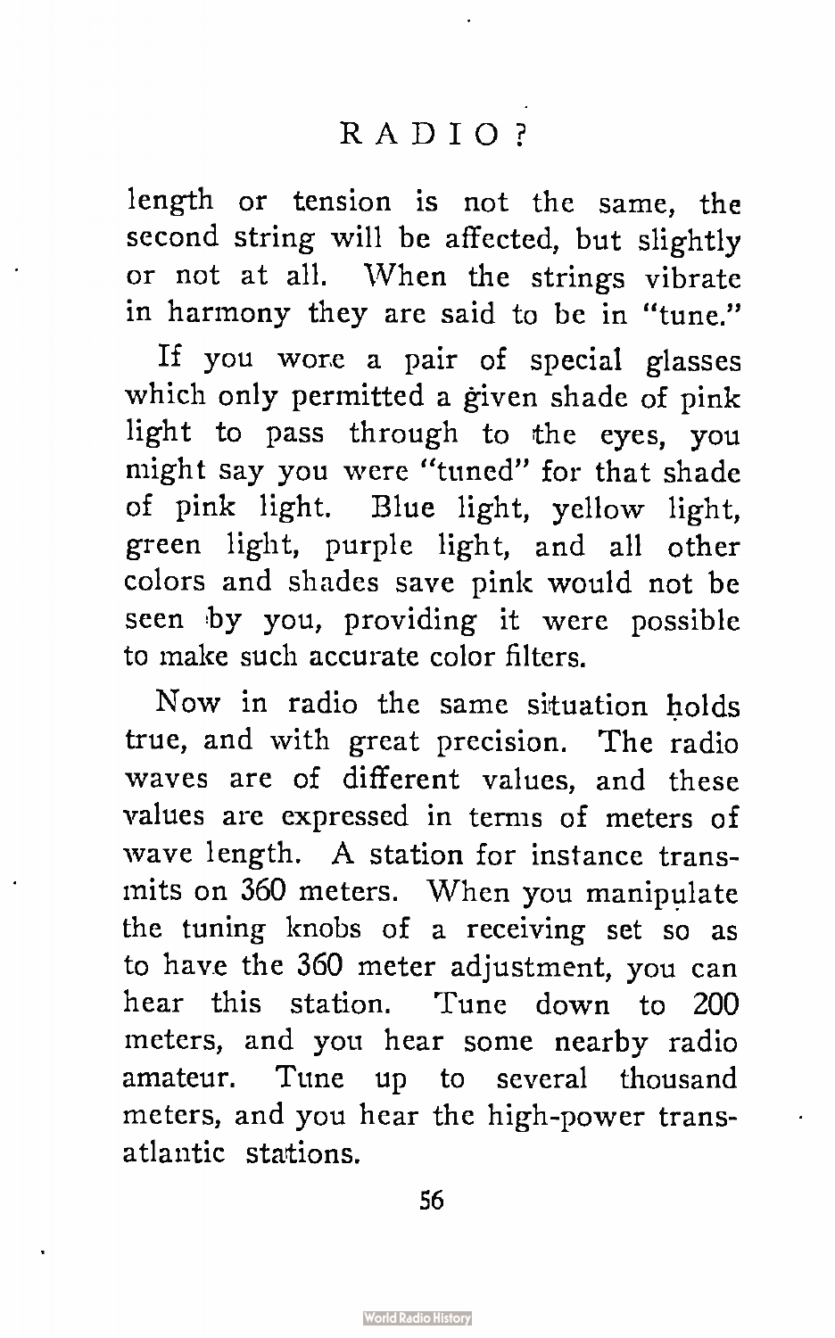length or tension is not the same, the second string will be affected, but slightly or not at all. When the strings vibrate in harmony they are said to be in "tune."

If you wore a pair of special glasses which only permitted a given shade of pink light to pass through to the eyes, you might say you were "tuned" for that shade of pink light. Blue light, yellow light, green light, purple light, and all other colors and shades save pink would not be seen by you, providing it were possible to make such accurate color filters.

Now in radio the same situation holds true, and with great precision. The radio waves are of different values, and these values are expressed in terms of meters of wave length. A station for instance transmits on 360 meters. When you manipulate the tuning knobs of a receiving set so as to have the 360 meter adjustment, you can hear this station. Tune down to 200 meters, and you hear some nearby radio amateur. Tune up to several thousand meters, and you hear the high-power transatlantic stations.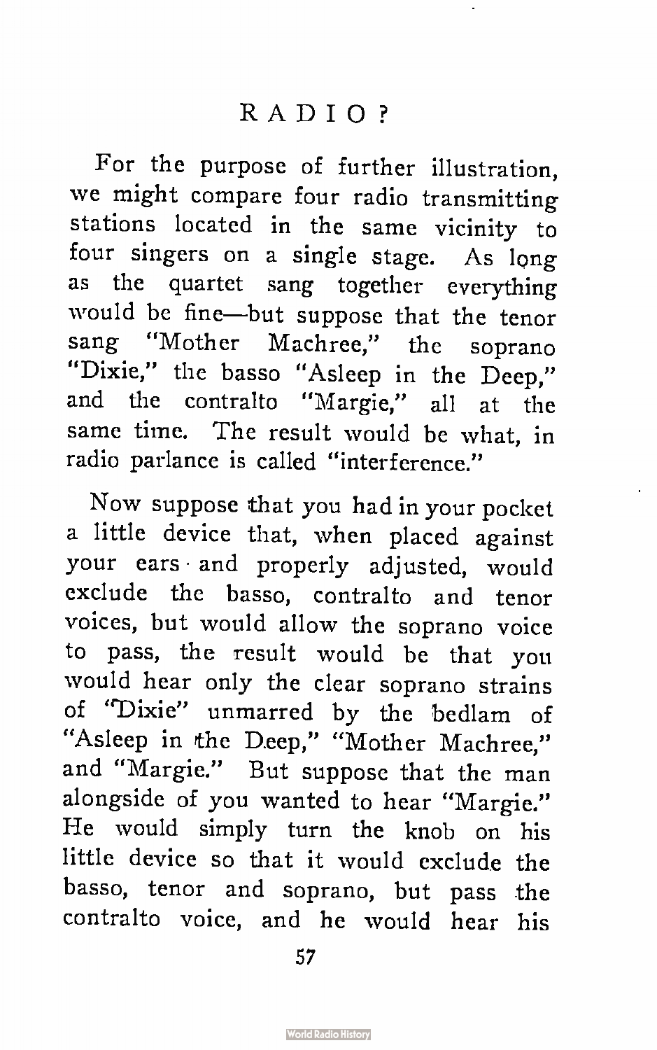For the purpose of further illustration, we might compare four radio transmitting stations located in the same vicinity to four singers on a single stage. As long as the quartet sang together everything would be fine—but suppose that the tenor sang "Mother Machree," the soprano "Dixie," the basso "Asleep in the Deep," and the contralto "Margie," all at the same time. The result would be what, in radio parlance is called "interference."

Now suppose that you had in your pocket a little device that, when placed against your ears and properly adjusted, would exclude the basso, contralto and tenor voices, but would allow the soprano voice to pass, the result would be that you would hear only the clear soprano strains of "Dixie" unmarred by the bedlam of "Asleep in the Deep," "Mother Machree," and "Margie." But suppose that the man alongside of you wanted to hear "Margie." He would simply turn the knob on his little device so that it would exclude the basso, tenor and soprano, but pass the contralto voice, and he would hear his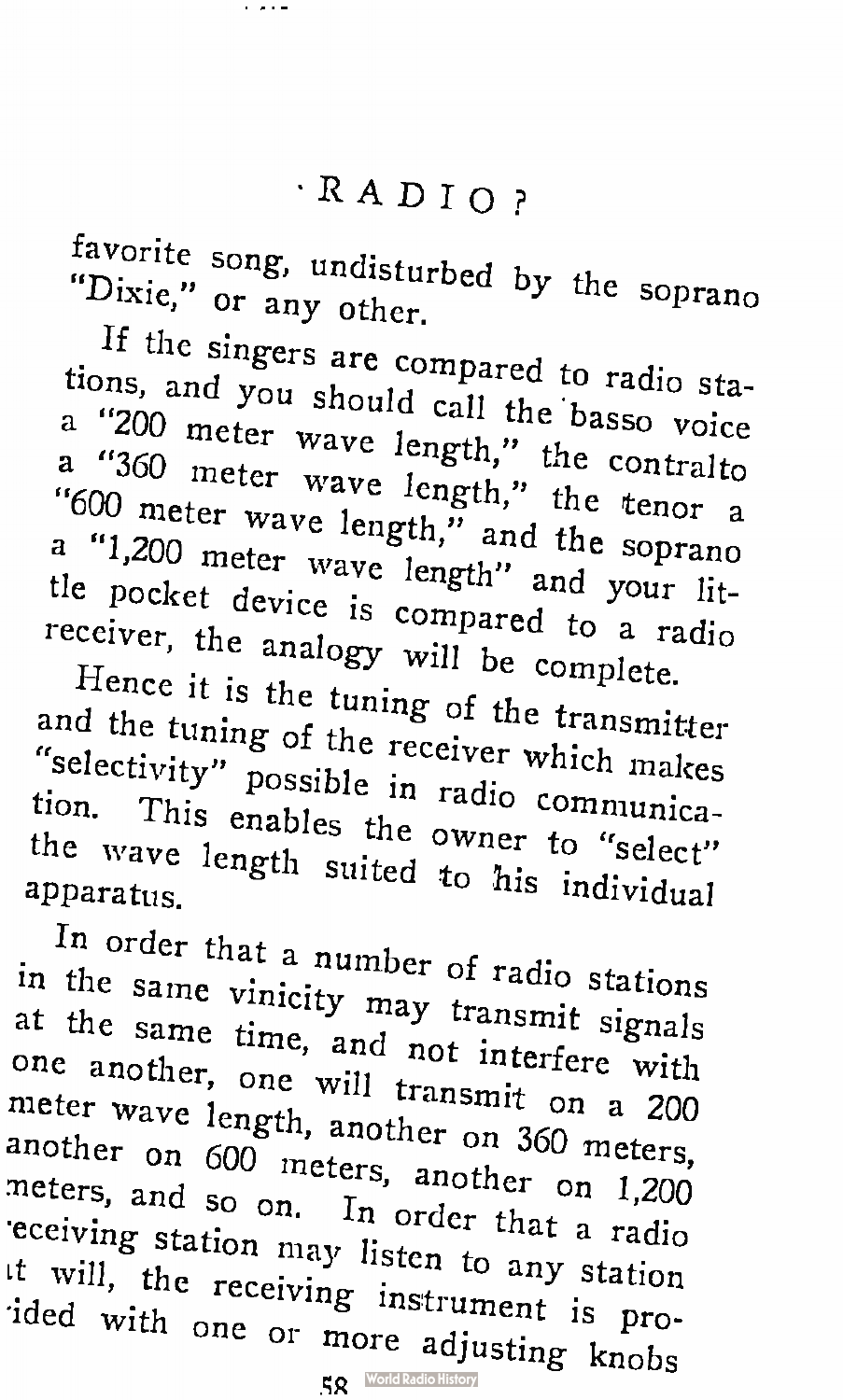favorite song, undisturbed by the soprano "Dixie," or any other.

If the singers are compared to radio stations, and you should call the basso voice a "200 meter wave length," the contralto a "360 meter wave length," the tenor a "600 meter wave length," and the soprano a "1,200 meter wave length" and your little pocket device is compared to a radio receiver, the analogy will be complete.

Hence it is the tuning of the transmitter and the tuning of the receiver which makes "selectivity" possible in radio communication. This enables the owner to "select" the wave length suited to his individual apparatus.

In order that a number of radio stations in the same vinicity may transmit signals at the same time, and not interfere with one another, one will transmit on a 200 meter wave length, another on 360 meters, another on 600 meters, another on 1,200 meters, and so on. In order that a radio receiving station may listen to any station at will, the receiving instrument is provided with one or more adjusting knobs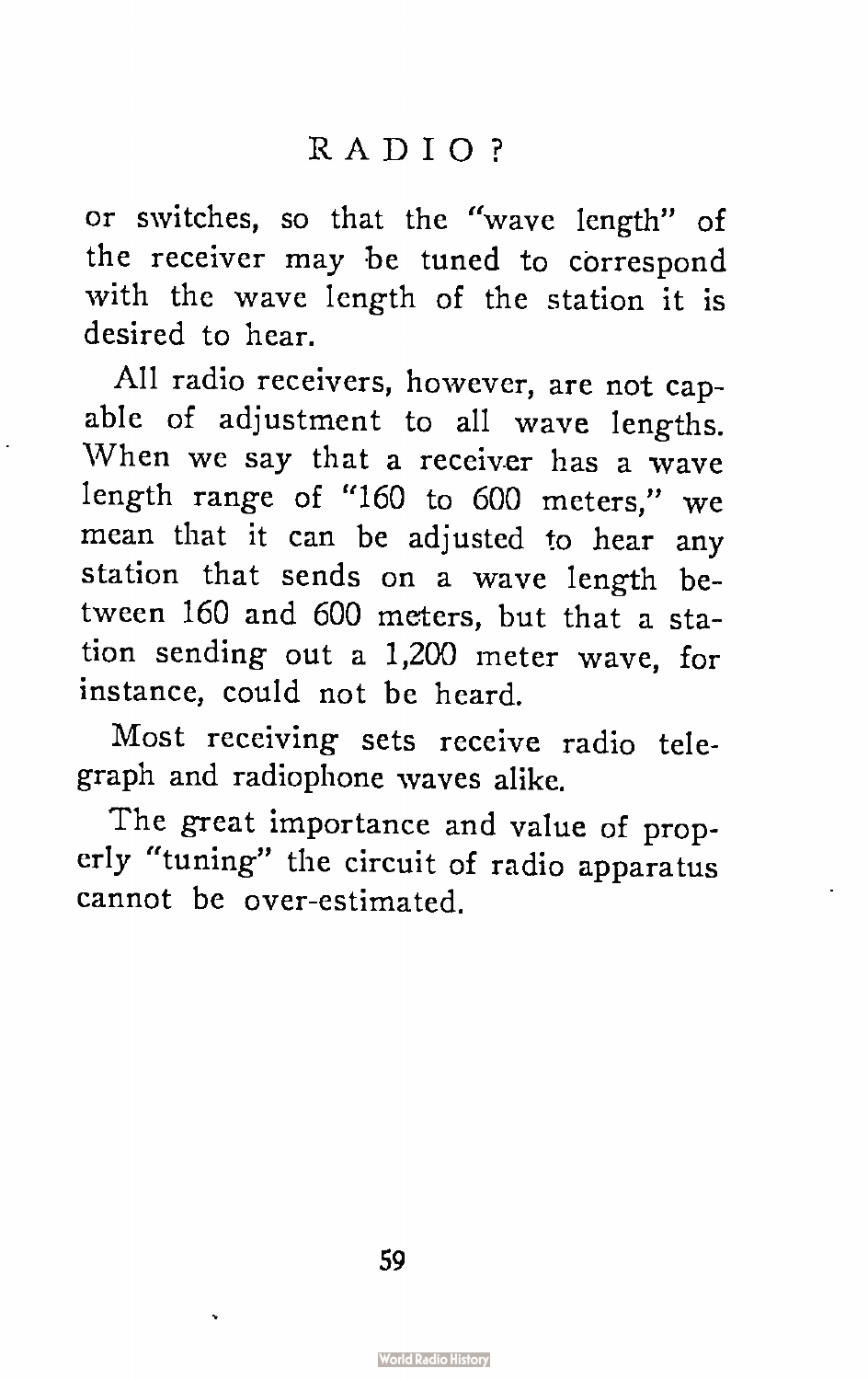or switches, so that the "wave length" of the receiver may be tuned to correspond with the wave length of the station it is desired to hear.

All radio receivers, however, are not capable of adjustment to all wave lengths. When we say that a receiver has a wave length range of "160 to 600 meters," we mean that it can be adjusted to hear any station that sends on a wave length between 160 and 600 meters, but that a station sending out a 1,200 meter wave, for instance, could not be heard.

Most receiving sets receive radio telegraph and radiophone waves alike.

The great importance and value of properly "tuning" the circuit of radio apparatus cannot be over-estimated.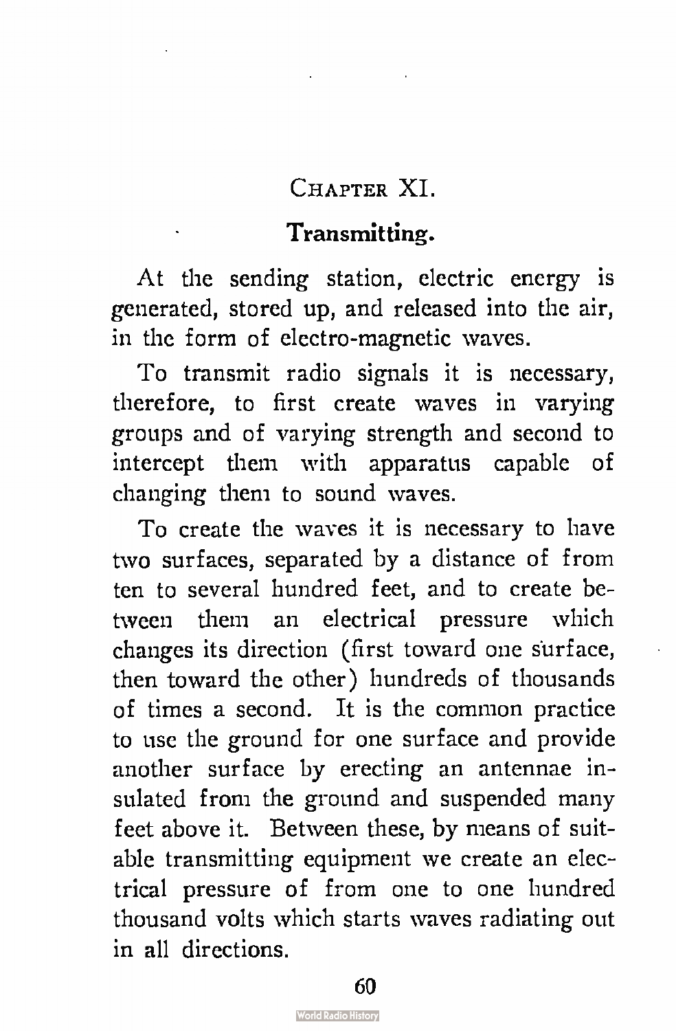## Chapter XI.

### Transmitting.

At the sending station, electric energy is generated, stored up, and released into the air, in the form of electro-magnetic waves.

To transmit radio signals it is necessary, therefore, to first create waves in varying groups and of varying strength and second to intercept them with apparatus capable of changing them to sound waves.

To create the waves it is necessary to have two surfaces, separated by a distance of from ten to several hundred feet, and to create between them an electrical pressure which changes its direction (first toward one surface, then toward the other) hundreds of thousands of times a second. It is the common practice to use the ground for one surface and provide another surface by erecting an antennae insulated from the ground and suspended many feet above it. Between these, by means of suitable transmitting equipment we create an electrical pressure of from one to one hundred thousand volts which starts waves radiating out in all directions.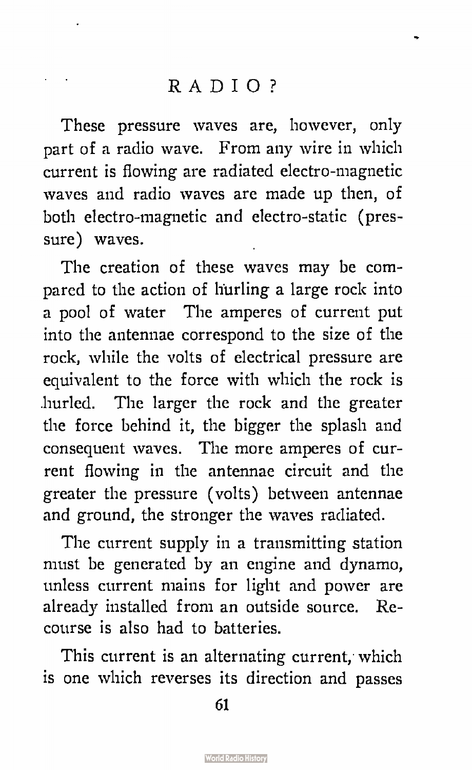These pressure waves are, however, only part of a radio wave. From any wire in which current is flowing are radiated electro-magnetic waves and radio waves are made up then, of both electro-magnetic and electro-static (pressure) waves.

The creation of these waves may be compared to the action of hurling a large rock into a pool of water The amperes of current put into the antennae correspond to the size of the rock, while the volts of electrical pressure are equivalent to the force with which the rock is hurled. The larger the rock and the greater the force behind it, the bigger the splash and consequent waves. The more amperes of current flowing in the antennae circuit and the greater the pressure (volts) between antennae and ground, the stronger the waves radiated.

The current supply in a transmitting station must be generated by an engine and dynamo, unless current mains for light and power are already installed from an outside source. Recourse is also had to batteries.

This current is an alternating current, which is one which reverses its direction and passes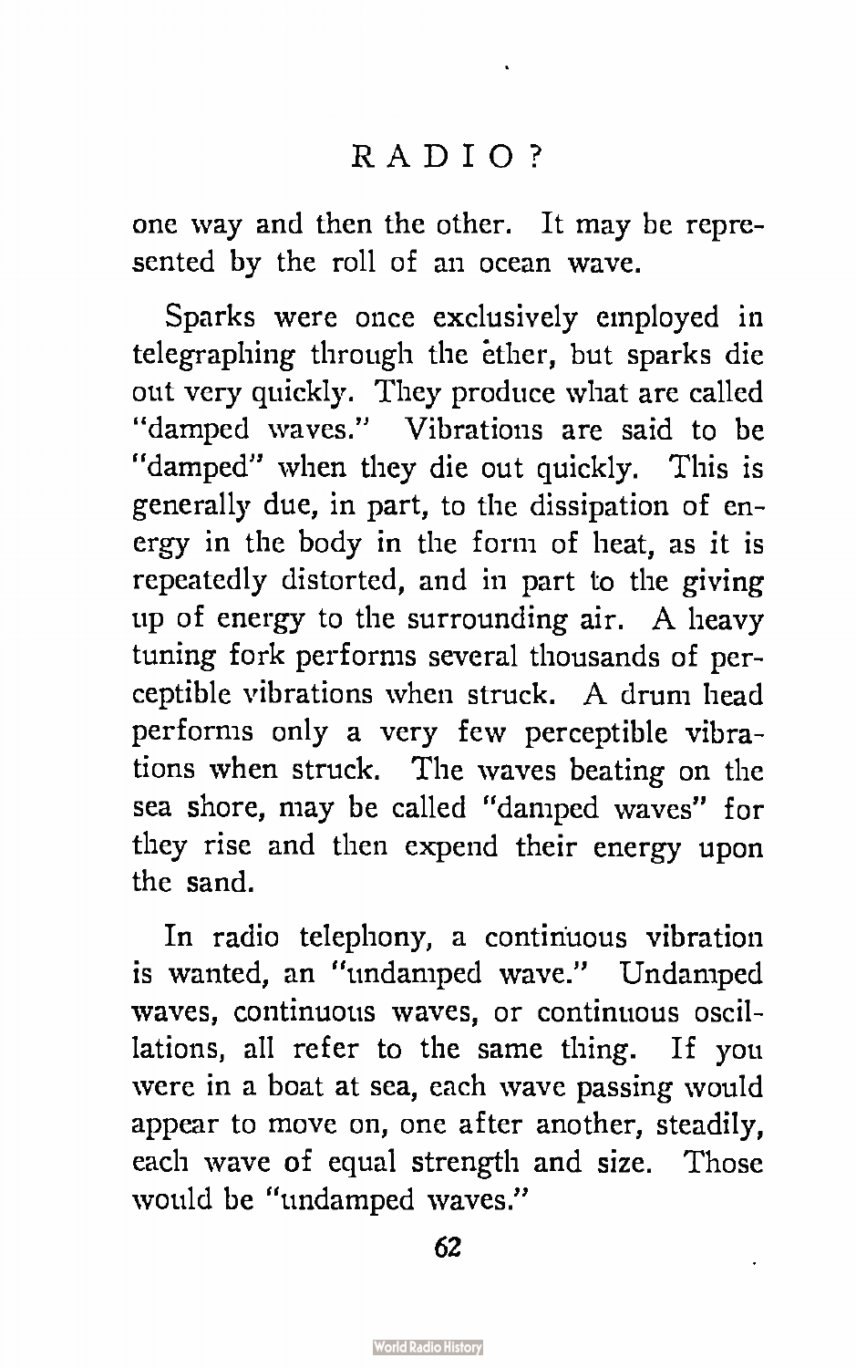one way and then the other. It may be represented by the roll of an ocean wave.

Sparks were once exclusively employed in telegraphing through the ether, but sparks die out very quickly. They produce what are called "damped waves." Vibrations are said to be "damped" when they die out quickly. This is generally due, in part, to the dissipation of energy in the body in the form of heat, as it is repeatedly distorted, and in part to the giving up of energy to the surrounding air. A heavy tuning fork performs several thousands of perceptible vibrations when struck. A drum head performs only a very few perceptible vibrations when struck. The waves beating on the sea shore, may be called "damped waves" for they rise and then expend their energy upon the sand.

In radio telephony, a continuous vibration is wanted, an "undamped wave." Undamped waves, continuous waves, or continuous oscillations, all refer to the same thing. If you were in a boat at sea, each wave passing would appear to move on, one after another, steadily, each wave of equal strength and size. Those would be "undamped waves."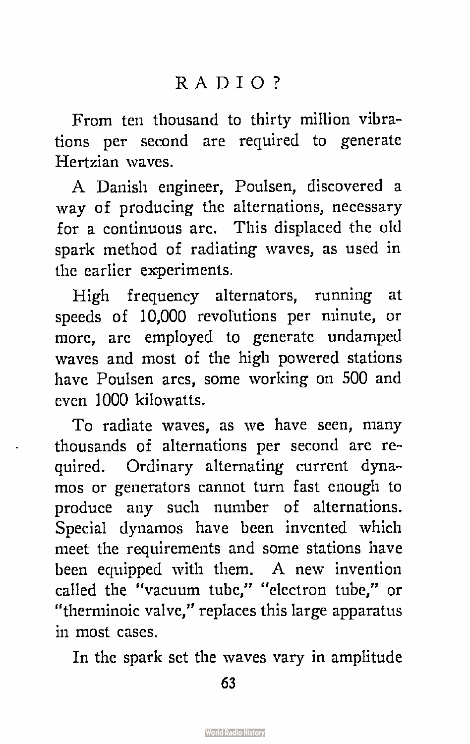From ten thousand to thirty million vibrations per second are required to generate Hertzian waves.

A Danish engineer, Poulsen, discovered a way of producing the alternations, necessary for a continuous arc. This displaced the old spark method of radiating waves, as used in the earlier experiments.

High frequency alternators, running at speeds of 10,000 revolutions per minute, or more, are employed to generate undamped waves and most of the high powered stations have Poulsen arcs, some working on 500 and even 1000 kilowatts.

To radiate waves, as we have seen, many thousands of alternations per second are required. Ordinary alternating current dynamos or generators cannot turn fast enough to produce any such number of alternations. Special dynamos have been invented which meet the requirements and some stations have been equipped with them. A new invention called the "vacuum tube," "electron tube," or "therminoic valve," replaces this large apparatus in most cases.

In the spark set the waves vary in amplitude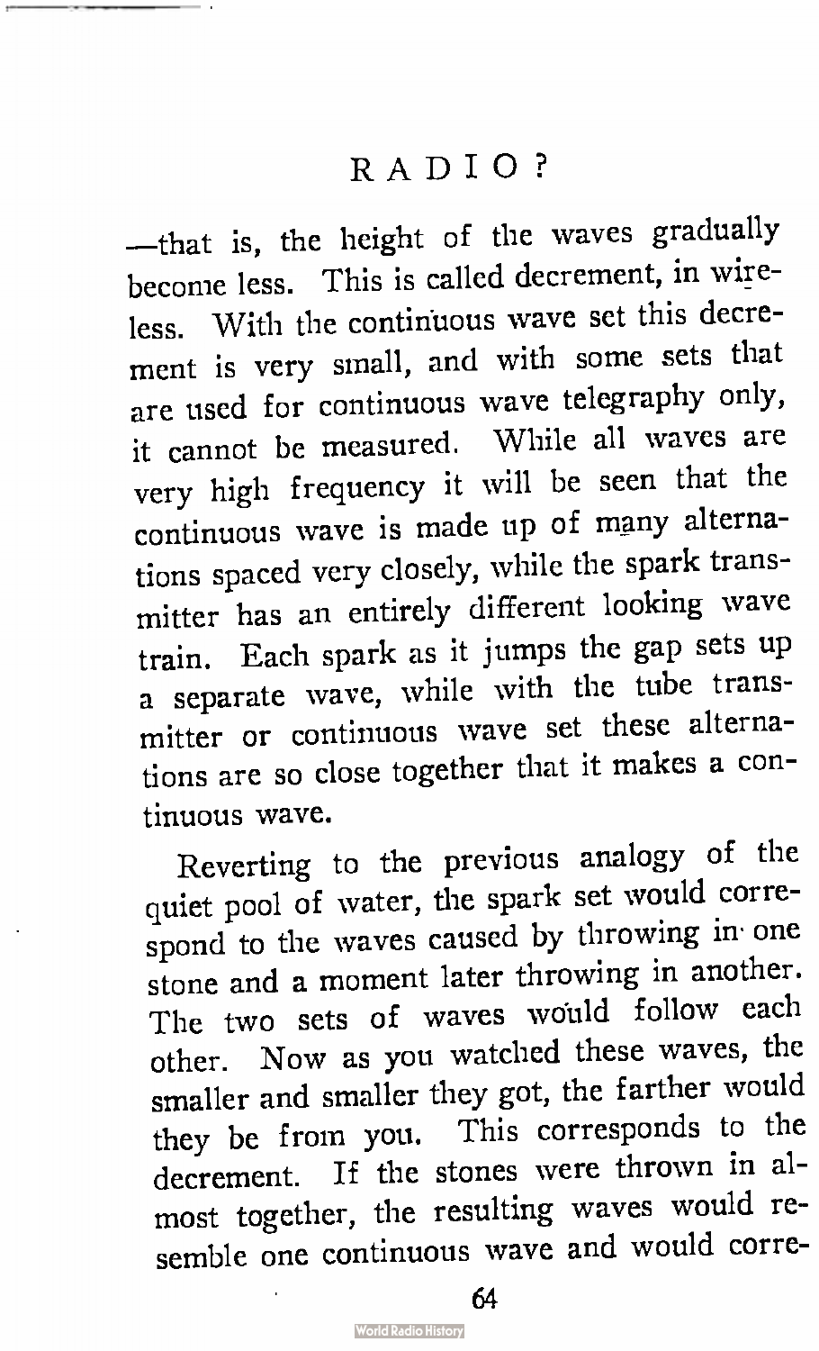—that is, the height of the waves gradually become less. This is called decrement, in wireless. With the continuous wave set this decrement is very small, and with some sets that are used for continuous wave telegraphy only, it cannot be measured. While all waves are very high frequency it will be seen that the continuous wave is made up of many alternations spaced very closely, while the spark transmitter has an entirely different looking wave train. Each spark as it jumps the gap sets up a separate wave, while with the tube transmitter or continuous wave set these alternations are so close together that it makes a continuous wave.

Reverting to the previous analogy of the quiet pool of water, the spark set would correspond to the waves caused by throwing in one stone and a moment later throwing in another. The two sets of waves would follow each other. Now as you watched these waves, the smaller and smaller they got, the farther would they be from you. This corresponds to the decrement. If the stones were thrown in almost together, the resulting waves would resemble one continuous wave and would corre-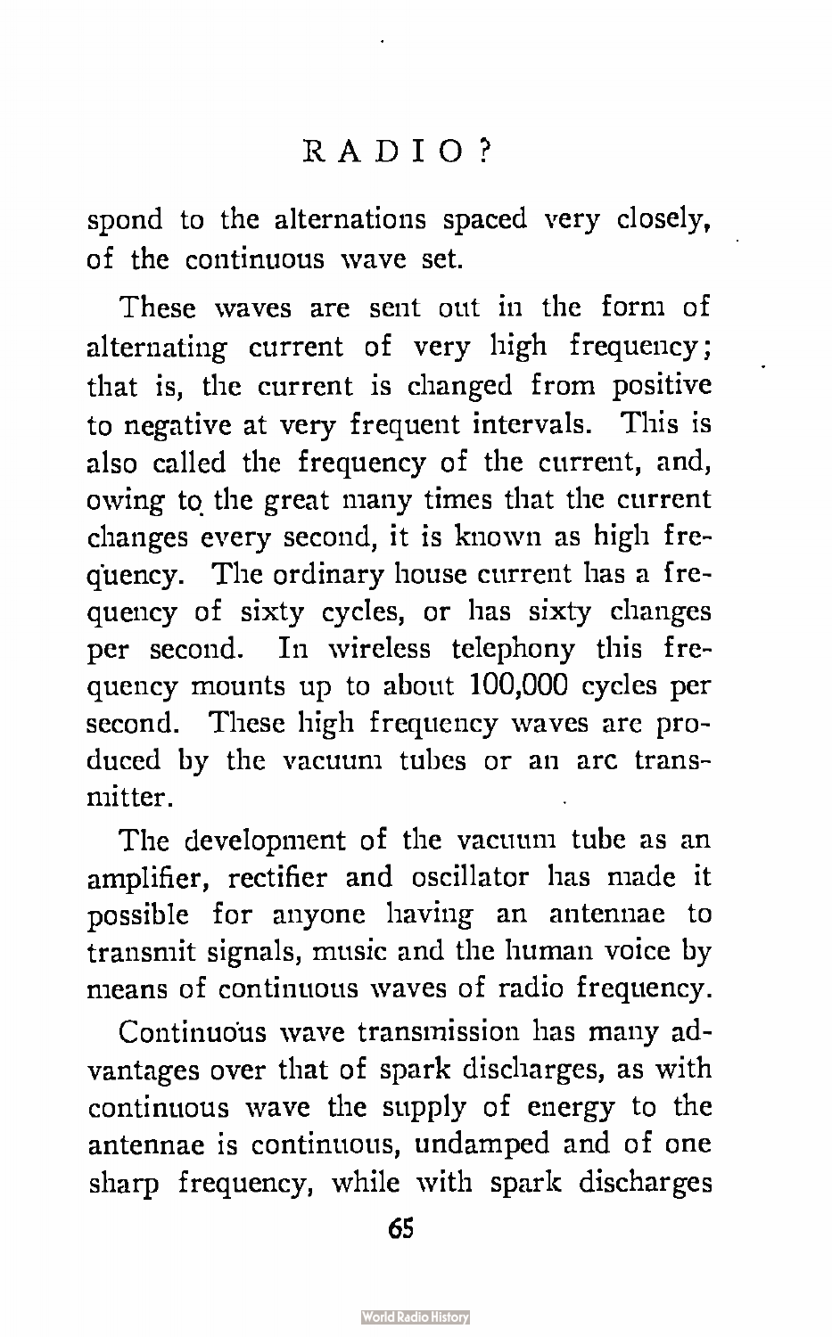spond to the alternations spaced very closely, of the continuous wave set.

These waves are sent out in the form of alternating current of very high frequency; that is, the current is changed from positive to negative at very frequent intervals. This is also called the frequency of the current, and, owing to the great many times that the current changes every second, it is known as high frequency. The ordinary house current has a frequency of sixty cycles, or has sixty changes per second. In wireless telephony this frequency mounts up to about 100,000 cycles per second. These high frequency waves are produced by the vacuum tubes or an arc transmitter.

The development of the vacuum tube as an amplifier, rectifier and oscillator has made it possible for anyone having an antennae to transmit signals, music and the human voice by means of continuous waves of radio frequency.

Continuous wave transmission has many advantages over that of spark discharges, as with continuous wave the supply of energy to the antennae is continuous, undamped and of one sharp frequency, while with spark discharges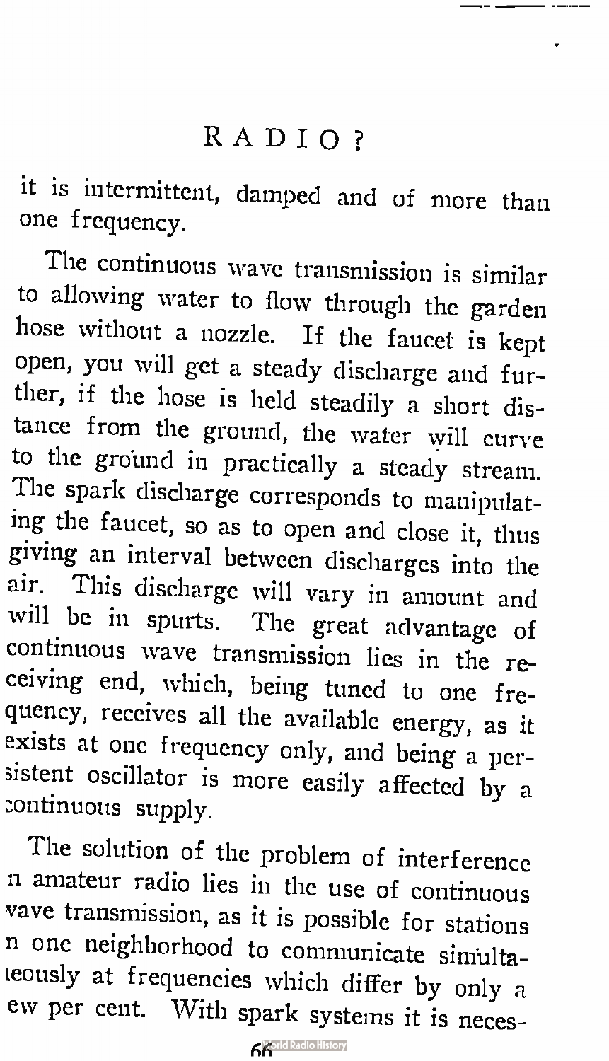it is intermittent, damped and of more than one frequency.

The continuous wave transmission is similar to allowing water to flow through the garden hose without a nozzle. If the faucet is kept open, you will get a steady discharge and further, if the hose is held steadily a short distance from the ground, the water will curve to the ground in practically a steady stream. The spark discharge corresponds to manipulating the faucet, so as to open and close it, thus giving an interval between discharges into the air. This discharge will vary in amount and will be in spurts. The great advantage of continuous wave transmission lies in the receiving end, which, being tuned to one frequency, receives all the available energy, as it exists at one frequency only, and being a persistent oscillator is more easily affected by a continuous supply.

The solution of the problem of interference in amateur radio lies in the use of continuous wave transmission, as it is possible for stations in one neighborhood to communicate simultaneously at frequencies which differ by only a few per cent. With spark systems it is neces-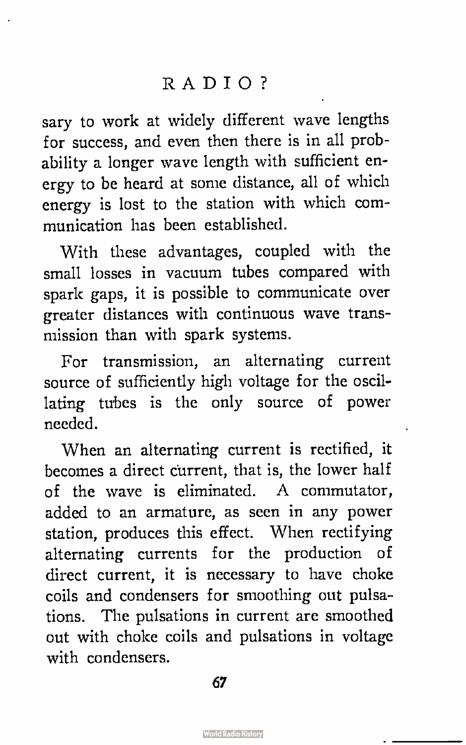sary to work at widely different wave lengths for success, and even then there is in all probability a longer wave length with sufficient energy to be heard at some distance, all of which energy is lost to the station with which communication has been established.

With these advantages, coupled with the small losses in vacuum tubes compared with spark gaps, it is possible to communicate over greater distances with continuous wave transmission than with spark systems.

For transmission, an alternating current source of sufficiently high voltage for the oscillating tubes is the only source of power needed.

When an alternating current is rectified, it becomes a direct current, that is, the lower half of the wave is eliminated. A commutator, added to an armature, as seen in any power station, produces this effect. When rectifying alternating currents for the production of direct current, it is necessary to have choke coils and condensers for smoothing out pulsations. The pulsations in current are smoothed out with choke coils and pulsations in voltage with condensers.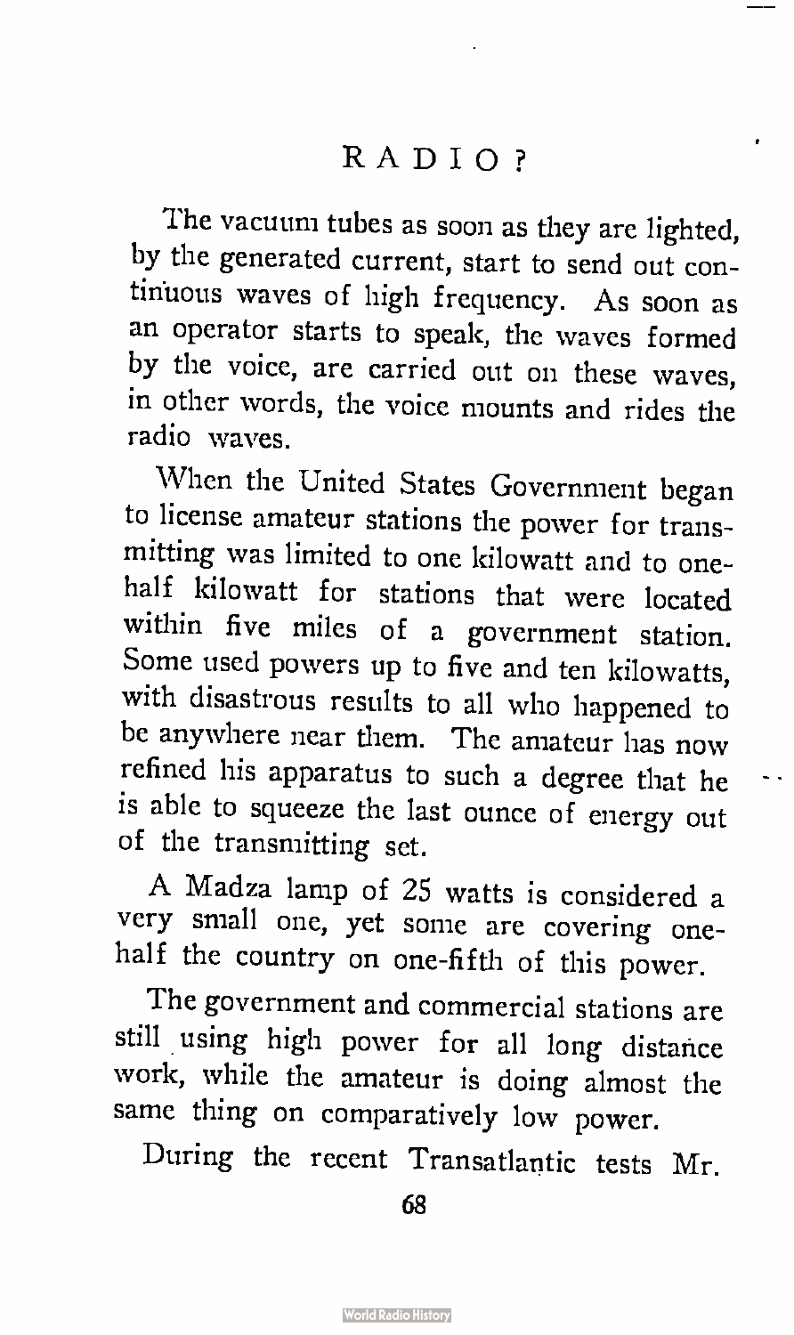The vacuum tubes as soon as they are lighted, by the generated current, start to send out continuous waves of high frequency. As soon as an operator starts to speak, the waves formed by the voice, are carried out on these waves, in other words, the voice mounts and rides the radio waves.

When the United States Government began to license amateur stations the power for transmitting was limited to one kilowatt and to one-half kilowatt for stations that were located within five miles of a government station. Some used powers up to five and ten kilowatts, with disastrous results to all who happened to be anywhere near them. The amateur has now refined his apparatus to such a degree that he is able to squeeze the last ounce of energy out of the transmitting set.

A Madza lamp of 25 watts is considered a very small one, yet some are covering one-half the country on one-fifth of this power.

The government and commercial stations are still using high power for all long distance work, while the amateur is doing almost the same thing on comparatively low power.

During the recent Transatlantic tests Mr.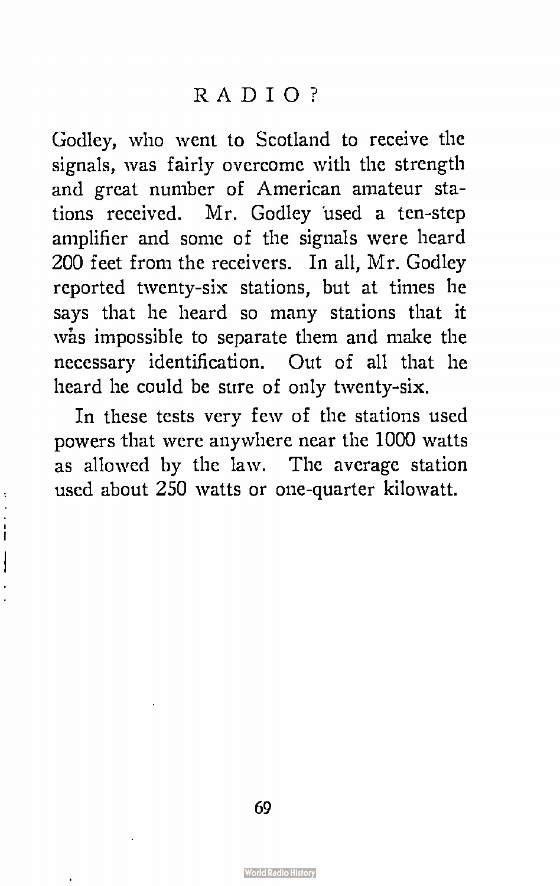Godley, who went to Scotland to receive the signals, was fairly overcome with the strength and great number of American amateur stations received. Mr. Godley used a ten-step amplifier and some of the signals were heard 200 feet from the receivers. In all, Mr. Godley reported twenty-six stations, but at times he says that he heard so many stations that it was impossible to separate them and make the necessary identification. Out of all that he heard he could be sure of only twenty-six.

In these tests very few of the stations used powers that were anywhere near the 1000 watts as allowed by the law. The average station used about 250 watts or one-quarter kilowatt.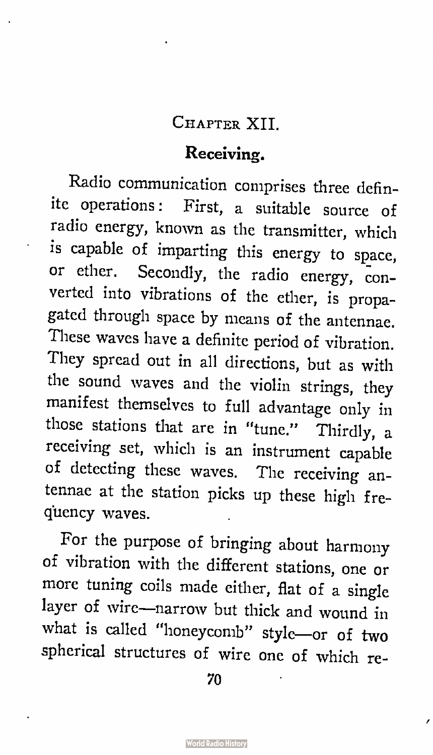## CHAPTER XII.

### Receiving.

Radio communication comprises three definite operations: First, a suitable source of radio energy, known as the transmitter, which is capable of imparting this energy to space, or ether. Secondly, the radio energy, converted into vibrations of the ether, is propagated through space by means of the antennae. These waves have a definite period of vibration. They spread out in all directions, but as with the sound waves and the violin strings, they manifest themselves to full advantage only in those stations that are in "tune." Thirdly, a receiving set, which is an instrument capable of detecting these waves. The receiving antennae at the station picks up these high frequency waves.

For the purpose of bringing about harmony of vibration with the different stations, one or more tuning coils made either, flat of a single layer of wire—narrow but thick and wound in what is called "honeycomb" style—or of two spherical structures of wire one of which re-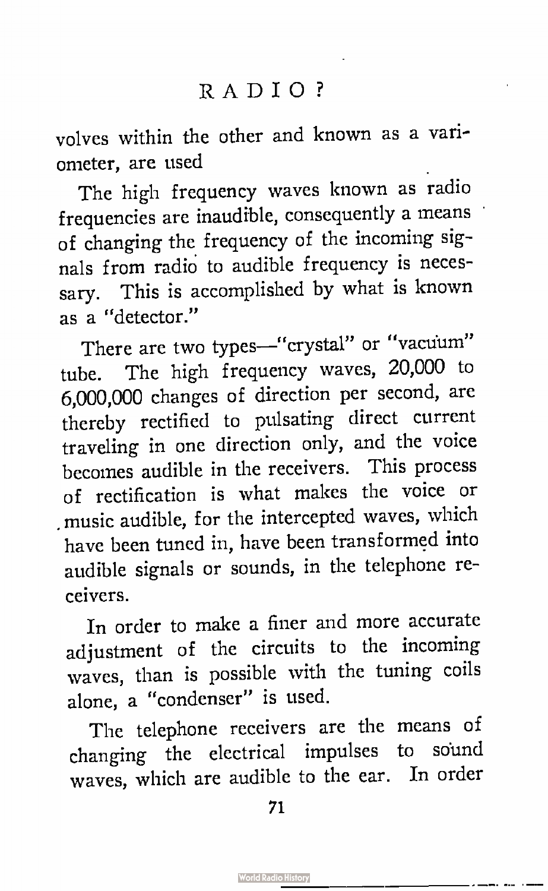volves within the other and known as a variometer, are used

The high frequency waves known as radio frequencies are inaudible, consequently a means of changing the frequency of the incoming signals from radio to audible frequency is necessary. This is accomplished by what is known as a "detector."

There are two types—"crystal" or "vacuum" tube. The high frequency waves, 20,000 to 6,000,000 changes of direction per second, are thereby rectified to pulsating direct current traveling in one direction only, and the voice becomes audible in the receivers. This process of rectification is what makes the voice or music audible, for the intercepted waves, which have been tuned in, have been transformed into audible signals or sounds, in the telephone receivers.

In order to make a finer and more accurate adjustment of the circuits to the incoming waves, than is possible with the tuning coils alone, a "condenser" is used.

The telephone receivers are the means of changing the electrical impulses to sound waves, which are audible to the ear. In order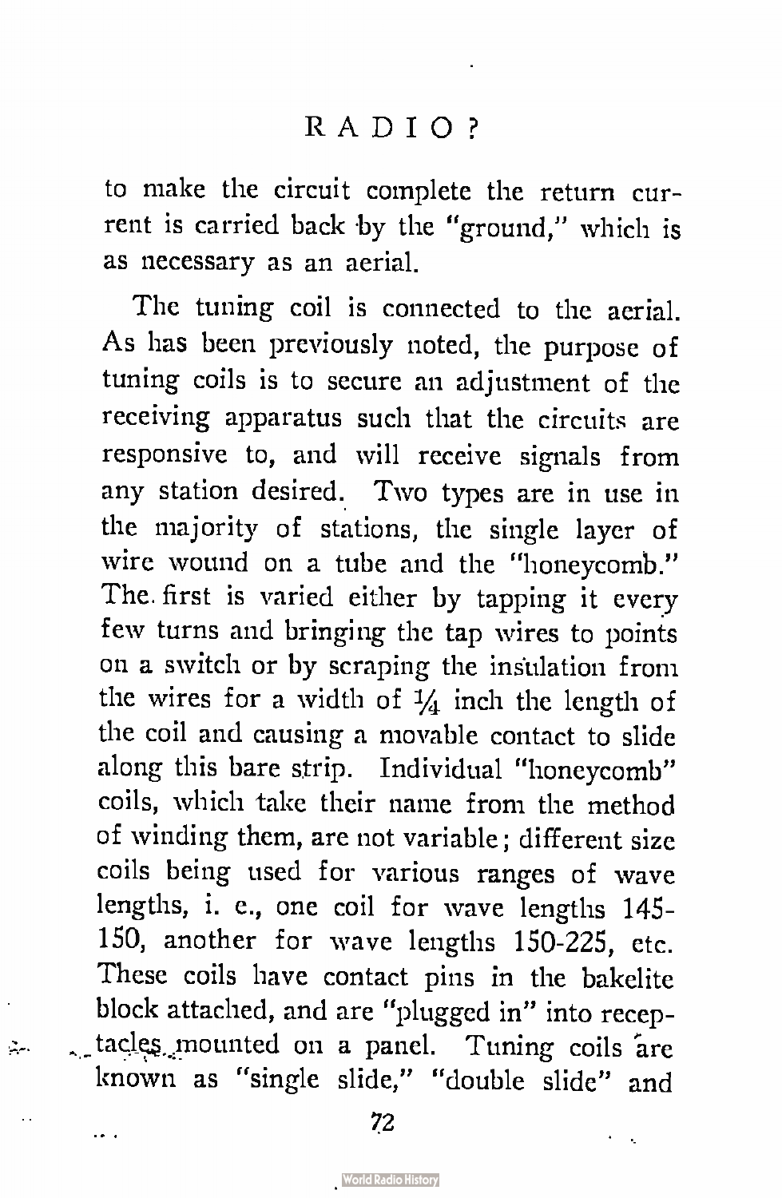to make the circuit complete the return current is carried back by the "ground," which is as necessary as an aerial.

The tuning coil is connected to the aerial. As has been previously noted, the purpose of tuning coils is to secure an adjustment of the receiving apparatus such that the circuits are responsive to, and will receive signals from any station desired. Two types are in use in the majority of stations, the single layer of wire wound on a tube and the "honeycomb." The first is varied either by tapping it every few turns and bringing the tap wires to points on a switch or by scraping the insulation from the wires for a width of ¼ inch the length of the coil and causing a movable contact to slide along this bare strip. Individual "honeycomb" coils, which take their name from the method of winding them, are not variable; different size coils being used for various ranges of wave lengths, i. e., one coil for wave lengths 145-150, another for wave lengths 150-225, etc. These coils have contact pins in the bakelite block attached, and are "plugged in" into receptacles mounted on a panel. Tuning coils are known as "single slide," "double slide" and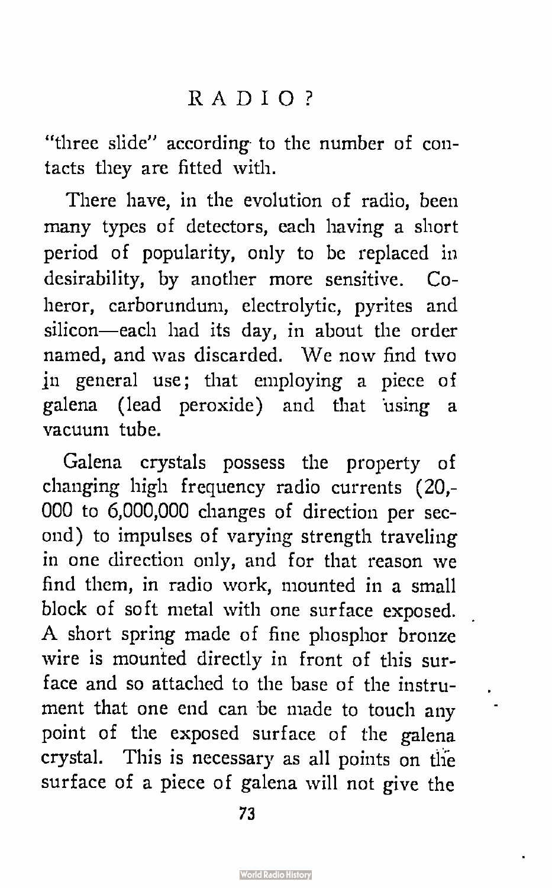"three slide" according to the number of contacts they are fitted with.

There have, in the evolution of radio, been many types of detectors, each having a short period of popularity, only to be replaced in desirability, by another more sensitive. Coheror, carborundum, electrolytic, pyrites and silicon—each had its day, in about the order named, and was discarded. We now find two in general use; that employing a piece of galena (lead peroxide) and that using a vacuum tube.

Galena crystals possess the property of changing high frequency radio currents (20,000 to 6,000,000 changes of direction per second) to impulses of varying strength traveling in one direction only, and for that reason we find them, in radio work, mounted in a small block of soft metal with one surface exposed. A short spring made of fine phosphor bronze wire is mounted directly in front of this surface and so attached to the base of the instrument that one end can be made to touch any point of the exposed surface of the galena crystal. This is necessary as all points on the surface of a piece of galena will not give the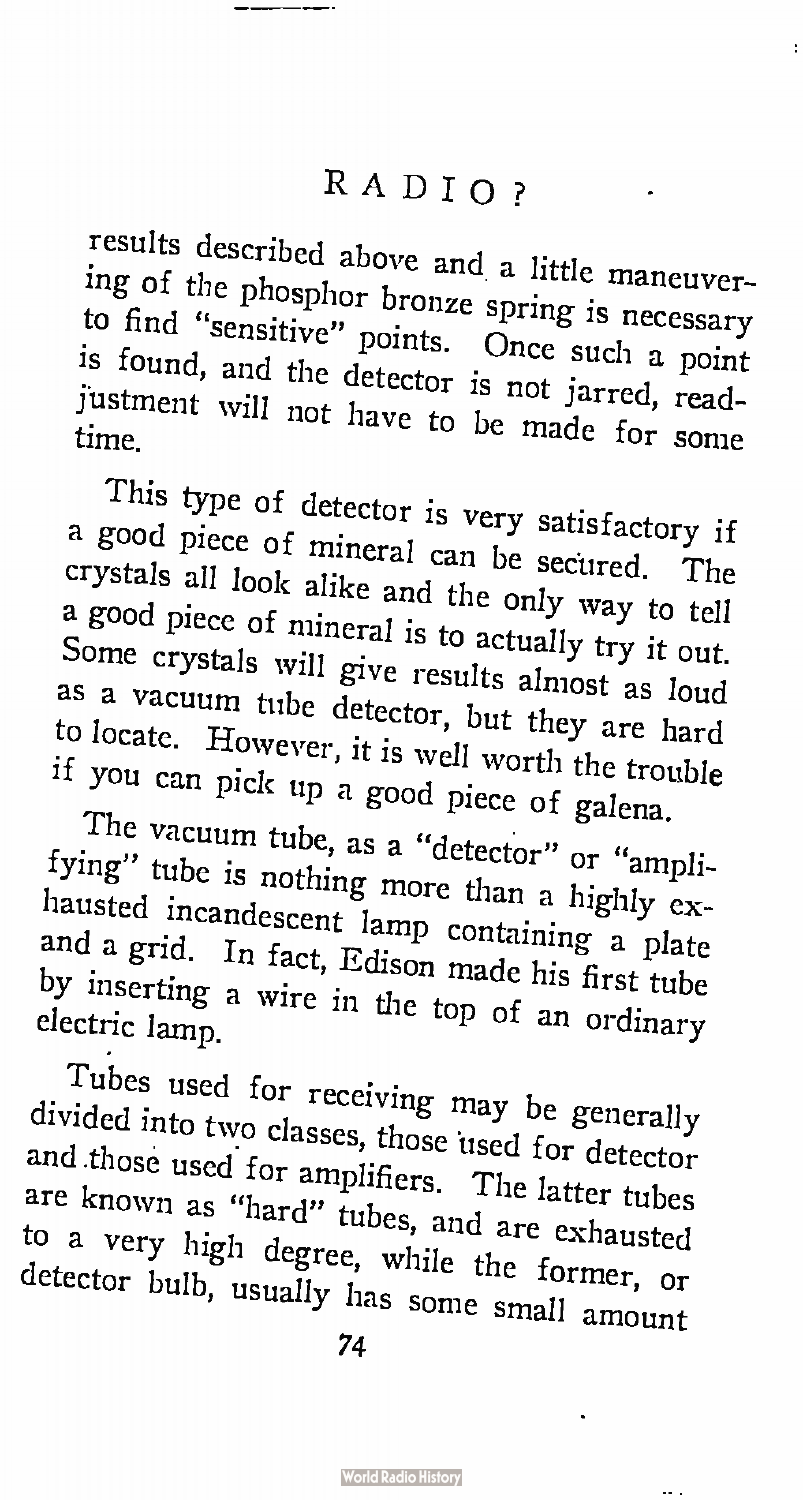results described above and a little maneuvering of the phosphor bronze spring is necessary to find "sensitive" points. Once such a point is found, and the detector is not jarred, readjustment will not have to be made for some time.

This type of detector is very satisfactory if a good piece of mineral can be secured. The crystals all look alike and the only way to tell a good piece of mineral is to actually try it out. Some crystals will give results almost as loud as a vacuum tube detector, but they are hard to locate. However, it is well worth the trouble if you can pick up a good piece of galena.

The vacuum tube, as a "detector" or "amplifying" tube is nothing more than a highly exhausted incandescent lamp containing a plate and a grid. In fact, Edison made his first tube by inserting a wire in the top of an ordinary electric lamp.

Tubes used for receiving may be generally divided into two classes, those used for detector and those used for amplifiers. The latter tubes are known as "hard" tubes, and are exhausted to a very high degree, while the former, or detector bulb, usually has some small amount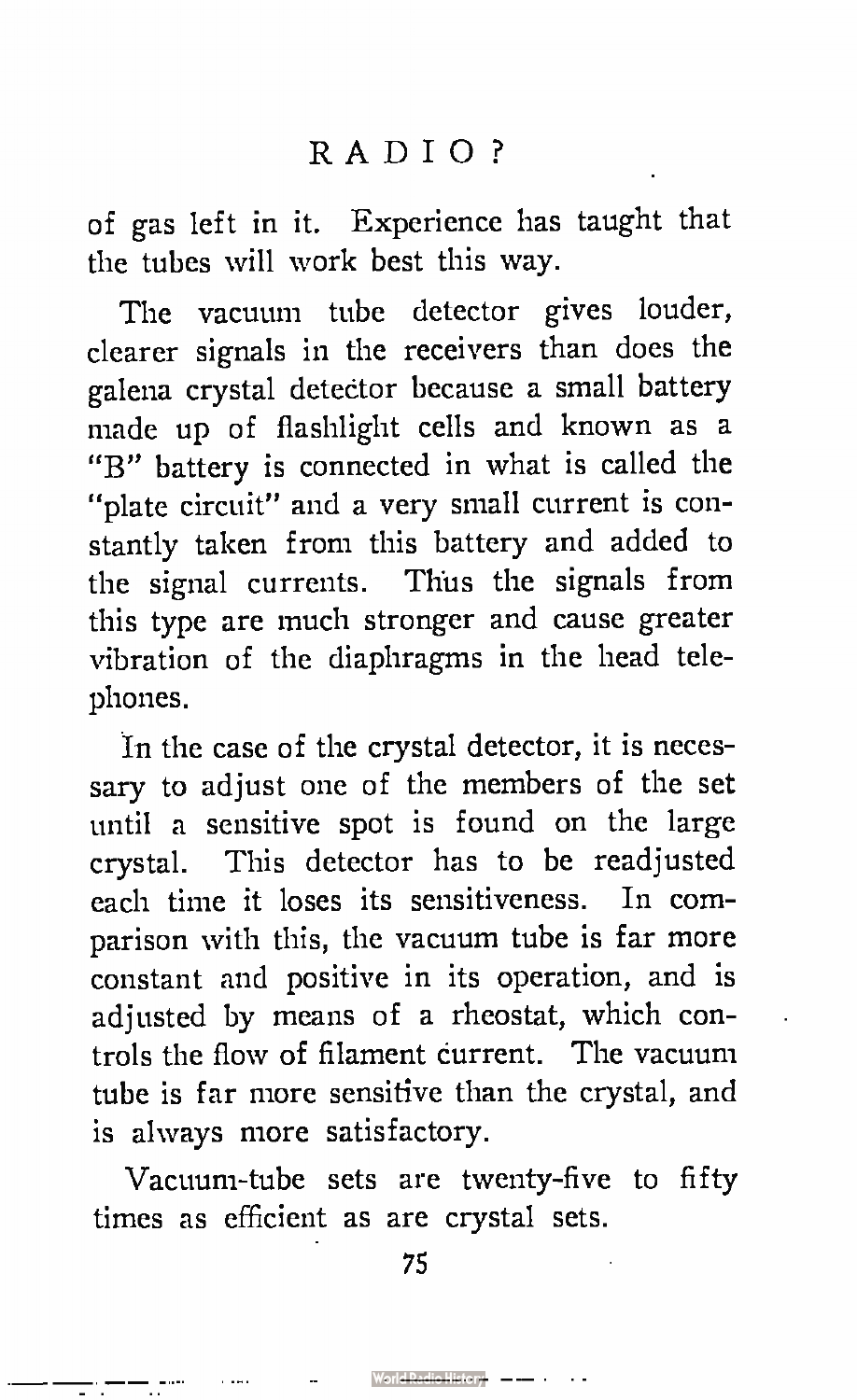of gas left in it. Experience has taught that the tubes will work best this way.

The vacuum tube detector gives louder, clearer signals in the receivers than does the galena crystal detector because a small battery made up of flashlight cells and known as a "B" battery is connected in what is called the "plate circuit" and a very small current is constantly taken from this battery and added to the signal currents. Thus the signals from this type are much stronger and cause greater vibration of the diaphragms in the head telephones.

In the case of the crystal detector, it is necessary to adjust one of the members of the set until a sensitive spot is found on the large crystal. This detector has to be readjusted each time it loses its sensitiveness. In comparison with this, the vacuum tube is far more constant and positive in its operation, and is adjusted by means of a rheostat, which controls the flow of filament current. The vacuum tube is far more sensitive than the crystal, and is always more satisfactory.

Vacuum-tube sets are twenty-five to fifty times as efficient as are crystal sets.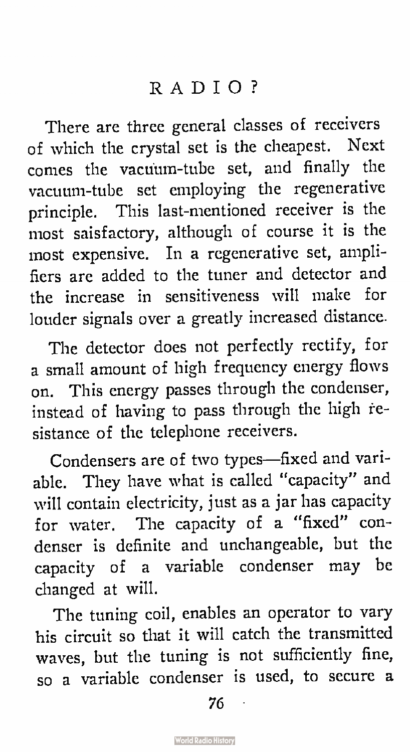There are three general classes of receivers of which the crystal set is the cheapest. Next comes the vacuum-tube set, and finally the vacuum-tube set employing the regenerative principle. This last-mentioned receiver is the most saisfactory, although of course it is the most expensive. In a regenerative set, amplifiers are added to the tuner and detector and the increase in sensitiveness will make for louder signals over a greatly increased distance.

The detector does not perfectly rectify, for a small amount of high frequency energy flows on. This energy passes through the condenser, instead of having to pass through the high resistance of the telephone receivers.

Condensers are of two types—fixed and variable. They have what is called "capacity" and will contain electricity, just as a jar has capacity for water. The capacity of a "fixed" condenser is definite and unchangeable, but the capacity of a variable condenser may be changed at will.

The tuning coil, enables an operator to vary his circuit so that it will catch the transmitted waves, but the tuning is not sufficiently fine, so a variable condenser is used, to secure a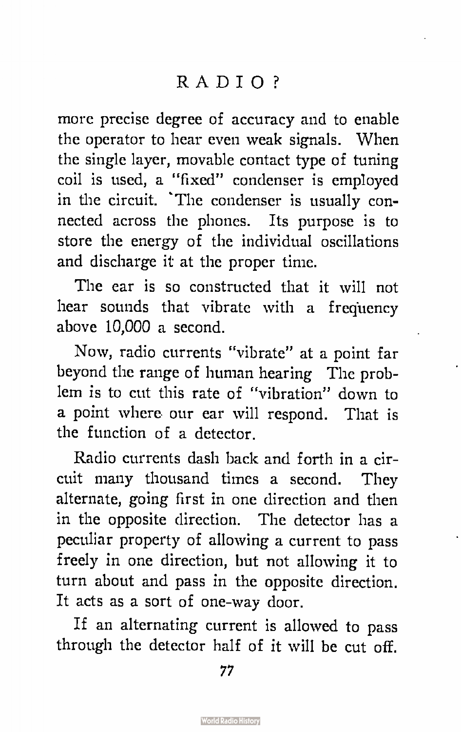more precise degree of accuracy and to enable the operator to hear even weak signals. When the single layer, movable contact type of tuning coil is used, a "fixed" condenser is employed in the circuit. The condenser is usually connected across the phones. Its purpose is to store the energy of the individual oscillations and discharge it at the proper time.

The ear is so constructed that it will not hear sounds that vibrate with a frequency above 10,000 a second.

Now, radio currents "vibrate" at a point far beyond the range of human hearing The problem is to cut this rate of "vibration" down to a point where our ear will respond. That is the function of a detector.

Radio currents dash back and forth in a circuit many thousand times a second. They alternate, going first in one direction and then in the opposite direction. The detector has a peculiar property of allowing a current to pass freely in one direction, but not allowing it to turn about and pass in the opposite direction. It acts as a sort of one-way door.

If an alternating current is allowed to pass through the detector half of it will be cut off.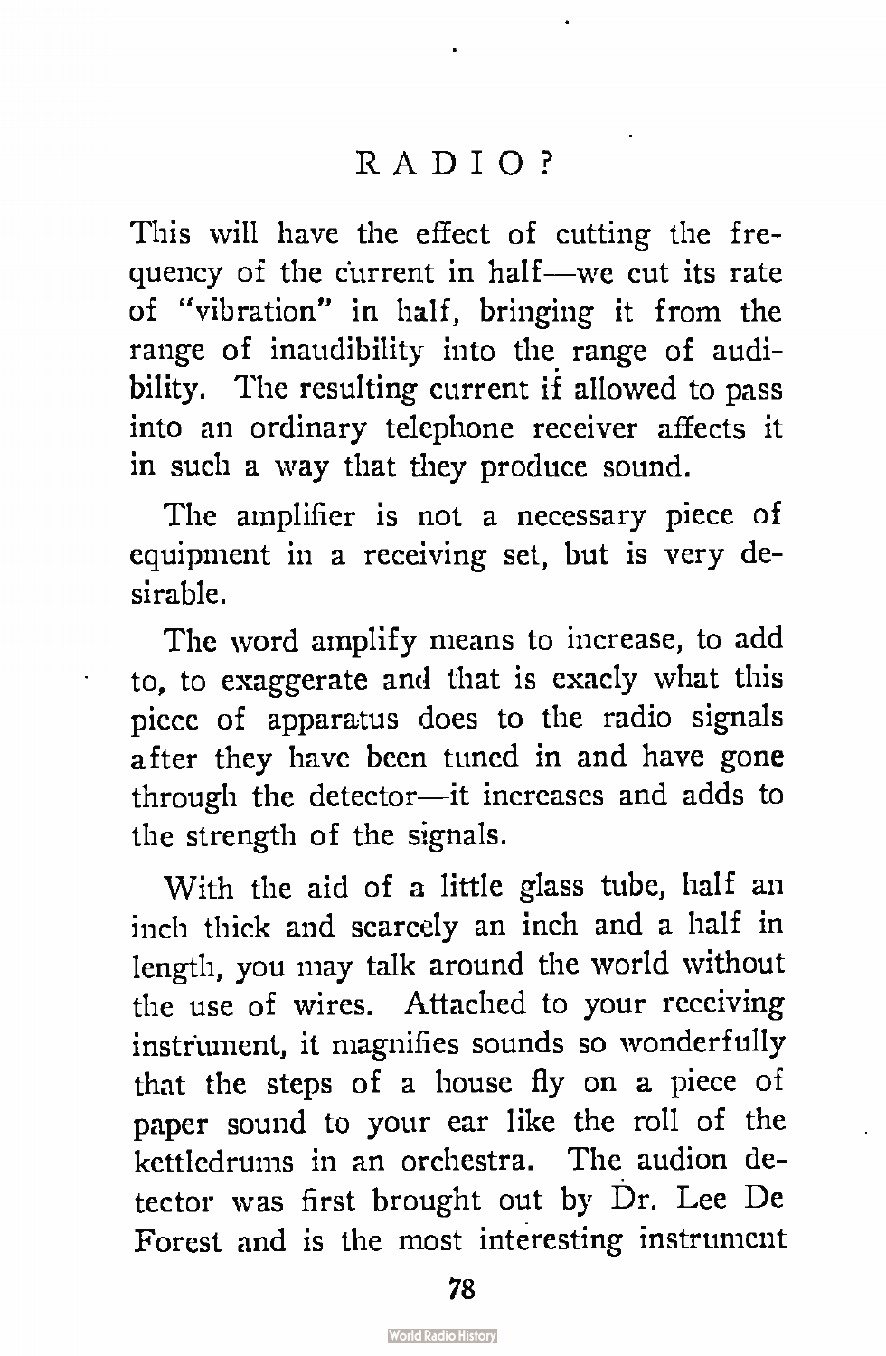This will have the effect of cutting the frequency of the current in half—we cut its rate of "vibration" in half, bringing it from the range of inaudibility into the range of audibility. The resulting current if allowed to pass into an ordinary telephone receiver affects it in such a way that they produce sound.

The amplifier is not a necessary piece of equipment in a receiving set, but is very desirable.

The word amplify means to increase, to add to, to exaggerate and that is exacly what this piece of apparatus does to the radio signals after they have been tuned in and have gone through the detector—it increases and adds to the strength of the signals.

With the aid of a little glass tube, half an inch thick and scarcely an inch and a half in length, you may talk around the world without the use of wires. Attached to your receiving instrument, it magnifies sounds so wonderfully that the steps of a house fly on a piece of paper sound to your ear like the roll of the kettledrums in an orchestra. The audion detector was first brought out by Dr. Lee De Forest and is the most interesting instrument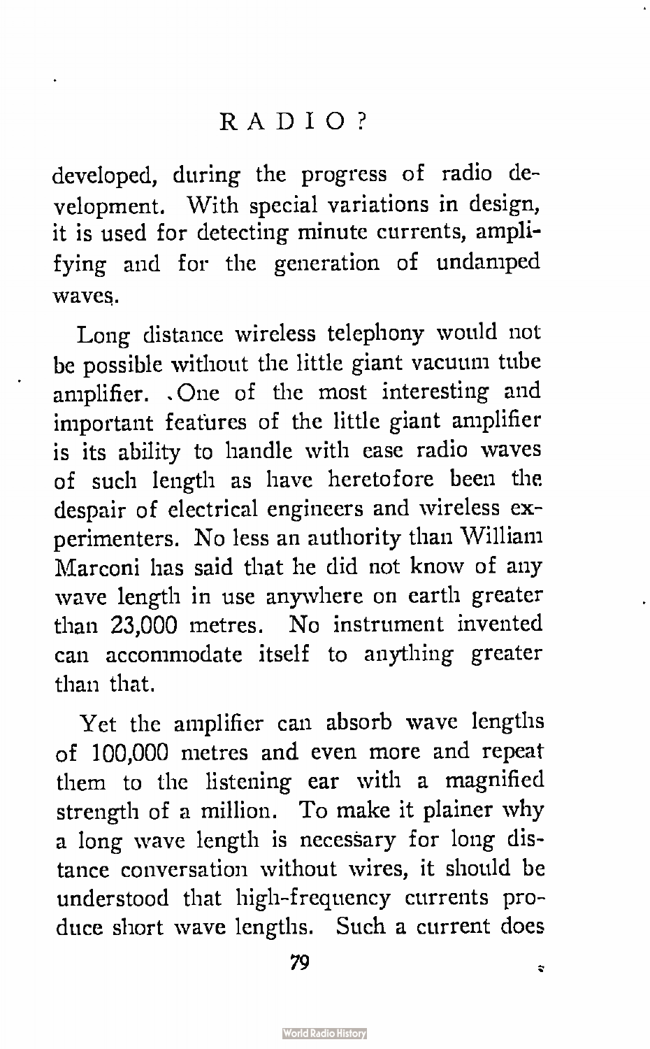developed, during the progress of radio development. With special variations in design, it is used for detecting minute currents, amplifying and for the generation of undamped waves.

Long distance wireless telephony would not be possible without the little giant vacuum tube amplifier. One of the most interesting and important features of the little giant amplifier is its ability to handle with ease radio waves of such length as have heretofore been the despair of electrical engineers and wireless experimenters. No less an authority than William Marconi has said that he did not know of any wave length in use anywhere on earth greater than 23,000 metres. No instrument invented can accommodate itself to anything greater than that.

Yet the amplifier can absorb wave lengths of 100,000 metres and even more and repeat them to the listening ear with a magnified strength of a million. To make it plainer why a long wave length is necessary for long distance conversation without wires, it should be understood that high-frequency currents produce short wave lengths. Such a current does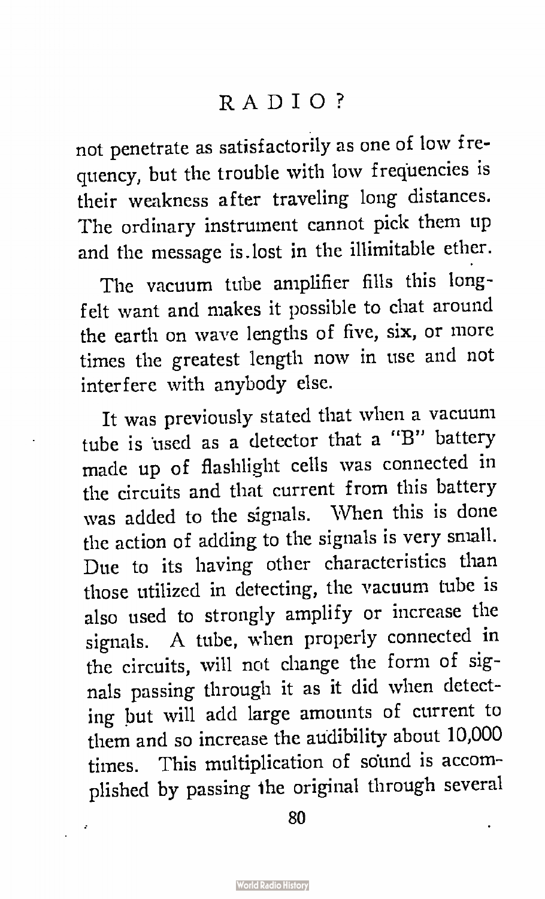not penetrate as satisfactorily as one of low frequency, but the trouble with low frequencies is their weakness after traveling long distances. The ordinary instrument cannot pick them up and the message is lost in the illimitable ether.

The vacuum tube amplifier fills this long-felt want and makes it possible to chat around the earth on wave lengths of five, six, or more times the greatest length now in use and not interfere with anybody else.

It was previously stated that when a vacuum tube is used as a detector that a "B" battery made up of flashlight cells was connected in the circuits and that current from this battery was added to the signals. When this is done the action of adding to the signals is very small. Due to its having other characteristics than those utilized in detecting, the vacuum tube is also used to strongly amplify or increase the signals. A tube, when properly connected in the circuits, will not change the form of signals passing through it as it did when detecting but will add large amounts of current to them and so increase the audibility about 10,000 times. This multiplication of sound is accomplished by passing the original through several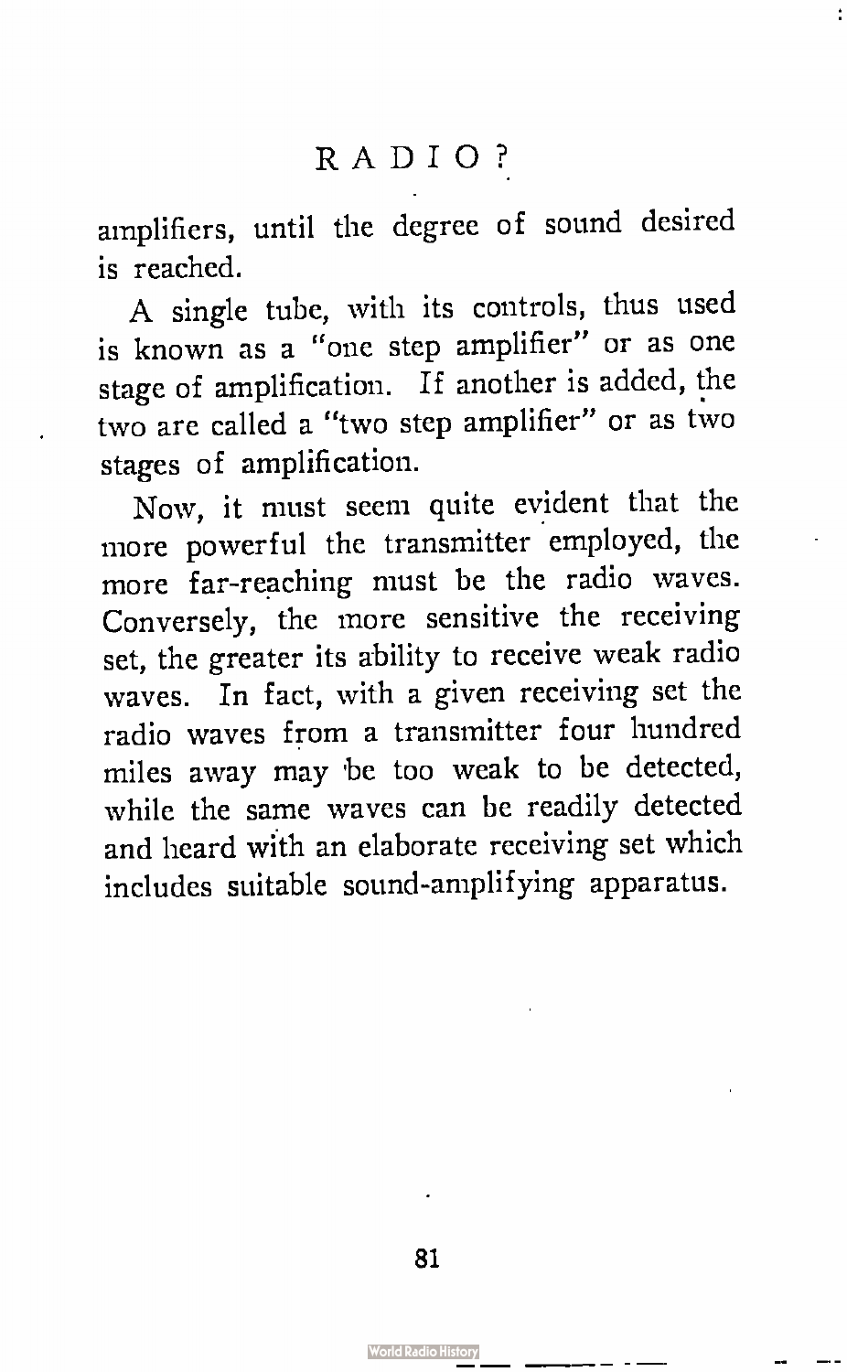amplifiers, until the degree of sound desired is reached.

A single tube, with its controls, thus used is known as a "one step amplifier" or as one stage of amplification. If another is added, the two are called a "two step amplifier" or as two stages of amplification.

Now, it must seem quite evident that the more powerful the transmitter employed, the more far-reaching must be the radio waves. Conversely, the more sensitive the receiving set, the greater its ability to receive weak radio waves. In fact, with a given receiving set the radio waves from a transmitter four hundred miles away may be too weak to be detected, while the same waves can be readily detected and heard with an elaborate receiving set which includes suitable sound-amplifying apparatus.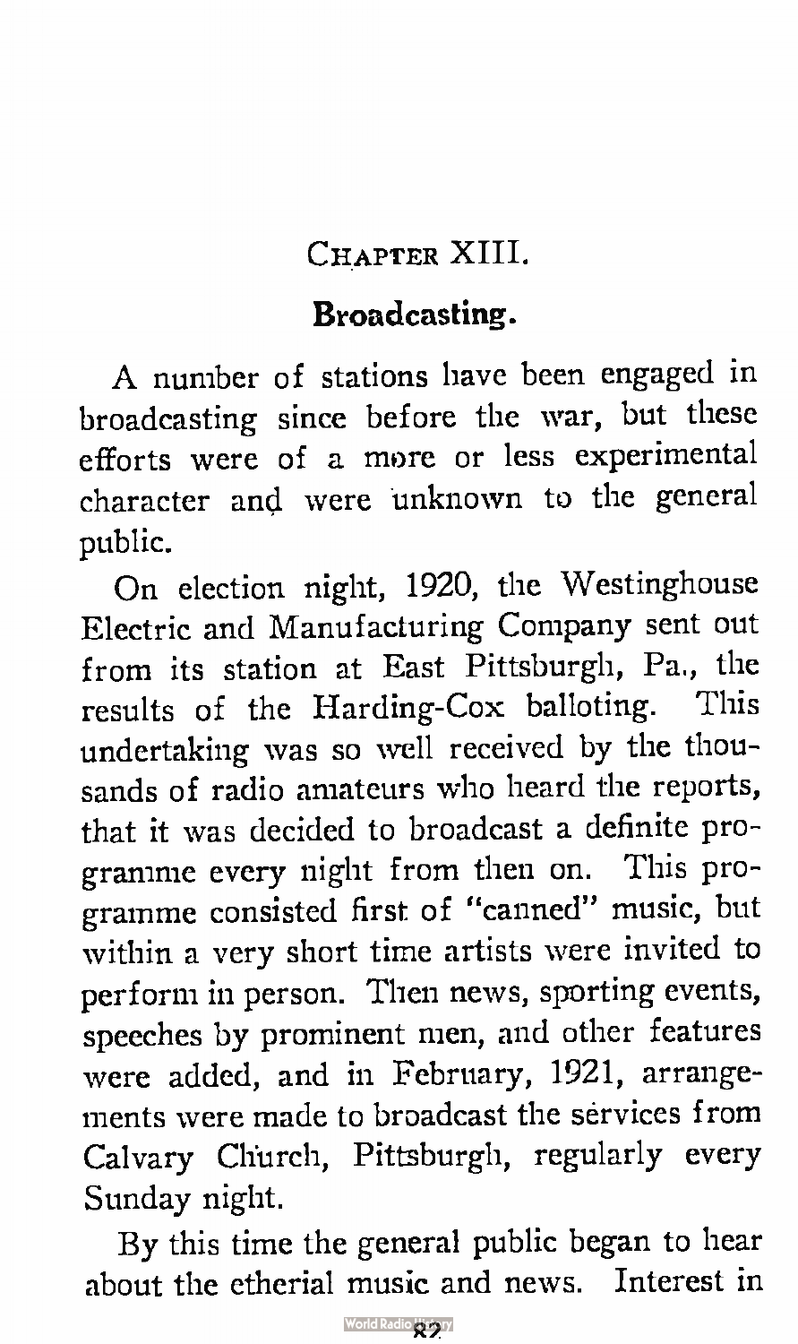## Chapter XIII.

### Broadcasting.

A number of stations have been engaged in broadcasting since before the war, but these efforts were of a more or less experimental character and were unknown to the general public.

On election night, 1920, the Westinghouse Electric and Manufacturing Company sent out from its station at East Pittsburgh, Pa., the results of the Harding-Cox balloting. This undertaking was so well received by the thousands of radio amateurs who heard the reports, that it was decided to broadcast a definite programme every night from then on. This programme consisted first of "canned" music, but within a very short time artists were invited to perform in person. Then news, sporting events, speeches by prominent men, and other features were added, and in February, 1921, arrangements were made to broadcast the services from Calvary Church, Pittsburgh, regularly every Sunday night.

By this time the general public began to hear about the etherial music and news. Interest in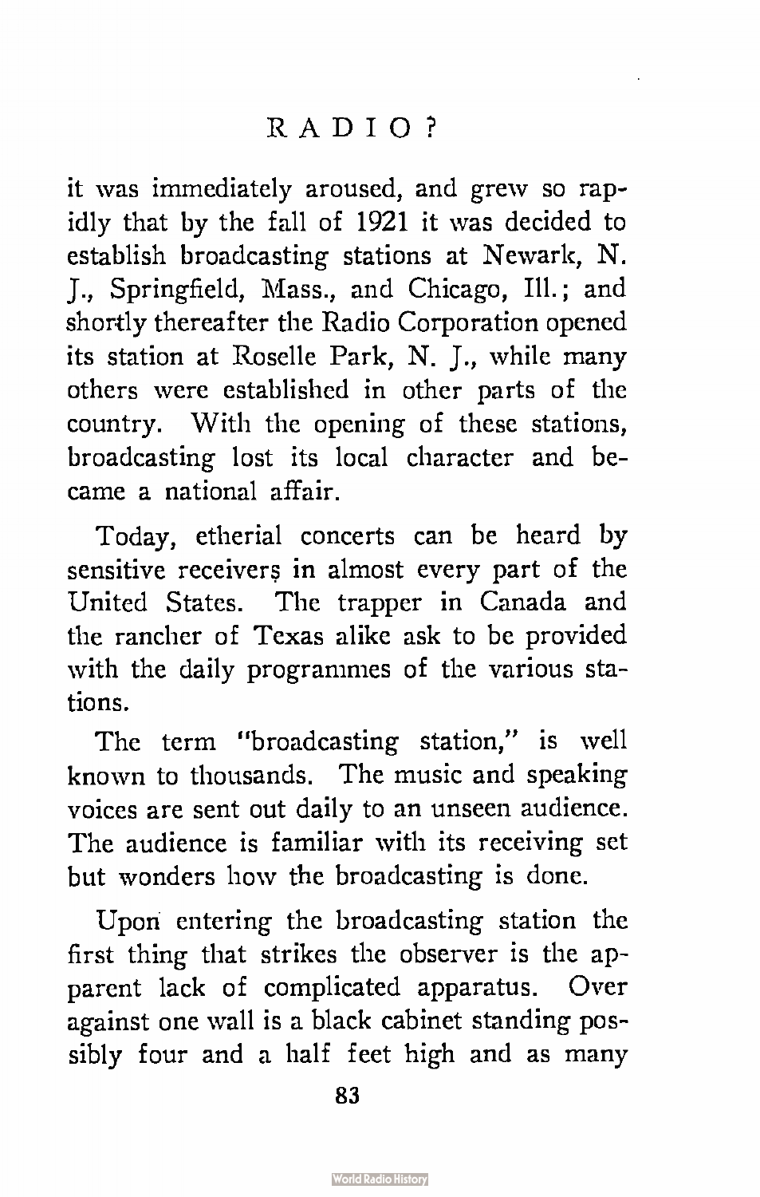it was immediately aroused, and grew so rapidly that by the fall of 1921 it was decided to establish broadcasting stations at Newark, N. J., Springfield, Mass., and Chicago, Ill.; and shortly thereafter the Radio Corporation opened its station at Roselle Park, N. J., while many others were established in other parts of the country. With the opening of these stations, broadcasting lost its local character and became a national affair.

Today, etherial concerts can be heard by sensitive receivers in almost every part of the United States. The trapper in Canada and the rancher of Texas alike ask to be provided with the daily programmes of the various stations.

The term "broadcasting station," is well known to thousands. The music and speaking voices are sent out daily to an unseen audience. The audience is familiar with its receiving set but wonders how the broadcasting is done.

Upon entering the broadcasting station the first thing that strikes the observer is the apparent lack of complicated apparatus. Over against one wall is a black cabinet standing possibly four and a half feet high and as many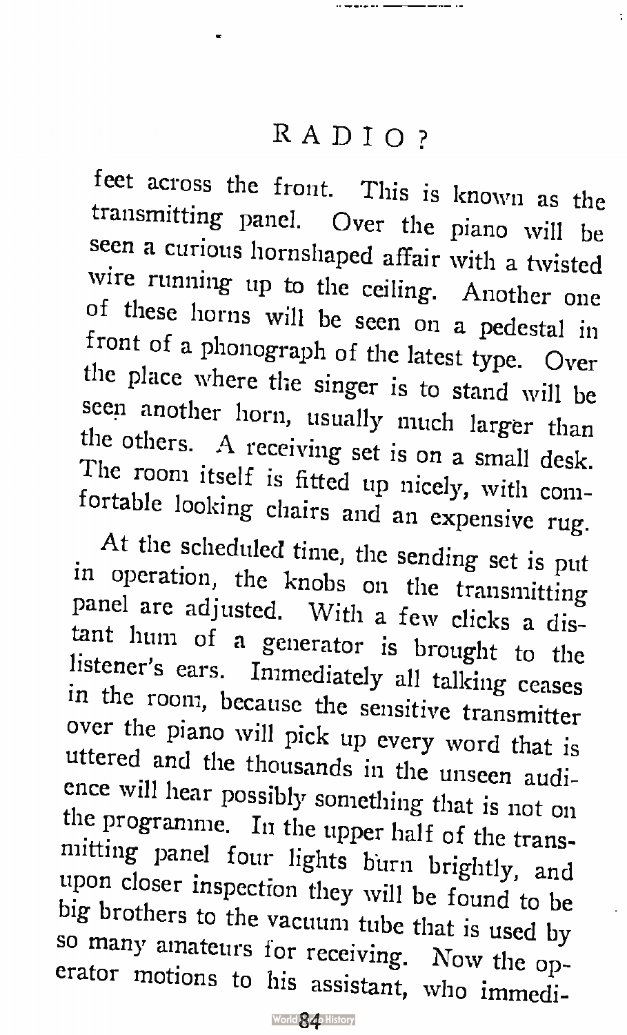feet across the front. This is known as the transmitting panel. Over the piano will be seen a curious hornshaped affair with a twisted wire running up to the ceiling. Another one of these horns will be seen on a pedestal in front of a phonograph of the latest type. Over the place where the singer is to stand will be seen another horn, usually much larger than the others. A receiving set is on a small desk. The room itself is fitted up nicely, with comfortable looking chairs and an expensive rug.

At the scheduled time, the sending set is put in operation, the knobs on the transmitting panel are adjusted. With a few clicks a distant hum of a generator is brought to the listener's ears. Immediately all talking ceases in the room, because the sensitive transmitter over the piano will pick up every word that is uttered and the thousands in the unseen audience will hear possibly something that is not on the programme. In the upper half of the transmitting panel four lights burn brightly, and upon closer inspection they will be found to be big brothers to the vacuum tube that is used by so many amateurs for receiving. Now the operator motions to his assistant, who immedi-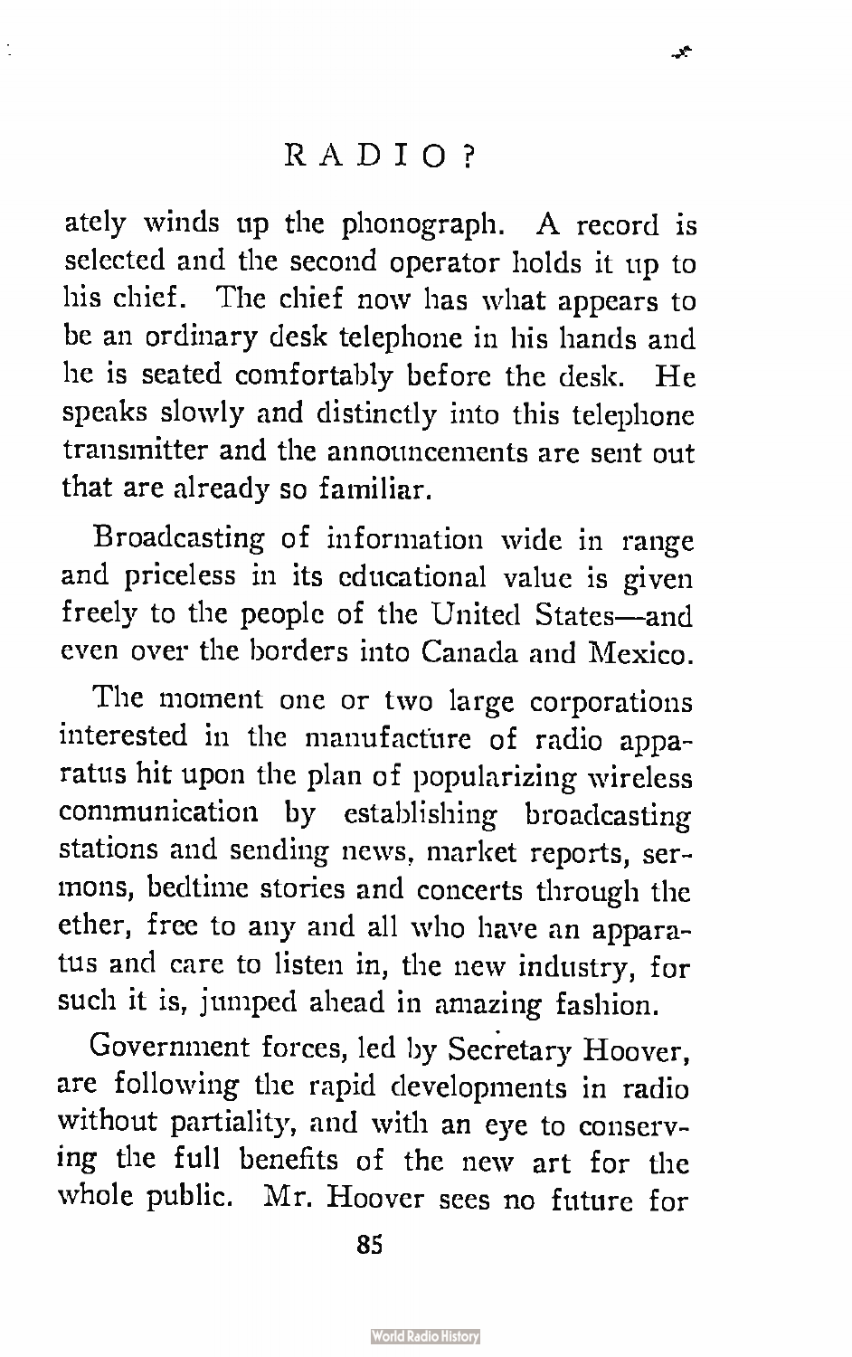ately winds up the phonograph. A record is selected and the second operator holds it up to his chief. The chief now has what appears to be an ordinary desk telephone in his hands and he is seated comfortably before the desk. He speaks slowly and distinctly into this telephone transmitter and the announcements are sent out that are already so familiar.

Broadcasting of information wide in range and priceless in its educational value is given freely to the people of the United States—and even over the borders into Canada and Mexico.

The moment one or two large corporations interested in the manufacture of radio apparatus hit upon the plan of popularizing wireless communication by establishing broadcasting stations and sending news, market reports, sermons, bedtime stories and concerts through the ether, free to any and all who have an apparatus and care to listen in, the new industry, for such it is, jumped ahead in amazing fashion.

Government forces, led by Secretary Hoover, are following the rapid developments in radio without partiality, and with an eye to conserving the full benefits of the new art for the whole public. Mr. Hoover sees no future for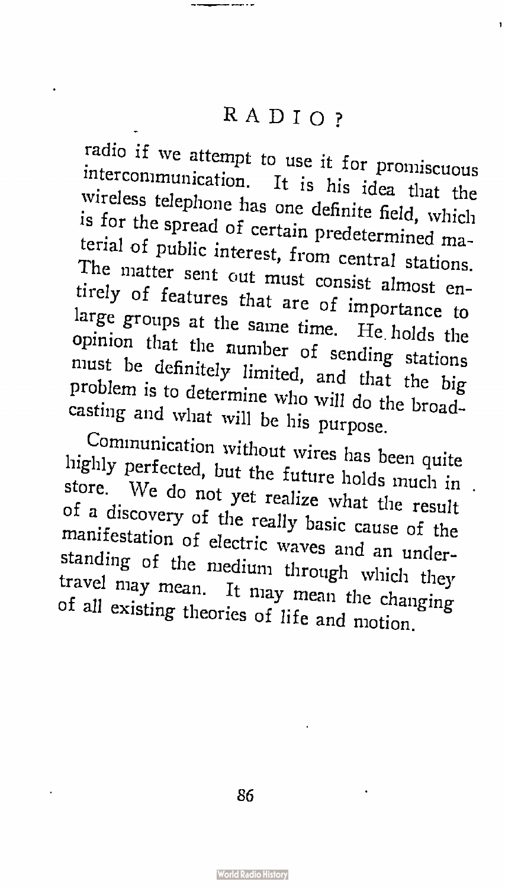radio if we attempt to use it for promiscuous intercommunication. It is his idea that the wireless telephone has one definite field, which is for the spread of certain predetermined material of public interest, from central stations. The matter sent out must consist almost entirely of features that are of importance to large groups at the same time. He holds the opinion that the number of sending stations must be definitely limited, and that the big problem is to determine who will do the broadcasting and what will be his purpose.

Communication without wires has been quite highly perfected, but the future holds much in store. We do not yet realize what the result of a discovery of the really basic cause of the manifestation of electric waves and an understanding of the medium through which they travel may mean. It may mean the changing of all existing theories of life and motion.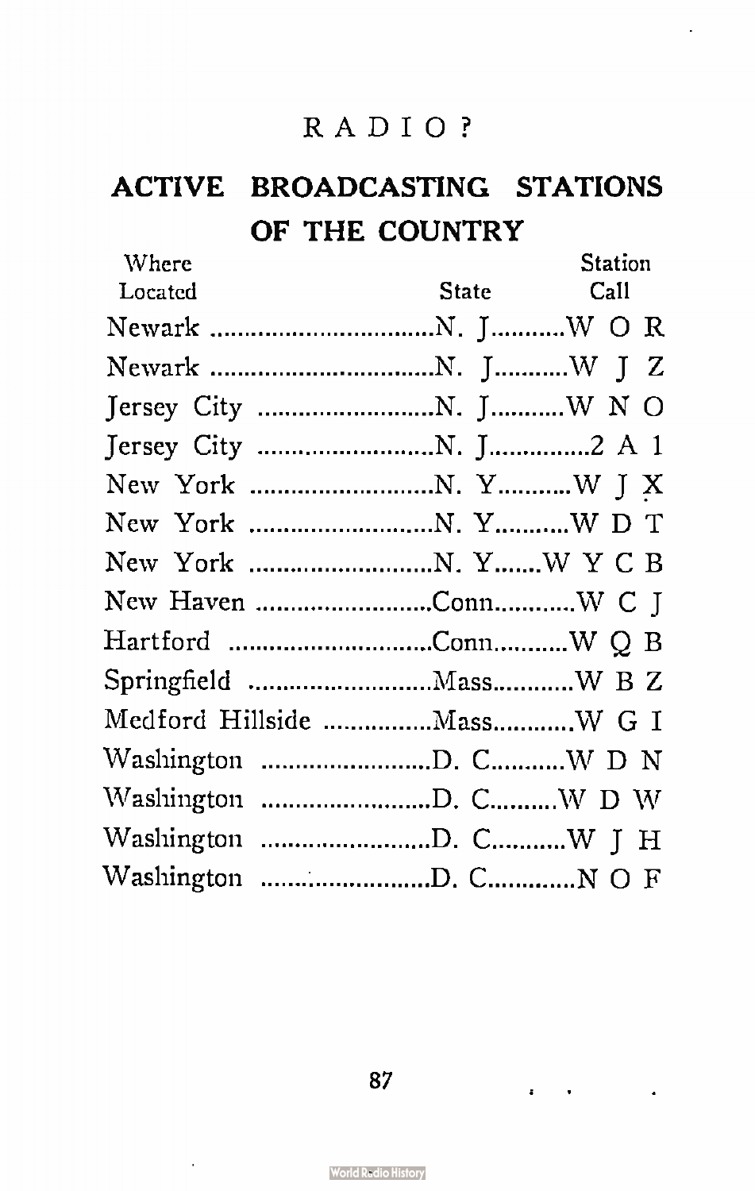RADIO?

## ACTIVE BROADCASTING STATIONS OF THE COUNTRY

| Where Located | State | Station Call |
|---|---|---|
| Newark | N. J. | W O R |
| Newark | N. J. | W J Z |
| Jersey City | N. J. | W N O |
| Jersey City | N. J. | 2 A 1 |
| New York | N. Y. | W J X |
| New York | N. Y. | W D T |
| New York | N. Y. | W Y C B |
| New Haven | Conn. | W C J |
| Hartford | Conn. | W Q B |
| Springfield | Mass. | W B Z |
| Medford Hillside | Mass. | W G I |
| Washington | D. C. | W D N |
| Washington | D. C. | W D W |
| Washington | D. C. | W J H |
| Washington | D. C. | N O F |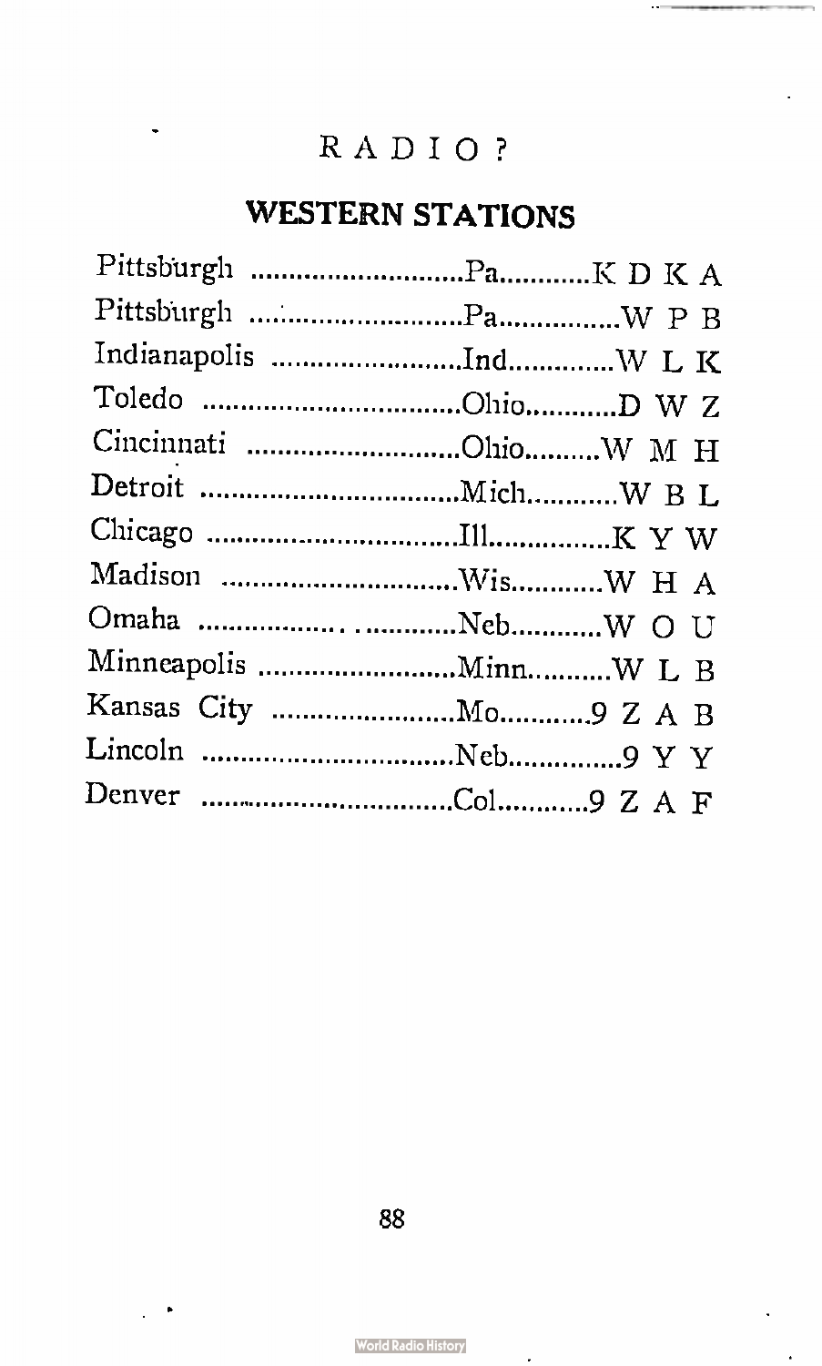## WESTERN STATIONS

| City | State | Call |
|---|---|---|
| Pittsburgh | Pa | K D K A |
| Pittsburgh | Pa | W P B |
| Indianapolis | Ind | W L K |
| Toledo | Ohio | D W Z |
| Cincinnati | Ohio | W M H |
| Detroit | Mich | W B L |
| Chicago | Ill | K Y W |
| Madison | Wis | W H A |
| Omaha | Neb | W O U |
| Minneapolis | Minn | W L B |
| Kansas City | Mo | 9 Z A B |
| Lincoln | Neb | 9 Y Y |
| Denver | Col | 9 Z A F |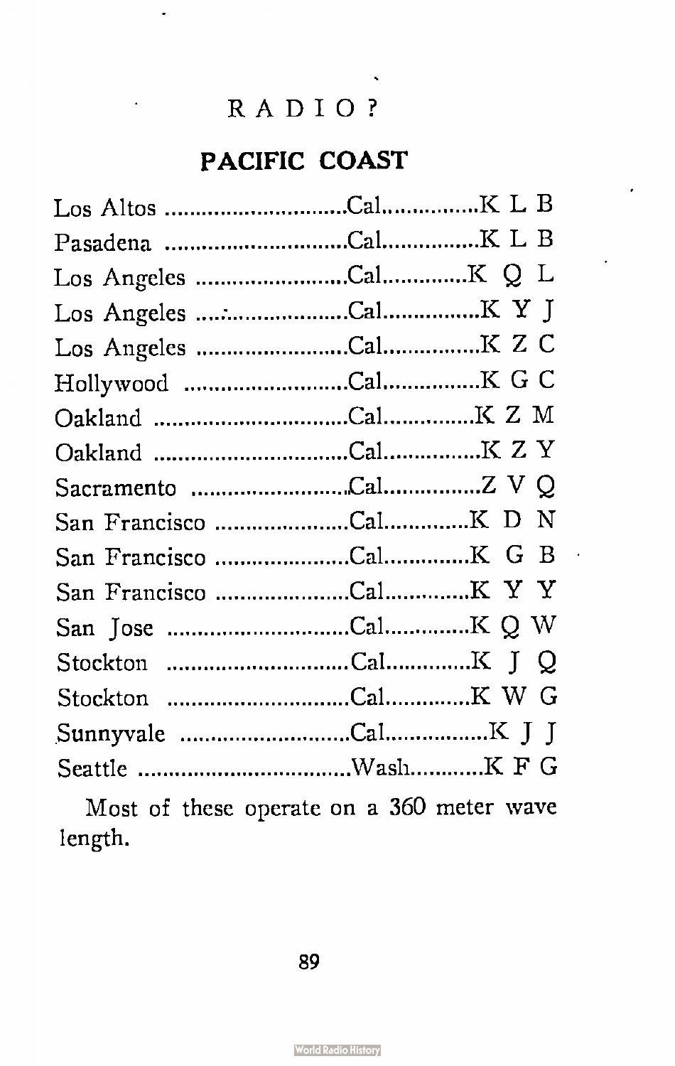RADIO?

## PACIFIC COAST

| | | |
|---|---|---|
| Los Altos | Cal. | K L B |
| Pasadena | Cal. | K L B |
| Los Angeles | Cal. | K Q L |
| Los Angeles | Cal. | K Y J |
| Los Angeles | Cal. | K Z C |
| Hollywood | Cal. | K G C |
| Oakland | Cal. | K Z M |
| Oakland | Cal. | K Z Y |
| Sacramento | Cal. | Z V Q |
| San Francisco | Cal. | K D N |
| San Francisco | Cal. | K G B |
| San Francisco | Cal. | K Y Y |
| San Jose | Cal. | K Q W |
| Stockton | Cal. | K J Q |
| Stockton | Cal. | K W G |
| Sunnyvale | Cal. | K J J |
| Seattle | Wash. | K F G |

Most of these operate on a 360 meter wave length.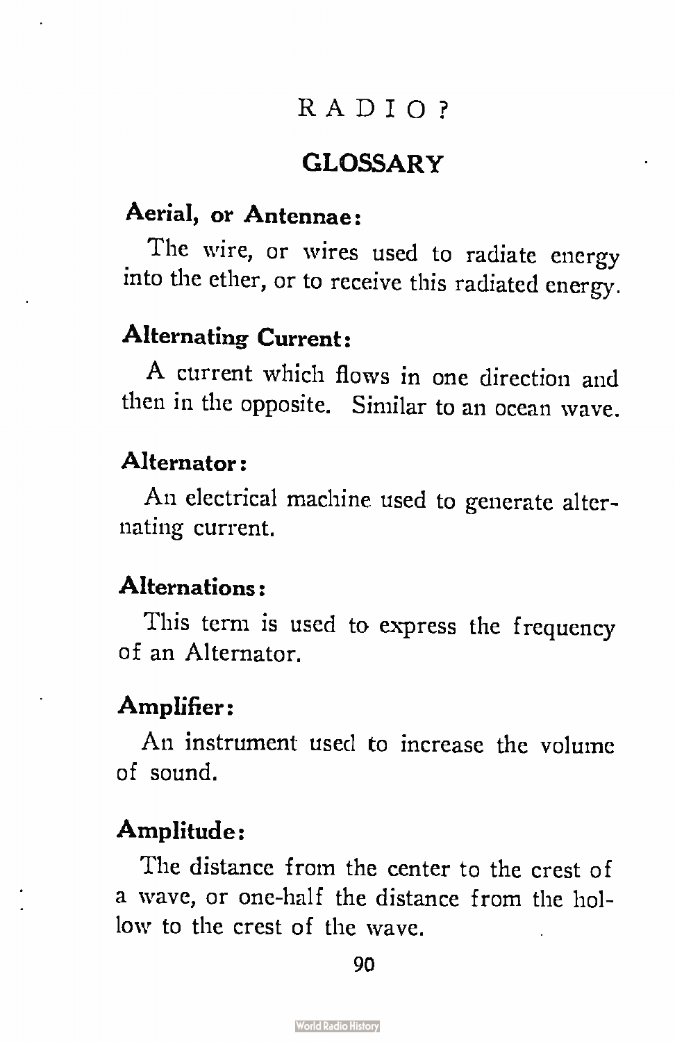## GLOSSARY

**Aerial, or Antennae:**

The wire, or wires used to radiate energy into the ether, or to receive this radiated energy.

**Alternating Current:**

A current which flows in one direction and then in the opposite. Similar to an ocean wave.

**Alternator:**

An electrical machine used to generate alternating current.

**Alternations:**

This term is used to express the frequency of an Alternator.

**Amplifier:**

An instrument used to increase the volume of sound.

**Amplitude:**

The distance from the center to the crest of a wave, or one-half the distance from the hollow to the crest of the wave.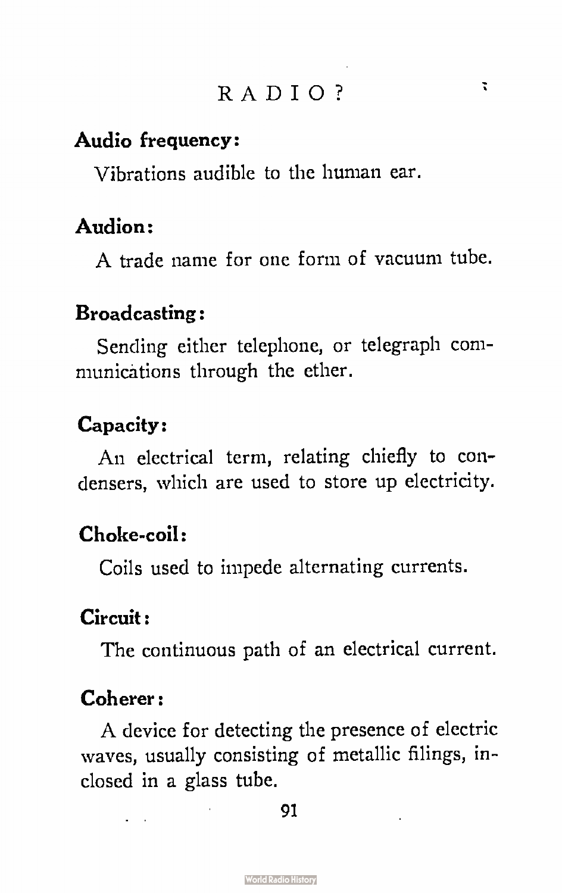**Audio frequency:**

Vibrations audible to the human ear.

**Audion:**

A trade name for one form of vacuum tube.

**Broadcasting:**

Sending either telephone, or telegraph communications through the ether.

**Capacity:**

An electrical term, relating chiefly to condensers, which are used to store up electricity.

**Choke-coil:**

Coils used to impede alternating currents.

**Circuit:**

The continuous path of an electrical current.

**Coherer:**

A device for detecting the presence of electric waves, usually consisting of metallic filings, inclosed in a glass tube.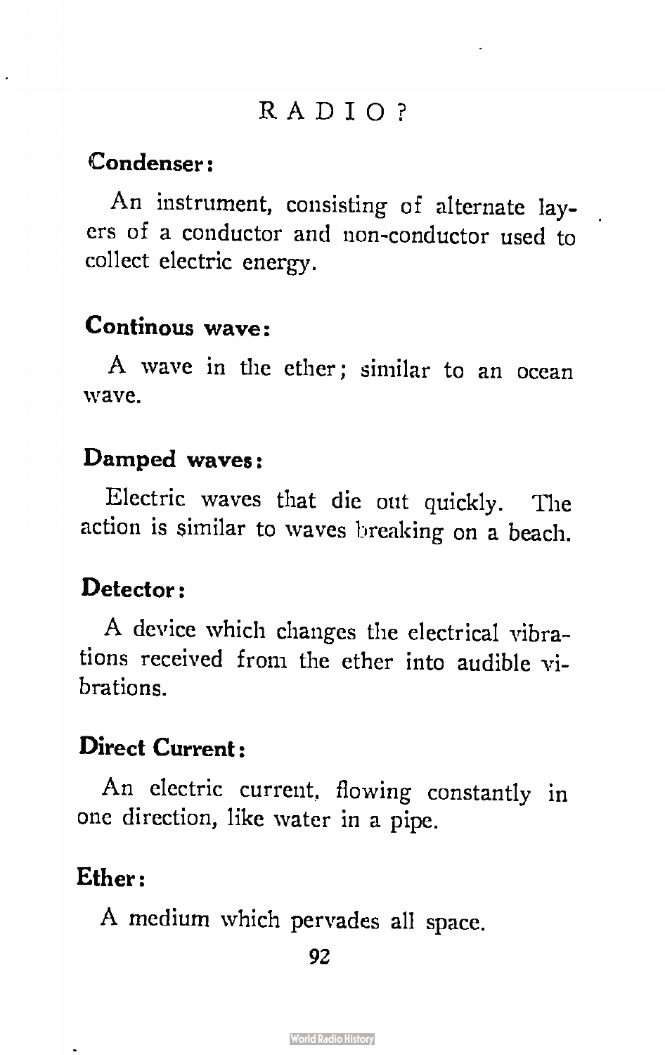**Condenser:**

An instrument, consisting of alternate layers of a conductor and non-conductor used to collect electric energy.

**Continous wave:**

A wave in the ether; similar to an ocean wave.

**Damped waves:**

Electric waves that die out quickly. The action is similar to waves breaking on a beach.

**Detector:**

A device which changes the electrical vibrations received from the ether into audible vibrations.

**Direct Current:**

An electric current, flowing constantly in one direction, like water in a pipe.

**Ether:**

A medium which pervades all space.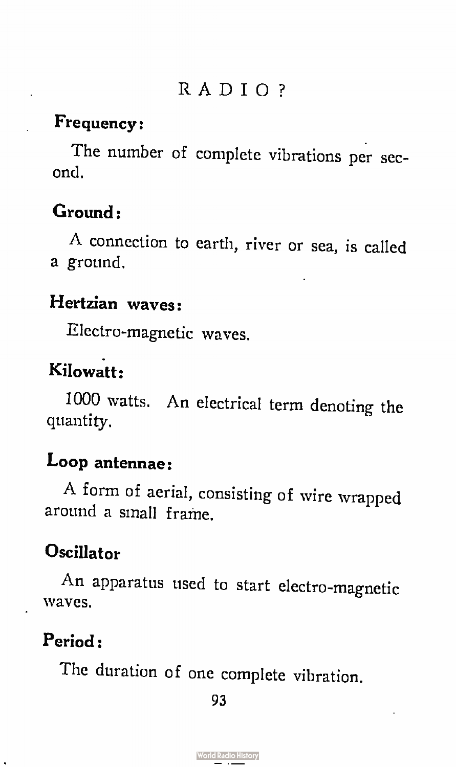**Frequency:**

The number of complete vibrations per second.

**Ground:**

A connection to earth, river or sea, is called a ground.

**Hertzian waves:**

Electro-magnetic waves.

**Kilowatt:**

1000 watts. An electrical term denoting the quantity.

**Loop antennae:**

A form of aerial, consisting of wire wrapped around a small frame.

**Oscillator**

An apparatus used to start electro-magnetic waves.

**Period:**

The duration of one complete vibration.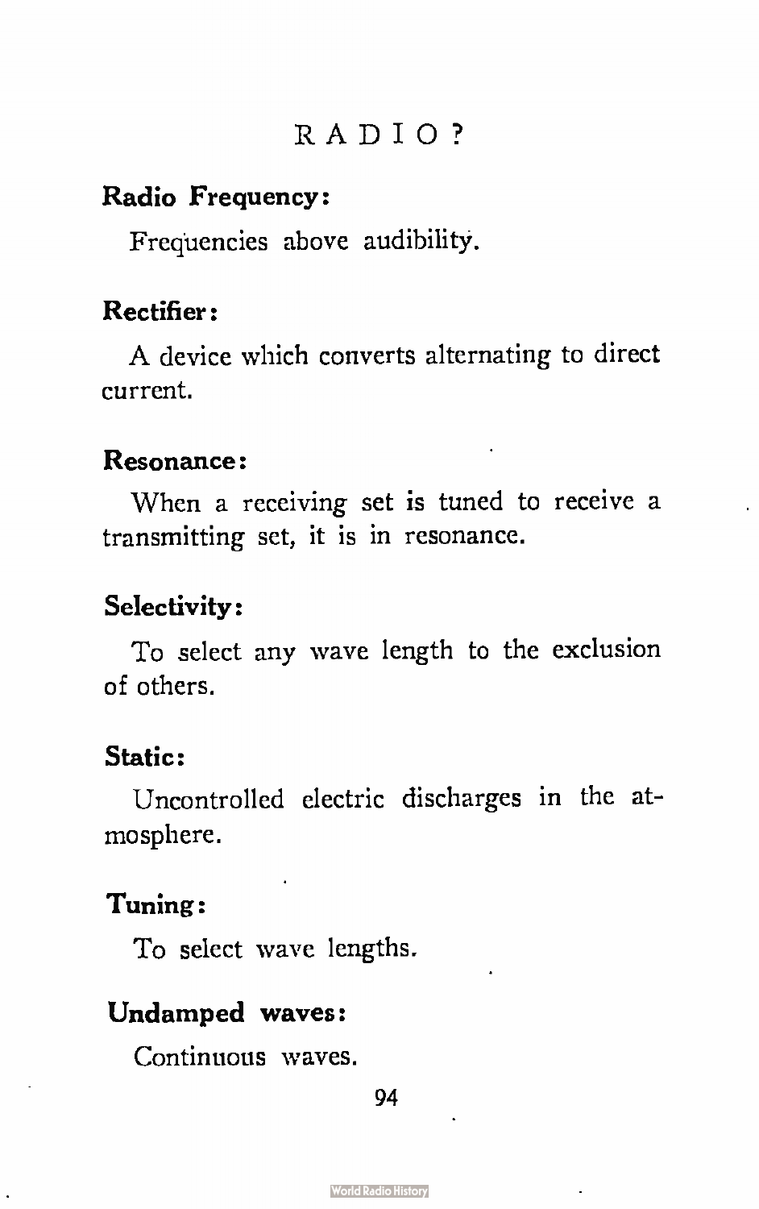**Radio Frequency:**

Frequencies above audibility.

**Rectifier:**

A device which converts alternating to direct current.

**Resonance:**

When a receiving set is tuned to receive a transmitting set, it is in resonance.

**Selectivity:**

To select any wave length to the exclusion of others.

**Static:**

Uncontrolled electric discharges in the atmosphere.

**Tuning:**

To select wave lengths.

**Undamped waves:**

Continuous waves.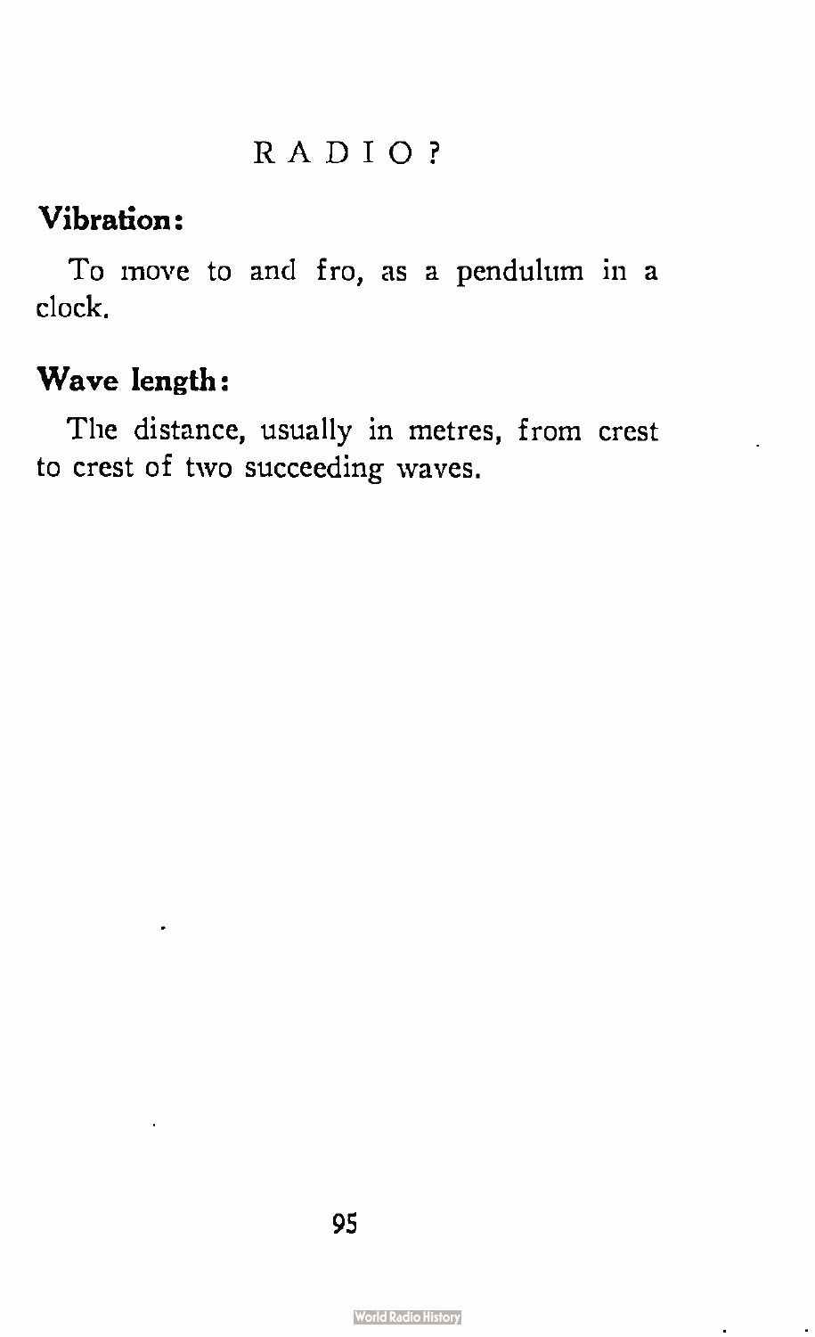**Vibration:**

To move to and fro, as a pendulum in a clock.

**Wave length:**

The distance, usually in metres, from crest to crest of two succeeding waves.